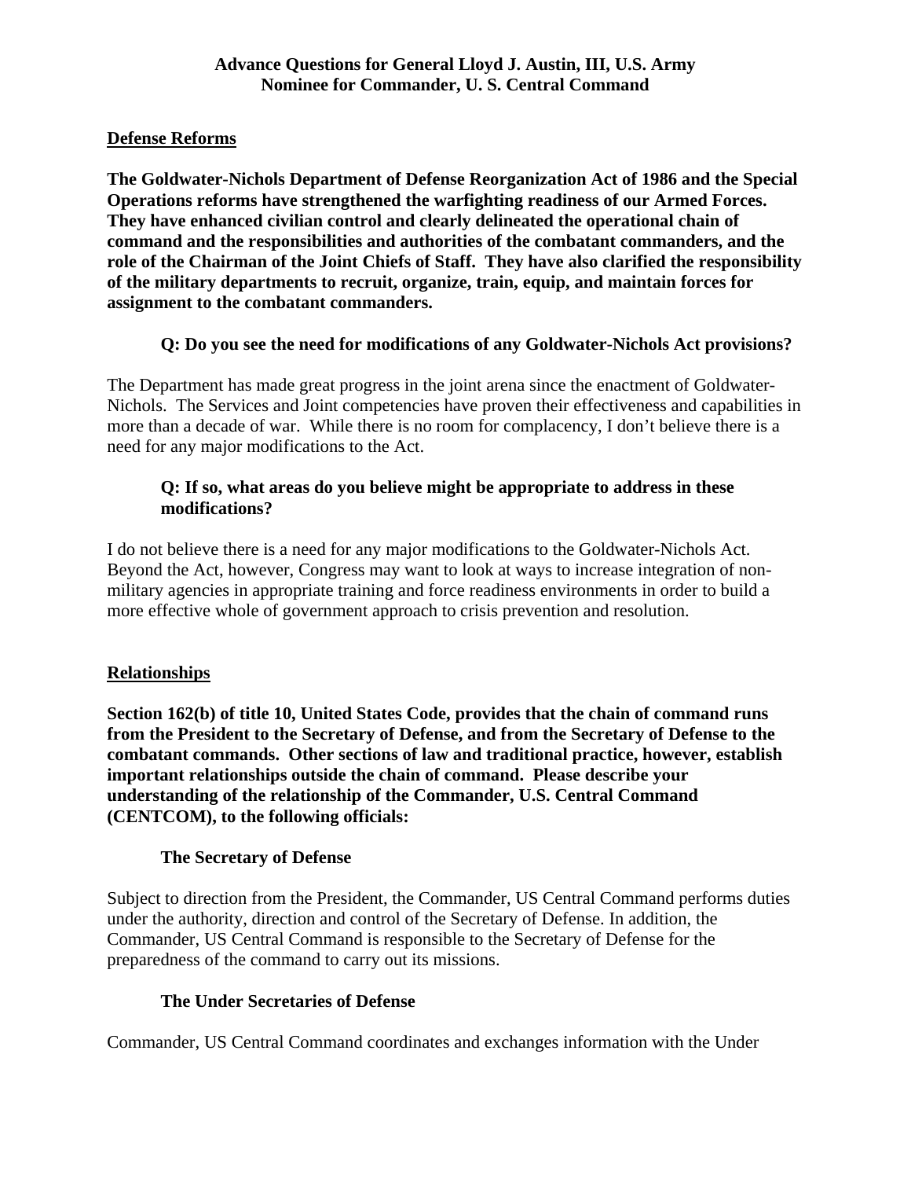**Advance Questions for General Lloyd J. Austin, III, U.S. Army**
**Nominee for Commander, U. S. Central Command**

## Defense Reforms

**The Goldwater-Nichols Department of Defense Reorganization Act of 1986 and the Special Operations reforms have strengthened the warfighting readiness of our Armed Forces. They have enhanced civilian control and clearly delineated the operational chain of command and the responsibilities and authorities of the combatant commanders, and the role of the Chairman of the Joint Chiefs of Staff. They have also clarified the responsibility of the military departments to recruit, organize, train, equip, and maintain forces for assignment to the combatant commanders.**

**Q: Do you see the need for modifications of any Goldwater-Nichols Act provisions?**

The Department has made great progress in the joint arena since the enactment of Goldwater-Nichols. The Services and Joint competencies have proven their effectiveness and capabilities in more than a decade of war. While there is no room for complacency, I don't believe there is a need for any major modifications to the Act.

**Q: If so, what areas do you believe might be appropriate to address in these modifications?**

I do not believe there is a need for any major modifications to the Goldwater-Nichols Act. Beyond the Act, however, Congress may want to look at ways to increase integration of non-military agencies in appropriate training and force readiness environments in order to build a more effective whole of government approach to crisis prevention and resolution.

## Relationships

**Section 162(b) of title 10, United States Code, provides that the chain of command runs from the President to the Secretary of Defense, and from the Secretary of Defense to the combatant commands. Other sections of law and traditional practice, however, establish important relationships outside the chain of command. Please describe your understanding of the relationship of the Commander, U.S. Central Command (CENTCOM), to the following officials:**

**The Secretary of Defense**

Subject to direction from the President, the Commander, US Central Command performs duties under the authority, direction and control of the Secretary of Defense. In addition, the Commander, US Central Command is responsible to the Secretary of Defense for the preparedness of the command to carry out its missions.

**The Under Secretaries of Defense**

Commander, US Central Command coordinates and exchanges information with the Under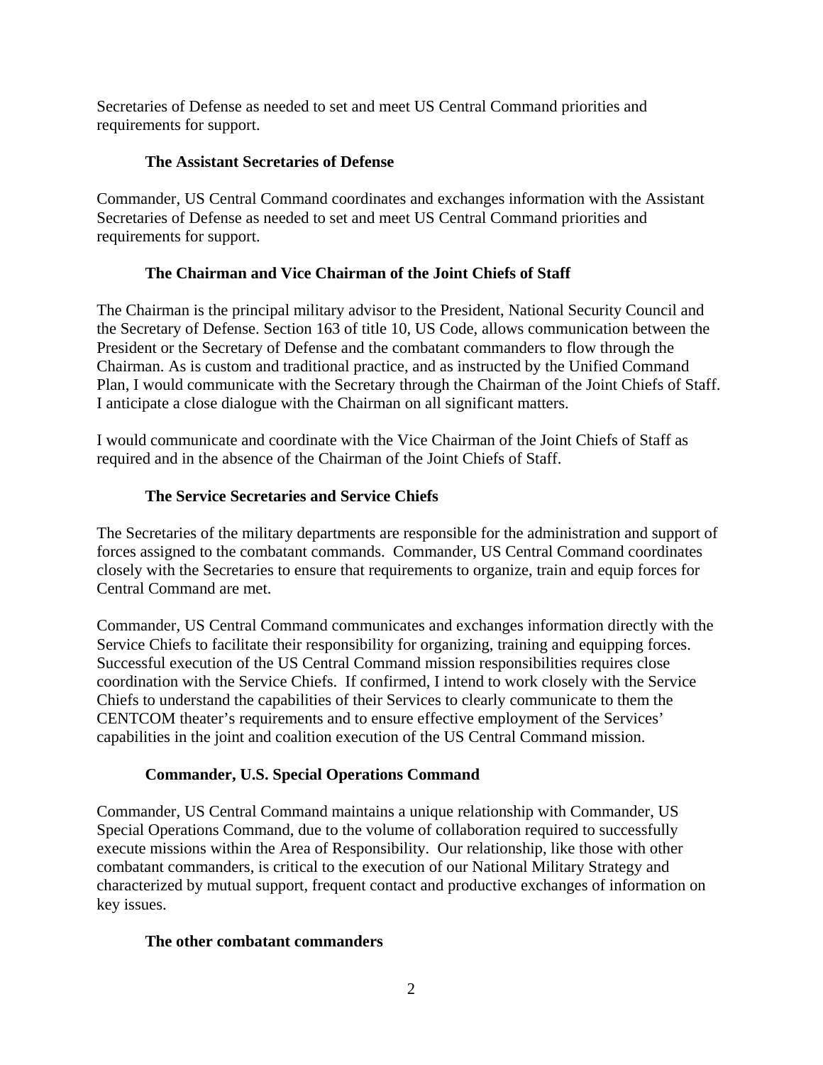Secretaries of Defense as needed to set and meet US Central Command priorities and requirements for support.

### The Assistant Secretaries of Defense

Commander, US Central Command coordinates and exchanges information with the Assistant Secretaries of Defense as needed to set and meet US Central Command priorities and requirements for support.

### The Chairman and Vice Chairman of the Joint Chiefs of Staff

The Chairman is the principal military advisor to the President, National Security Council and the Secretary of Defense. Section 163 of title 10, US Code, allows communication between the President or the Secretary of Defense and the combatant commanders to flow through the Chairman. As is custom and traditional practice, and as instructed by the Unified Command Plan, I would communicate with the Secretary through the Chairman of the Joint Chiefs of Staff. I anticipate a close dialogue with the Chairman on all significant matters.

I would communicate and coordinate with the Vice Chairman of the Joint Chiefs of Staff as required and in the absence of the Chairman of the Joint Chiefs of Staff.

### The Service Secretaries and Service Chiefs

The Secretaries of the military departments are responsible for the administration and support of forces assigned to the combatant commands. Commander, US Central Command coordinates closely with the Secretaries to ensure that requirements to organize, train and equip forces for Central Command are met.

Commander, US Central Command communicates and exchanges information directly with the Service Chiefs to facilitate their responsibility for organizing, training and equipping forces. Successful execution of the US Central Command mission responsibilities requires close coordination with the Service Chiefs. If confirmed, I intend to work closely with the Service Chiefs to understand the capabilities of their Services to clearly communicate to them the CENTCOM theater's requirements and to ensure effective employment of the Services' capabilities in the joint and coalition execution of the US Central Command mission.

### Commander, U.S. Special Operations Command

Commander, US Central Command maintains a unique relationship with Commander, US Special Operations Command, due to the volume of collaboration required to successfully execute missions within the Area of Responsibility. Our relationship, like those with other combatant commanders, is critical to the execution of our National Military Strategy and characterized by mutual support, frequent contact and productive exchanges of information on key issues.

### The other combatant commanders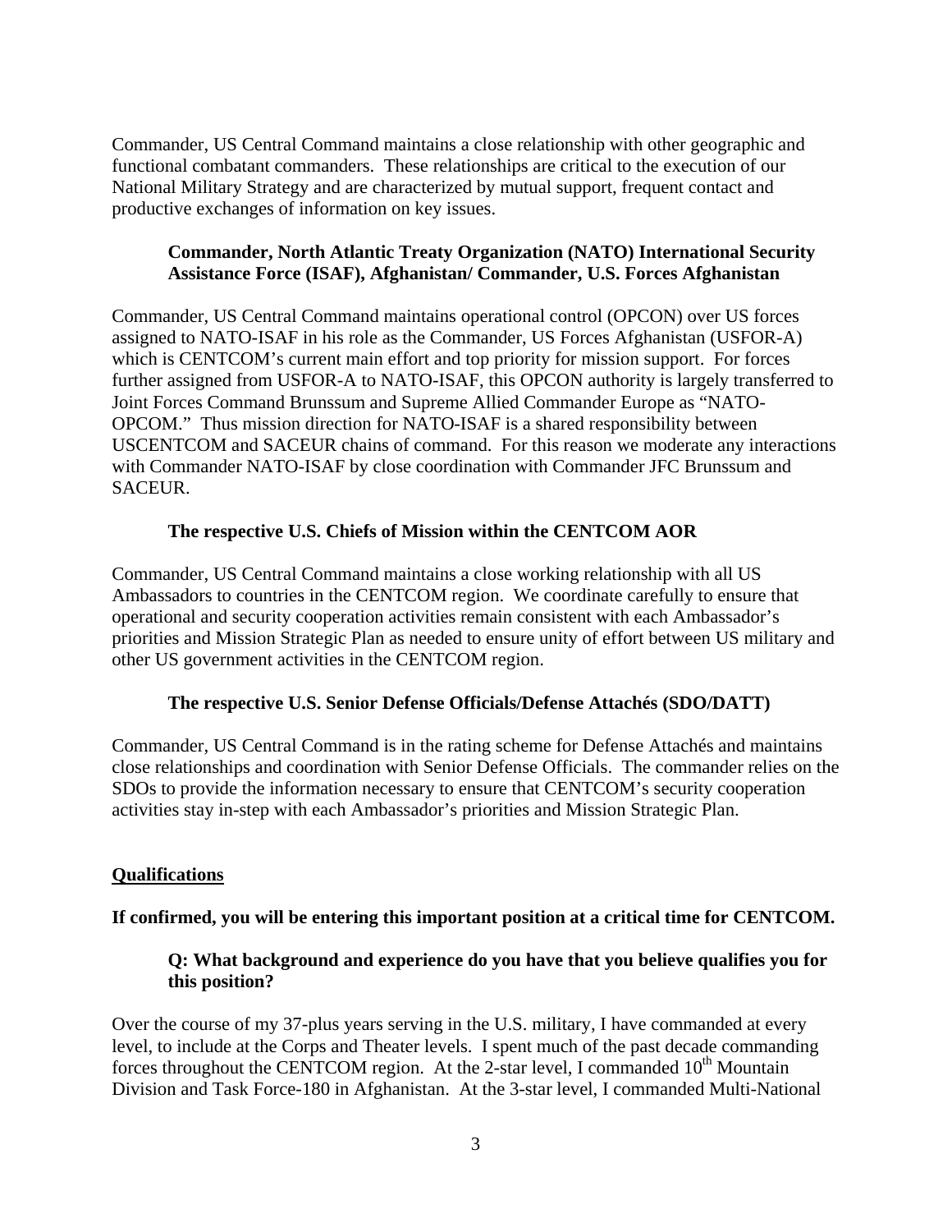Commander, US Central Command maintains a close relationship with other geographic and functional combatant commanders. These relationships are critical to the execution of our National Military Strategy and are characterized by mutual support, frequent contact and productive exchanges of information on key issues.

**Commander, North Atlantic Treaty Organization (NATO) International Security Assistance Force (ISAF), Afghanistan/ Commander, U.S. Forces Afghanistan**

Commander, US Central Command maintains operational control (OPCON) over US forces assigned to NATO-ISAF in his role as the Commander, US Forces Afghanistan (USFOR-A) which is CENTCOM's current main effort and top priority for mission support. For forces further assigned from USFOR-A to NATO-ISAF, this OPCON authority is largely transferred to Joint Forces Command Brunssum and Supreme Allied Commander Europe as "NATO-OPCOM." Thus mission direction for NATO-ISAF is a shared responsibility between USCENTCOM and SACEUR chains of command. For this reason we moderate any interactions with Commander NATO-ISAF by close coordination with Commander JFC Brunssum and SACEUR.

**The respective U.S. Chiefs of Mission within the CENTCOM AOR**

Commander, US Central Command maintains a close working relationship with all US Ambassadors to countries in the CENTCOM region. We coordinate carefully to ensure that operational and security cooperation activities remain consistent with each Ambassador's priorities and Mission Strategic Plan as needed to ensure unity of effort between US military and other US government activities in the CENTCOM region.

**The respective U.S. Senior Defense Officials/Defense Attachés (SDO/DATT)**

Commander, US Central Command is in the rating scheme for Defense Attachés and maintains close relationships and coordination with Senior Defense Officials. The commander relies on the SDOs to provide the information necessary to ensure that CENTCOM's security cooperation activities stay in-step with each Ambassador's priorities and Mission Strategic Plan.

**<u>Qualifications</u>**

**If confirmed, you will be entering this important position at a critical time for CENTCOM.**

**Q: What background and experience do you have that you believe qualifies you for this position?**

Over the course of my 37-plus years serving in the U.S. military, I have commanded at every level, to include at the Corps and Theater levels. I spent much of the past decade commanding forces throughout the CENTCOM region. At the 2-star level, I commanded 10th Mountain Division and Task Force-180 in Afghanistan. At the 3-star level, I commanded Multi-National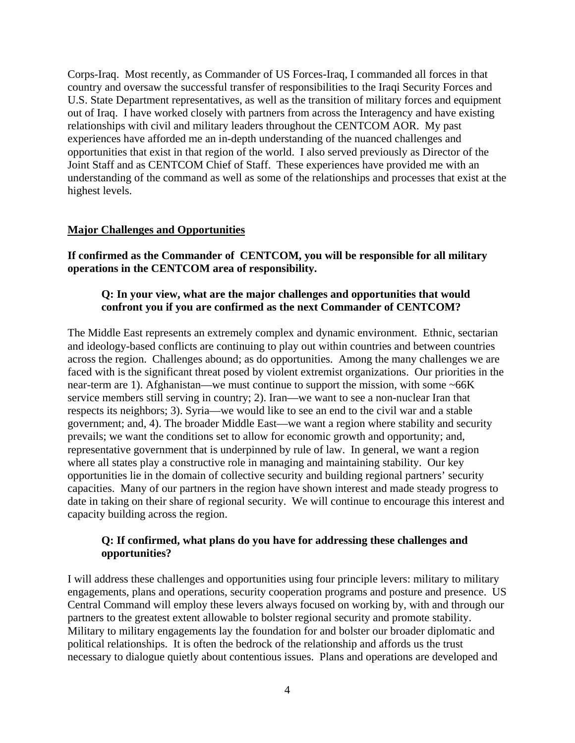Corps-Iraq. Most recently, as Commander of US Forces-Iraq, I commanded all forces in that country and oversaw the successful transfer of responsibilities to the Iraqi Security Forces and U.S. State Department representatives, as well as the transition of military forces and equipment out of Iraq. I have worked closely with partners from across the Interagency and have existing relationships with civil and military leaders throughout the CENTCOM AOR. My past experiences have afforded me an in-depth understanding of the nuanced challenges and opportunities that exist in that region of the world. I also served previously as Director of the Joint Staff and as CENTCOM Chief of Staff. These experiences have provided me with an understanding of the command as well as some of the relationships and processes that exist at the highest levels.

## Major Challenges and Opportunities

**If confirmed as the Commander of CENTCOM, you will be responsible for all military operations in the CENTCOM area of responsibility.**

**Q: In your view, what are the major challenges and opportunities that would confront you if you are confirmed as the next Commander of CENTCOM?**

The Middle East represents an extremely complex and dynamic environment. Ethnic, sectarian and ideology-based conflicts are continuing to play out within countries and between countries across the region. Challenges abound; as do opportunities. Among the many challenges we are faced with is the significant threat posed by violent extremist organizations. Our priorities in the near-term are 1). Afghanistan—we must continue to support the mission, with some ~66K service members still serving in country; 2). Iran—we want to see a non-nuclear Iran that respects its neighbors; 3). Syria—we would like to see an end to the civil war and a stable government; and, 4). The broader Middle East—we want a region where stability and security prevails; we want the conditions set to allow for economic growth and opportunity; and, representative government that is underpinned by rule of law. In general, we want a region where all states play a constructive role in managing and maintaining stability. Our key opportunities lie in the domain of collective security and building regional partners' security capacities. Many of our partners in the region have shown interest and made steady progress to date in taking on their share of regional security. We will continue to encourage this interest and capacity building across the region.

**Q: If confirmed, what plans do you have for addressing these challenges and opportunities?**

I will address these challenges and opportunities using four principle levers: military to military engagements, plans and operations, security cooperation programs and posture and presence. US Central Command will employ these levers always focused on working by, with and through our partners to the greatest extent allowable to bolster regional security and promote stability. Military to military engagements lay the foundation for and bolster our broader diplomatic and political relationships. It is often the bedrock of the relationship and affords us the trust necessary to dialogue quietly about contentious issues. Plans and operations are developed and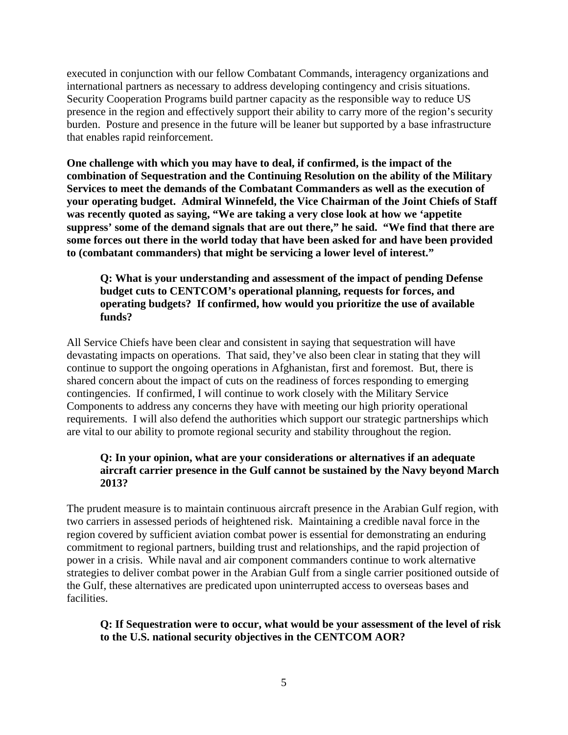executed in conjunction with our fellow Combatant Commands, interagency organizations and international partners as necessary to address developing contingency and crisis situations. Security Cooperation Programs build partner capacity as the responsible way to reduce US presence in the region and effectively support their ability to carry more of the region's security burden. Posture and presence in the future will be leaner but supported by a base infrastructure that enables rapid reinforcement.

**One challenge with which you may have to deal, if confirmed, is the impact of the combination of Sequestration and the Continuing Resolution on the ability of the Military Services to meet the demands of the Combatant Commanders as well as the execution of your operating budget. Admiral Winnefeld, the Vice Chairman of the Joint Chiefs of Staff was recently quoted as saying, "We are taking a very close look at how we 'appetite suppress' some of the demand signals that are out there," he said. "We find that there are some forces out there in the world today that have been asked for and have been provided to (combatant commanders) that might be servicing a lower level of interest."**

> **Q: What is your understanding and assessment of the impact of pending Defense budget cuts to CENTCOM's operational planning, requests for forces, and operating budgets? If confirmed, how would you prioritize the use of available funds?**

All Service Chiefs have been clear and consistent in saying that sequestration will have devastating impacts on operations. That said, they've also been clear in stating that they will continue to support the ongoing operations in Afghanistan, first and foremost. But, there is shared concern about the impact of cuts on the readiness of forces responding to emerging contingencies. If confirmed, I will continue to work closely with the Military Service Components to address any concerns they have with meeting our high priority operational requirements. I will also defend the authorities which support our strategic partnerships which are vital to our ability to promote regional security and stability throughout the region.

> **Q: In your opinion, what are your considerations or alternatives if an adequate aircraft carrier presence in the Gulf cannot be sustained by the Navy beyond March 2013?**

The prudent measure is to maintain continuous aircraft presence in the Arabian Gulf region, with two carriers in assessed periods of heightened risk. Maintaining a credible naval force in the region covered by sufficient aviation combat power is essential for demonstrating an enduring commitment to regional partners, building trust and relationships, and the rapid projection of power in a crisis. While naval and air component commanders continue to work alternative strategies to deliver combat power in the Arabian Gulf from a single carrier positioned outside of the Gulf, these alternatives are predicated upon uninterrupted access to overseas bases and facilities.

> **Q: If Sequestration were to occur, what would be your assessment of the level of risk to the U.S. national security objectives in the CENTCOM AOR?**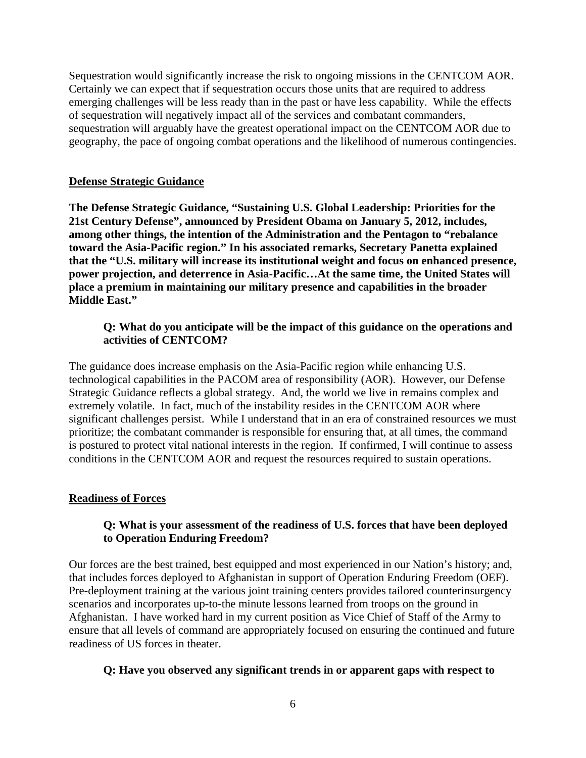Sequestration would significantly increase the risk to ongoing missions in the CENTCOM AOR. Certainly we can expect that if sequestration occurs those units that are required to address emerging challenges will be less ready than in the past or have less capability. While the effects of sequestration will negatively impact all of the services and combatant commanders, sequestration will arguably have the greatest operational impact on the CENTCOM AOR due to geography, the pace of ongoing combat operations and the likelihood of numerous contingencies.

## Defense Strategic Guidance

**The Defense Strategic Guidance, "Sustaining U.S. Global Leadership: Priorities for the 21st Century Defense", announced by President Obama on January 5, 2012, includes, among other things, the intention of the Administration and the Pentagon to "rebalance toward the Asia-Pacific region." In his associated remarks, Secretary Panetta explained that the "U.S. military will increase its institutional weight and focus on enhanced presence, power projection, and deterrence in Asia-Pacific…At the same time, the United States will place a premium in maintaining our military presence and capabilities in the broader Middle East."**

**Q: What do you anticipate will be the impact of this guidance on the operations and activities of CENTCOM?**

The guidance does increase emphasis on the Asia-Pacific region while enhancing U.S. technological capabilities in the PACOM area of responsibility (AOR). However, our Defense Strategic Guidance reflects a global strategy. And, the world we live in remains complex and extremely volatile. In fact, much of the instability resides in the CENTCOM AOR where significant challenges persist. While I understand that in an era of constrained resources we must prioritize; the combatant commander is responsible for ensuring that, at all times, the command is postured to protect vital national interests in the region. If confirmed, I will continue to assess conditions in the CENTCOM AOR and request the resources required to sustain operations.

## Readiness of Forces

**Q: What is your assessment of the readiness of U.S. forces that have been deployed to Operation Enduring Freedom?**

Our forces are the best trained, best equipped and most experienced in our Nation's history; and, that includes forces deployed to Afghanistan in support of Operation Enduring Freedom (OEF). Pre-deployment training at the various joint training centers provides tailored counterinsurgency scenarios and incorporates up-to-the minute lessons learned from troops on the ground in Afghanistan. I have worked hard in my current position as Vice Chief of Staff of the Army to ensure that all levels of command are appropriately focused on ensuring the continued and future readiness of US forces in theater.

**Q: Have you observed any significant trends in or apparent gaps with respect to**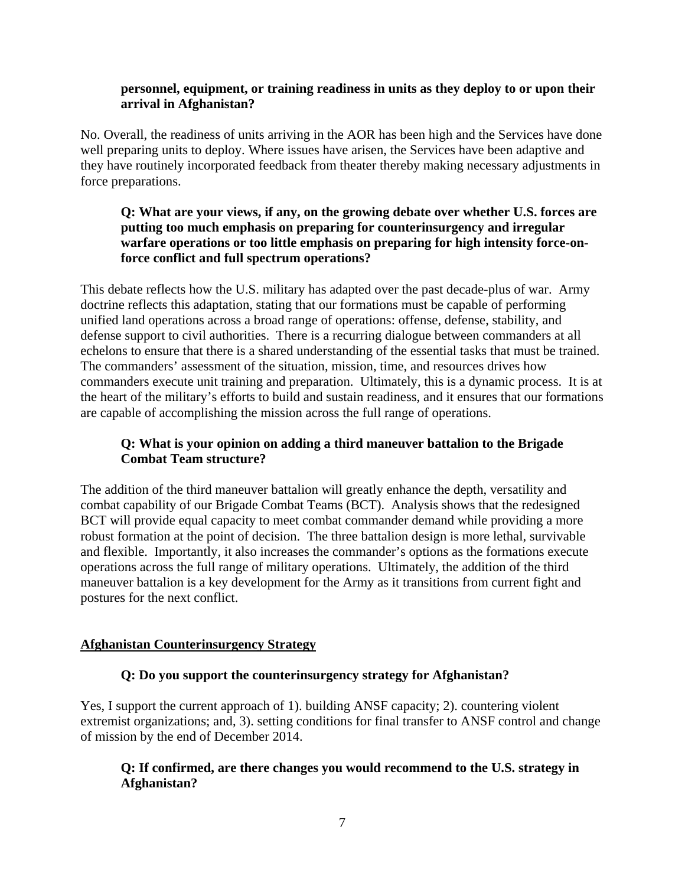**personnel, equipment, or training readiness in units as they deploy to or upon their arrival in Afghanistan?**

No. Overall, the readiness of units arriving in the AOR has been high and the Services have done well preparing units to deploy. Where issues have arisen, the Services have been adaptive and they have routinely incorporated feedback from theater thereby making necessary adjustments in force preparations.

**Q: What are your views, if any, on the growing debate over whether U.S. forces are putting too much emphasis on preparing for counterinsurgency and irregular warfare operations or too little emphasis on preparing for high intensity force-on-force conflict and full spectrum operations?**

This debate reflects how the U.S. military has adapted over the past decade-plus of war. Army doctrine reflects this adaptation, stating that our formations must be capable of performing unified land operations across a broad range of operations: offense, defense, stability, and defense support to civil authorities. There is a recurring dialogue between commanders at all echelons to ensure that there is a shared understanding of the essential tasks that must be trained. The commanders' assessment of the situation, mission, time, and resources drives how commanders execute unit training and preparation. Ultimately, this is a dynamic process. It is at the heart of the military's efforts to build and sustain readiness, and it ensures that our formations are capable of accomplishing the mission across the full range of operations.

**Q: What is your opinion on adding a third maneuver battalion to the Brigade Combat Team structure?**

The addition of the third maneuver battalion will greatly enhance the depth, versatility and combat capability of our Brigade Combat Teams (BCT). Analysis shows that the redesigned BCT will provide equal capacity to meet combat commander demand while providing a more robust formation at the point of decision. The three battalion design is more lethal, survivable and flexible. Importantly, it also increases the commander's options as the formations execute operations across the full range of military operations. Ultimately, the addition of the third maneuver battalion is a key development for the Army as it transitions from current fight and postures for the next conflict.

## Afghanistan Counterinsurgency Strategy

**Q: Do you support the counterinsurgency strategy for Afghanistan?**

Yes, I support the current approach of 1). building ANSF capacity; 2). countering violent extremist organizations; and, 3). setting conditions for final transfer to ANSF control and change of mission by the end of December 2014.

**Q: If confirmed, are there changes you would recommend to the U.S. strategy in Afghanistan?**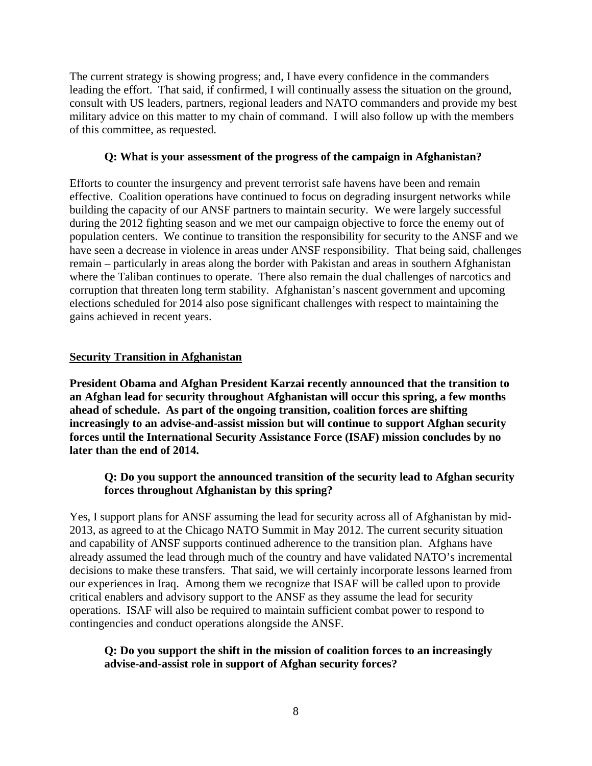The current strategy is showing progress; and, I have every confidence in the commanders leading the effort. That said, if confirmed, I will continually assess the situation on the ground, consult with US leaders, partners, regional leaders and NATO commanders and provide my best military advice on this matter to my chain of command. I will also follow up with the members of this committee, as requested.

**Q: What is your assessment of the progress of the campaign in Afghanistan?**

Efforts to counter the insurgency and prevent terrorist safe havens have been and remain effective. Coalition operations have continued to focus on degrading insurgent networks while building the capacity of our ANSF partners to maintain security. We were largely successful during the 2012 fighting season and we met our campaign objective to force the enemy out of population centers. We continue to transition the responsibility for security to the ANSF and we have seen a decrease in violence in areas under ANSF responsibility. That being said, challenges remain – particularly in areas along the border with Pakistan and areas in southern Afghanistan where the Taliban continues to operate. There also remain the dual challenges of narcotics and corruption that threaten long term stability. Afghanistan's nascent government and upcoming elections scheduled for 2014 also pose significant challenges with respect to maintaining the gains achieved in recent years.

**Security Transition in Afghanistan**

**President Obama and Afghan President Karzai recently announced that the transition to an Afghan lead for security throughout Afghanistan will occur this spring, a few months ahead of schedule. As part of the ongoing transition, coalition forces are shifting increasingly to an advise-and-assist mission but will continue to support Afghan security forces until the International Security Assistance Force (ISAF) mission concludes by no later than the end of 2014.**

**Q: Do you support the announced transition of the security lead to Afghan security forces throughout Afghanistan by this spring?**

Yes, I support plans for ANSF assuming the lead for security across all of Afghanistan by mid-2013, as agreed to at the Chicago NATO Summit in May 2012. The current security situation and capability of ANSF supports continued adherence to the transition plan. Afghans have already assumed the lead through much of the country and have validated NATO's incremental decisions to make these transfers. That said, we will certainly incorporate lessons learned from our experiences in Iraq. Among them we recognize that ISAF will be called upon to provide critical enablers and advisory support to the ANSF as they assume the lead for security operations. ISAF will also be required to maintain sufficient combat power to respond to contingencies and conduct operations alongside the ANSF.

**Q: Do you support the shift in the mission of coalition forces to an increasingly advise-and-assist role in support of Afghan security forces?**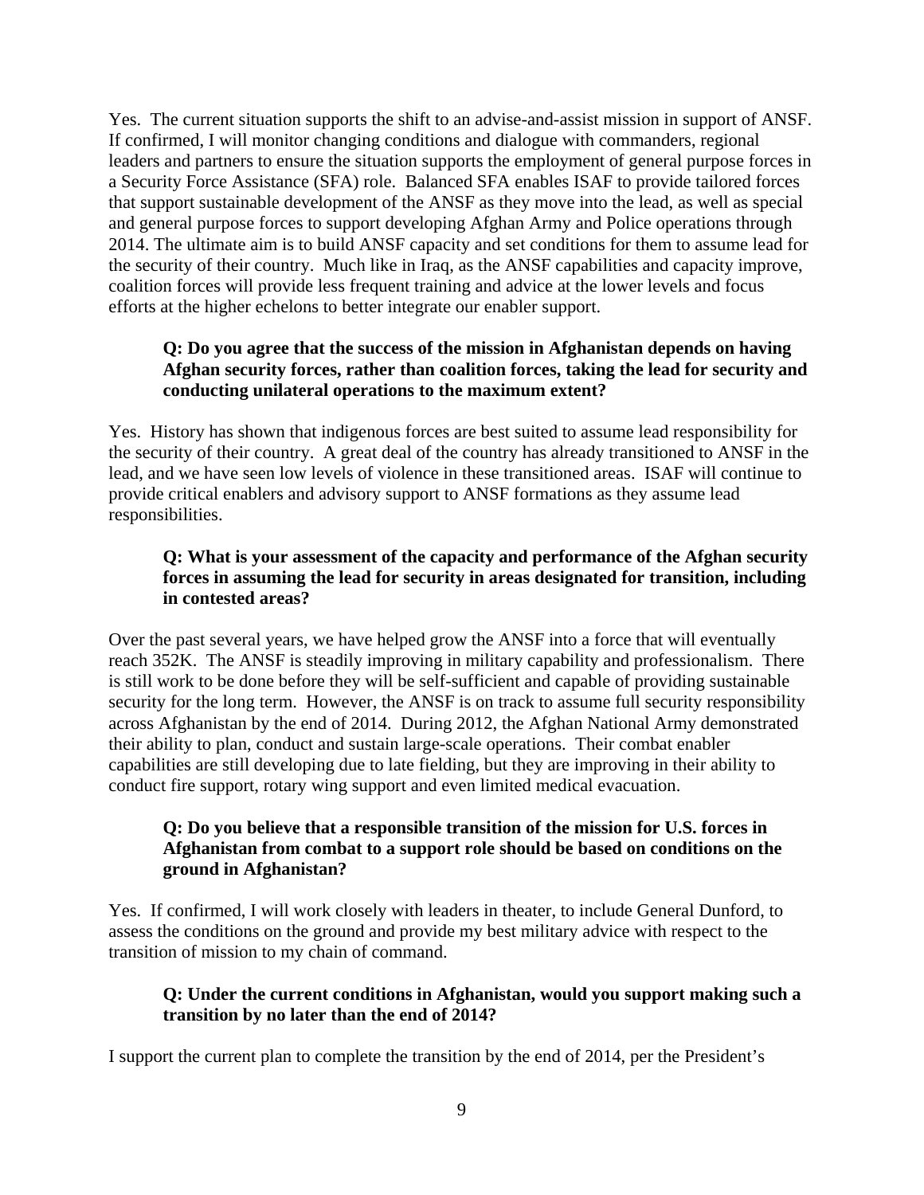Yes. The current situation supports the shift to an advise-and-assist mission in support of ANSF. If confirmed, I will monitor changing conditions and dialogue with commanders, regional leaders and partners to ensure the situation supports the employment of general purpose forces in a Security Force Assistance (SFA) role. Balanced SFA enables ISAF to provide tailored forces that support sustainable development of the ANSF as they move into the lead, as well as special and general purpose forces to support developing Afghan Army and Police operations through 2014. The ultimate aim is to build ANSF capacity and set conditions for them to assume lead for the security of their country. Much like in Iraq, as the ANSF capabilities and capacity improve, coalition forces will provide less frequent training and advice at the lower levels and focus efforts at the higher echelons to better integrate our enabler support.

**Q: Do you agree that the success of the mission in Afghanistan depends on having Afghan security forces, rather than coalition forces, taking the lead for security and conducting unilateral operations to the maximum extent?**

Yes. History has shown that indigenous forces are best suited to assume lead responsibility for the security of their country. A great deal of the country has already transitioned to ANSF in the lead, and we have seen low levels of violence in these transitioned areas. ISAF will continue to provide critical enablers and advisory support to ANSF formations as they assume lead responsibilities.

**Q: What is your assessment of the capacity and performance of the Afghan security forces in assuming the lead for security in areas designated for transition, including in contested areas?**

Over the past several years, we have helped grow the ANSF into a force that will eventually reach 352K. The ANSF is steadily improving in military capability and professionalism. There is still work to be done before they will be self-sufficient and capable of providing sustainable security for the long term. However, the ANSF is on track to assume full security responsibility across Afghanistan by the end of 2014. During 2012, the Afghan National Army demonstrated their ability to plan, conduct and sustain large-scale operations. Their combat enabler capabilities are still developing due to late fielding, but they are improving in their ability to conduct fire support, rotary wing support and even limited medical evacuation.

**Q: Do you believe that a responsible transition of the mission for U.S. forces in Afghanistan from combat to a support role should be based on conditions on the ground in Afghanistan?**

Yes. If confirmed, I will work closely with leaders in theater, to include General Dunford, to assess the conditions on the ground and provide my best military advice with respect to the transition of mission to my chain of command.

**Q: Under the current conditions in Afghanistan, would you support making such a transition by no later than the end of 2014?**

I support the current plan to complete the transition by the end of 2014, per the President's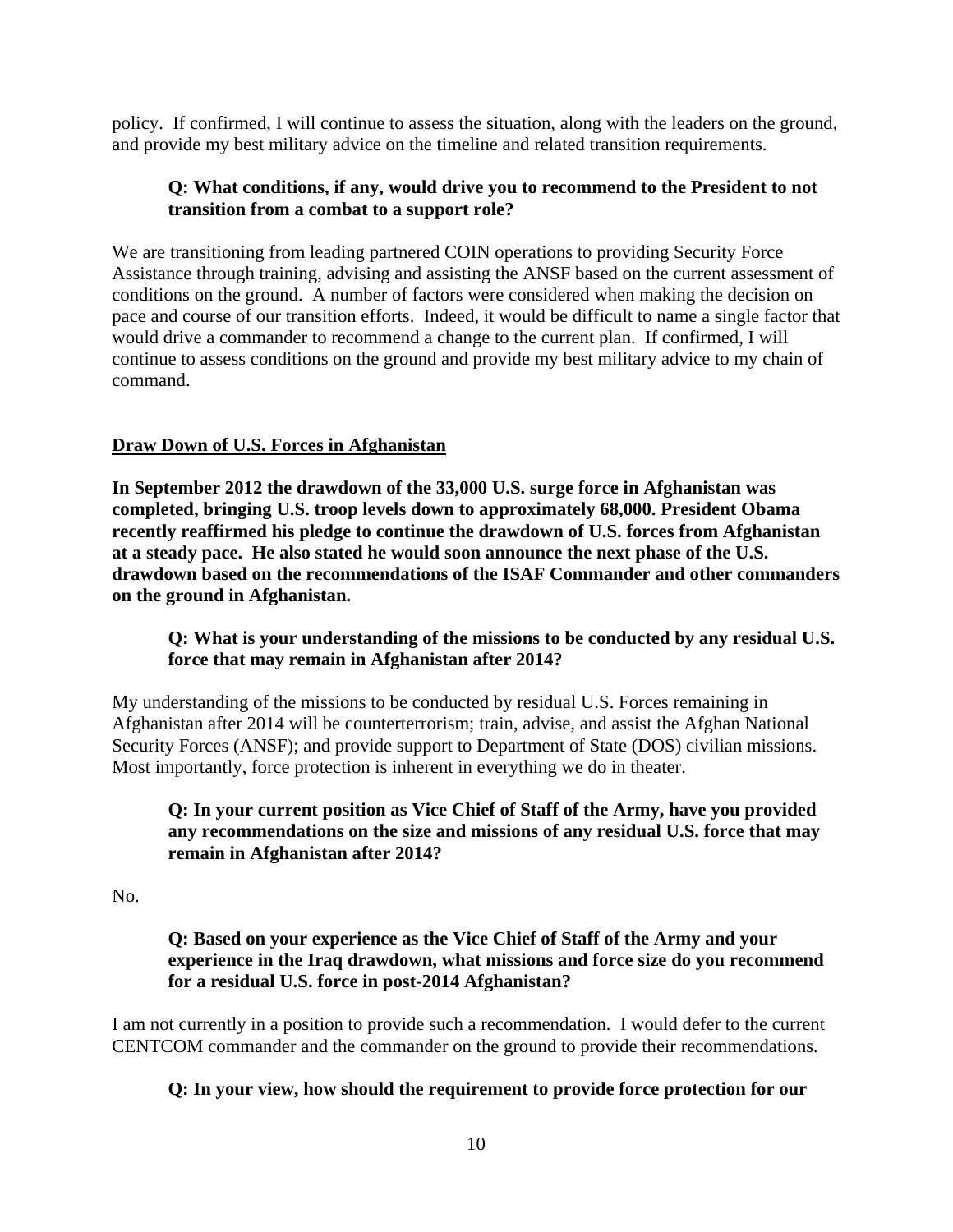policy. If confirmed, I will continue to assess the situation, along with the leaders on the ground, and provide my best military advice on the timeline and related transition requirements.

**Q: What conditions, if any, would drive you to recommend to the President to not transition from a combat to a support role?**

We are transitioning from leading partnered COIN operations to providing Security Force Assistance through training, advising and assisting the ANSF based on the current assessment of conditions on the ground. A number of factors were considered when making the decision on pace and course of our transition efforts. Indeed, it would be difficult to name a single factor that would drive a commander to recommend a change to the current plan. If confirmed, I will continue to assess conditions on the ground and provide my best military advice to my chain of command.

## Draw Down of U.S. Forces in Afghanistan

**In September 2012 the drawdown of the 33,000 U.S. surge force in Afghanistan was completed, bringing U.S. troop levels down to approximately 68,000. President Obama recently reaffirmed his pledge to continue the drawdown of U.S. forces from Afghanistan at a steady pace. He also stated he would soon announce the next phase of the U.S. drawdown based on the recommendations of the ISAF Commander and other commanders on the ground in Afghanistan.**

**Q: What is your understanding of the missions to be conducted by any residual U.S. force that may remain in Afghanistan after 2014?**

My understanding of the missions to be conducted by residual U.S. Forces remaining in Afghanistan after 2014 will be counterterrorism; train, advise, and assist the Afghan National Security Forces (ANSF); and provide support to Department of State (DOS) civilian missions. Most importantly, force protection is inherent in everything we do in theater.

**Q: In your current position as Vice Chief of Staff of the Army, have you provided any recommendations on the size and missions of any residual U.S. force that may remain in Afghanistan after 2014?**

No.

**Q: Based on your experience as the Vice Chief of Staff of the Army and your experience in the Iraq drawdown, what missions and force size do you recommend for a residual U.S. force in post-2014 Afghanistan?**

I am not currently in a position to provide such a recommendation. I would defer to the current CENTCOM commander and the commander on the ground to provide their recommendations.

**Q: In your view, how should the requirement to provide force protection for our**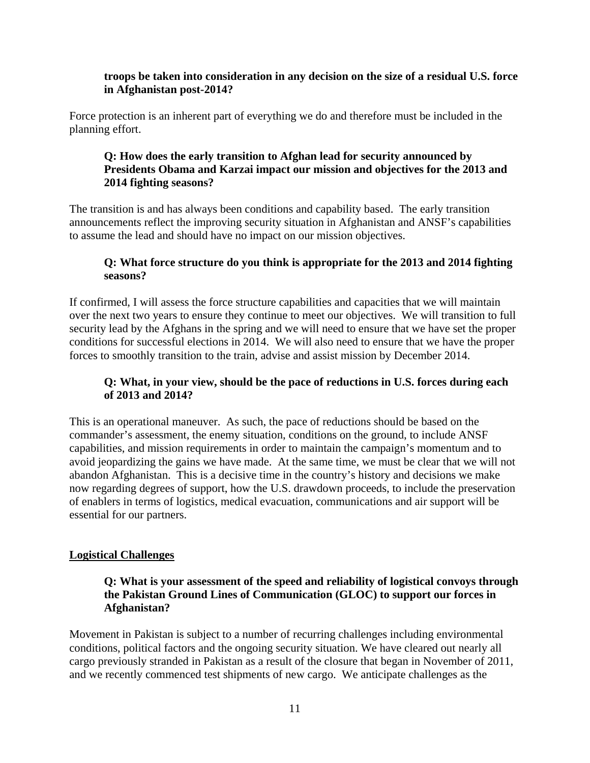**troops be taken into consideration in any decision on the size of a residual U.S. force in Afghanistan post-2014?**

Force protection is an inherent part of everything we do and therefore must be included in the planning effort.

**Q: How does the early transition to Afghan lead for security announced by Presidents Obama and Karzai impact our mission and objectives for the 2013 and 2014 fighting seasons?**

The transition is and has always been conditions and capability based. The early transition announcements reflect the improving security situation in Afghanistan and ANSF's capabilities to assume the lead and should have no impact on our mission objectives.

**Q: What force structure do you think is appropriate for the 2013 and 2014 fighting seasons?**

If confirmed, I will assess the force structure capabilities and capacities that we will maintain over the next two years to ensure they continue to meet our objectives. We will transition to full security lead by the Afghans in the spring and we will need to ensure that we have set the proper conditions for successful elections in 2014. We will also need to ensure that we have the proper forces to smoothly transition to the train, advise and assist mission by December 2014.

**Q: What, in your view, should be the pace of reductions in U.S. forces during each of 2013 and 2014?**

This is an operational maneuver. As such, the pace of reductions should be based on the commander's assessment, the enemy situation, conditions on the ground, to include ANSF capabilities, and mission requirements in order to maintain the campaign's momentum and to avoid jeopardizing the gains we have made. At the same time, we must be clear that we will not abandon Afghanistan. This is a decisive time in the country's history and decisions we make now regarding degrees of support, how the U.S. drawdown proceeds, to include the preservation of enablers in terms of logistics, medical evacuation, communications and air support will be essential for our partners.

## Logistical Challenges

**Q: What is your assessment of the speed and reliability of logistical convoys through the Pakistan Ground Lines of Communication (GLOC) to support our forces in Afghanistan?**

Movement in Pakistan is subject to a number of recurring challenges including environmental conditions, political factors and the ongoing security situation. We have cleared out nearly all cargo previously stranded in Pakistan as a result of the closure that began in November of 2011, and we recently commenced test shipments of new cargo. We anticipate challenges as the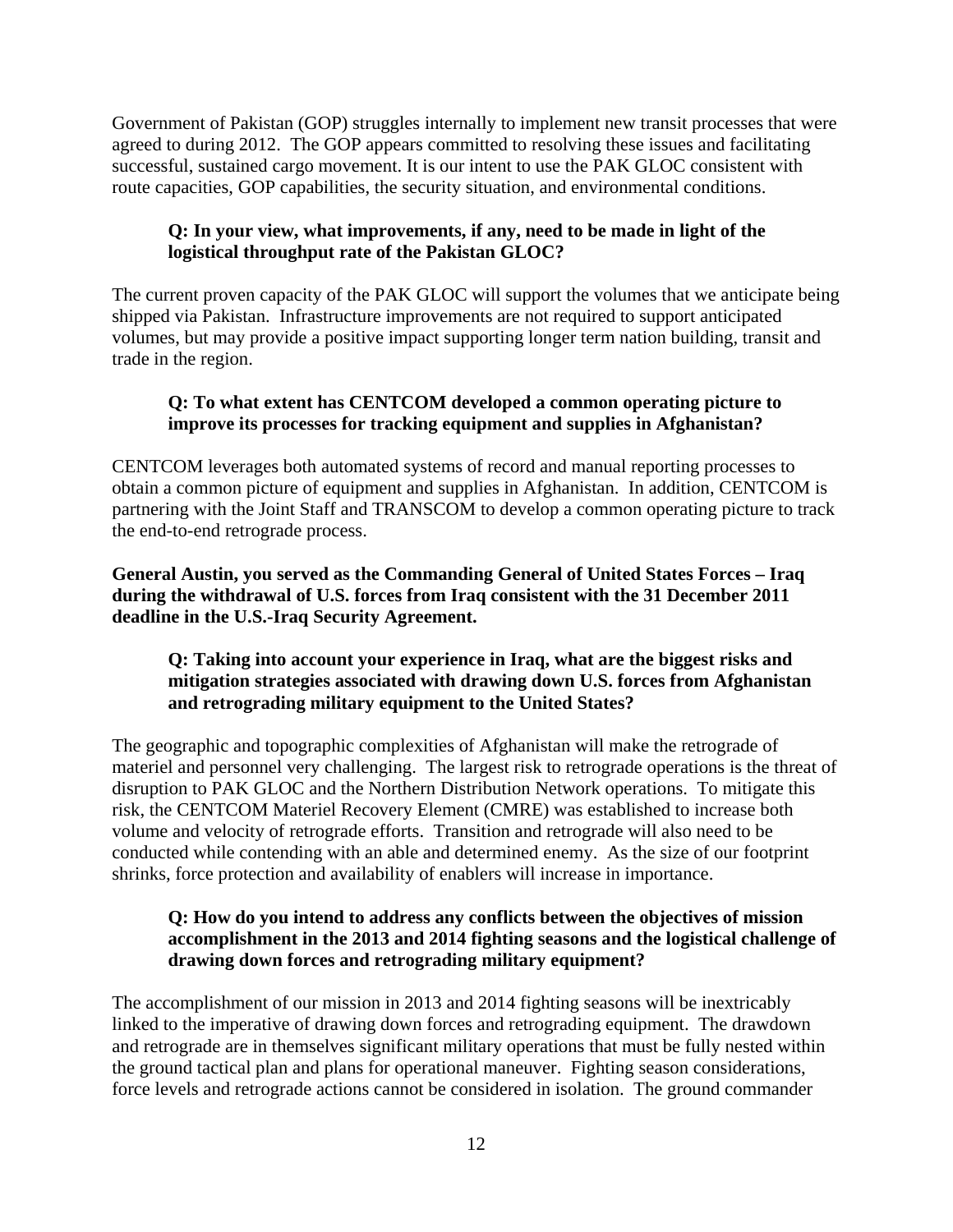Government of Pakistan (GOP) struggles internally to implement new transit processes that were agreed to during 2012. The GOP appears committed to resolving these issues and facilitating successful, sustained cargo movement. It is our intent to use the PAK GLOC consistent with route capacities, GOP capabilities, the security situation, and environmental conditions.

> **Q: In your view, what improvements, if any, need to be made in light of the logistical throughput rate of the Pakistan GLOC?**

The current proven capacity of the PAK GLOC will support the volumes that we anticipate being shipped via Pakistan. Infrastructure improvements are not required to support anticipated volumes, but may provide a positive impact supporting longer term nation building, transit and trade in the region.

> **Q: To what extent has CENTCOM developed a common operating picture to improve its processes for tracking equipment and supplies in Afghanistan?**

CENTCOM leverages both automated systems of record and manual reporting processes to obtain a common picture of equipment and supplies in Afghanistan. In addition, CENTCOM is partnering with the Joint Staff and TRANSCOM to develop a common operating picture to track the end-to-end retrograde process.

**General Austin, you served as the Commanding General of United States Forces – Iraq during the withdrawal of U.S. forces from Iraq consistent with the 31 December 2011 deadline in the U.S.-Iraq Security Agreement.**

> **Q: Taking into account your experience in Iraq, what are the biggest risks and mitigation strategies associated with drawing down U.S. forces from Afghanistan and retrograding military equipment to the United States?**

The geographic and topographic complexities of Afghanistan will make the retrograde of materiel and personnel very challenging. The largest risk to retrograde operations is the threat of disruption to PAK GLOC and the Northern Distribution Network operations. To mitigate this risk, the CENTCOM Materiel Recovery Element (CMRE) was established to increase both volume and velocity of retrograde efforts. Transition and retrograde will also need to be conducted while contending with an able and determined enemy. As the size of our footprint shrinks, force protection and availability of enablers will increase in importance.

> **Q: How do you intend to address any conflicts between the objectives of mission accomplishment in the 2013 and 2014 fighting seasons and the logistical challenge of drawing down forces and retrograding military equipment?**

The accomplishment of our mission in 2013 and 2014 fighting seasons will be inextricably linked to the imperative of drawing down forces and retrograding equipment. The drawdown and retrograde are in themselves significant military operations that must be fully nested within the ground tactical plan and plans for operational maneuver. Fighting season considerations, force levels and retrograde actions cannot be considered in isolation. The ground commander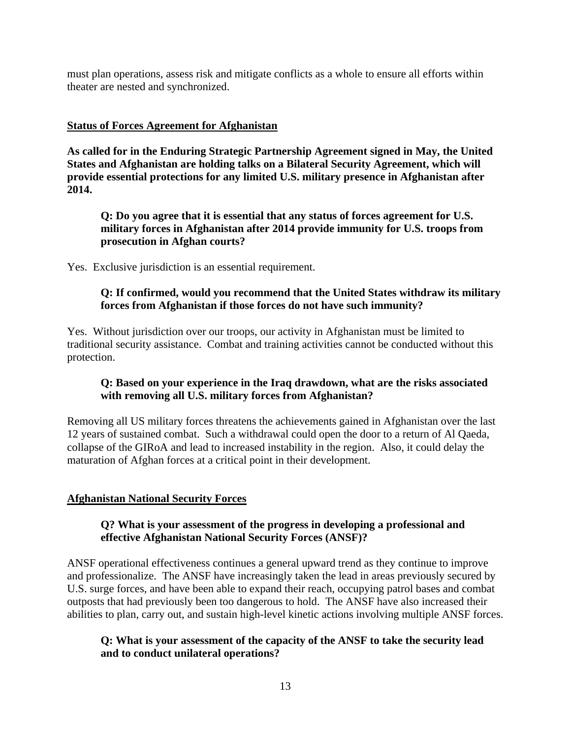must plan operations, assess risk and mitigate conflicts as a whole to ensure all efforts within theater are nested and synchronized.

## Status of Forces Agreement for Afghanistan

**As called for in the Enduring Strategic Partnership Agreement signed in May, the United States and Afghanistan are holding talks on a Bilateral Security Agreement, which will provide essential protections for any limited U.S. military presence in Afghanistan after 2014.**

**Q: Do you agree that it is essential that any status of forces agreement for U.S. military forces in Afghanistan after 2014 provide immunity for U.S. troops from prosecution in Afghan courts?**

Yes. Exclusive jurisdiction is an essential requirement.

**Q: If confirmed, would you recommend that the United States withdraw its military forces from Afghanistan if those forces do not have such immunity?**

Yes. Without jurisdiction over our troops, our activity in Afghanistan must be limited to traditional security assistance. Combat and training activities cannot be conducted without this protection.

**Q: Based on your experience in the Iraq drawdown, what are the risks associated with removing all U.S. military forces from Afghanistan?**

Removing all US military forces threatens the achievements gained in Afghanistan over the last 12 years of sustained combat. Such a withdrawal could open the door to a return of Al Qaeda, collapse of the GIRoA and lead to increased instability in the region. Also, it could delay the maturation of Afghan forces at a critical point in their development.

## Afghanistan National Security Forces

**Q? What is your assessment of the progress in developing a professional and effective Afghanistan National Security Forces (ANSF)?**

ANSF operational effectiveness continues a general upward trend as they continue to improve and professionalize. The ANSF have increasingly taken the lead in areas previously secured by U.S. surge forces, and have been able to expand their reach, occupying patrol bases and combat outposts that had previously been too dangerous to hold. The ANSF have also increased their abilities to plan, carry out, and sustain high-level kinetic actions involving multiple ANSF forces.

**Q: What is your assessment of the capacity of the ANSF to take the security lead and to conduct unilateral operations?**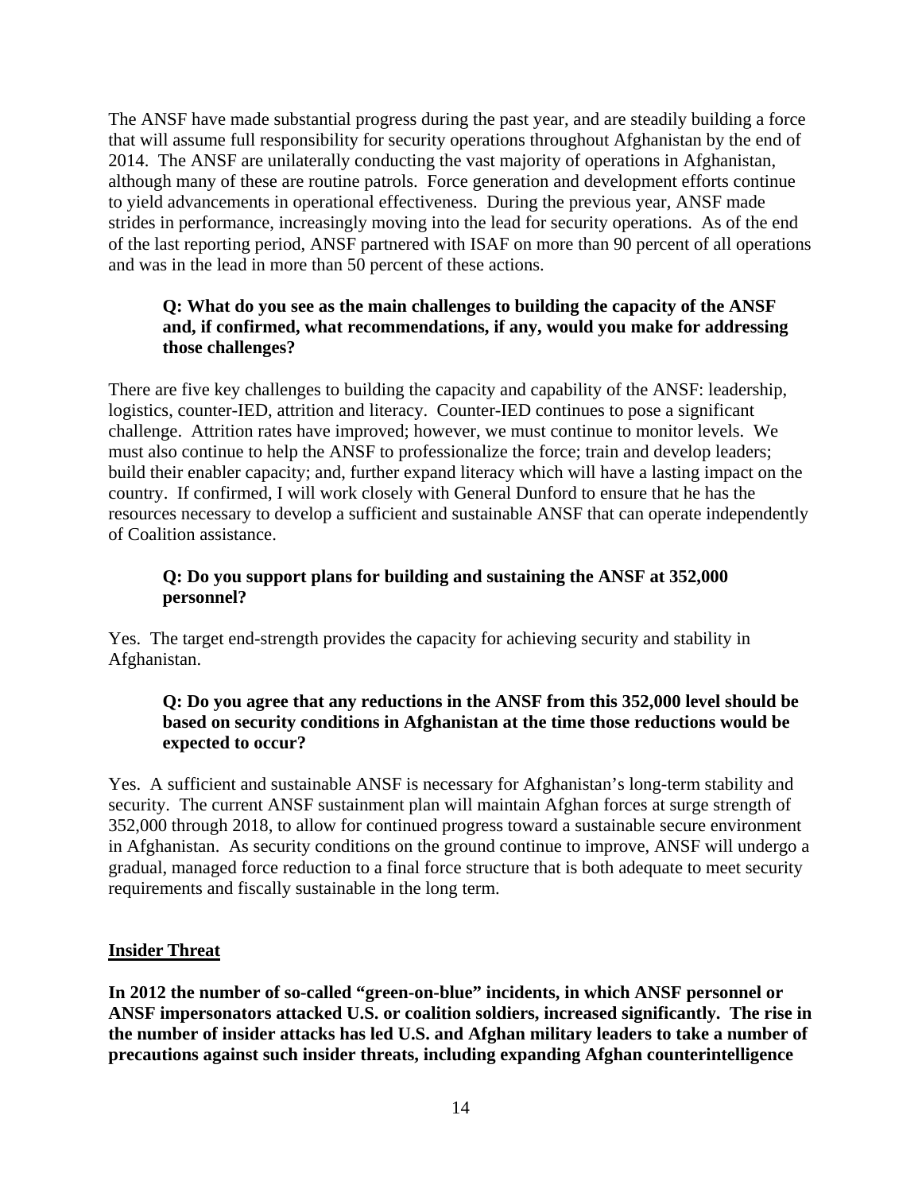The ANSF have made substantial progress during the past year, and are steadily building a force that will assume full responsibility for security operations throughout Afghanistan by the end of 2014. The ANSF are unilaterally conducting the vast majority of operations in Afghanistan, although many of these are routine patrols. Force generation and development efforts continue to yield advancements in operational effectiveness. During the previous year, ANSF made strides in performance, increasingly moving into the lead for security operations. As of the end of the last reporting period, ANSF partnered with ISAF on more than 90 percent of all operations and was in the lead in more than 50 percent of these actions.

> **Q: What do you see as the main challenges to building the capacity of the ANSF and, if confirmed, what recommendations, if any, would you make for addressing those challenges?**

There are five key challenges to building the capacity and capability of the ANSF: leadership, logistics, counter-IED, attrition and literacy. Counter-IED continues to pose a significant challenge. Attrition rates have improved; however, we must continue to monitor levels. We must also continue to help the ANSF to professionalize the force; train and develop leaders; build their enabler capacity; and, further expand literacy which will have a lasting impact on the country. If confirmed, I will work closely with General Dunford to ensure that he has the resources necessary to develop a sufficient and sustainable ANSF that can operate independently of Coalition assistance.

> **Q: Do you support plans for building and sustaining the ANSF at 352,000 personnel?**

Yes. The target end-strength provides the capacity for achieving security and stability in Afghanistan.

> **Q: Do you agree that any reductions in the ANSF from this 352,000 level should be based on security conditions in Afghanistan at the time those reductions would be expected to occur?**

Yes. A sufficient and sustainable ANSF is necessary for Afghanistan's long-term stability and security. The current ANSF sustainment plan will maintain Afghan forces at surge strength of 352,000 through 2018, to allow for continued progress toward a sustainable secure environment in Afghanistan. As security conditions on the ground continue to improve, ANSF will undergo a gradual, managed force reduction to a final force structure that is both adequate to meet security requirements and fiscally sustainable in the long term.

## Insider Threat

**In 2012 the number of so-called "green-on-blue" incidents, in which ANSF personnel or ANSF impersonators attacked U.S. or coalition soldiers, increased significantly. The rise in the number of insider attacks has led U.S. and Afghan military leaders to take a number of precautions against such insider threats, including expanding Afghan counterintelligence**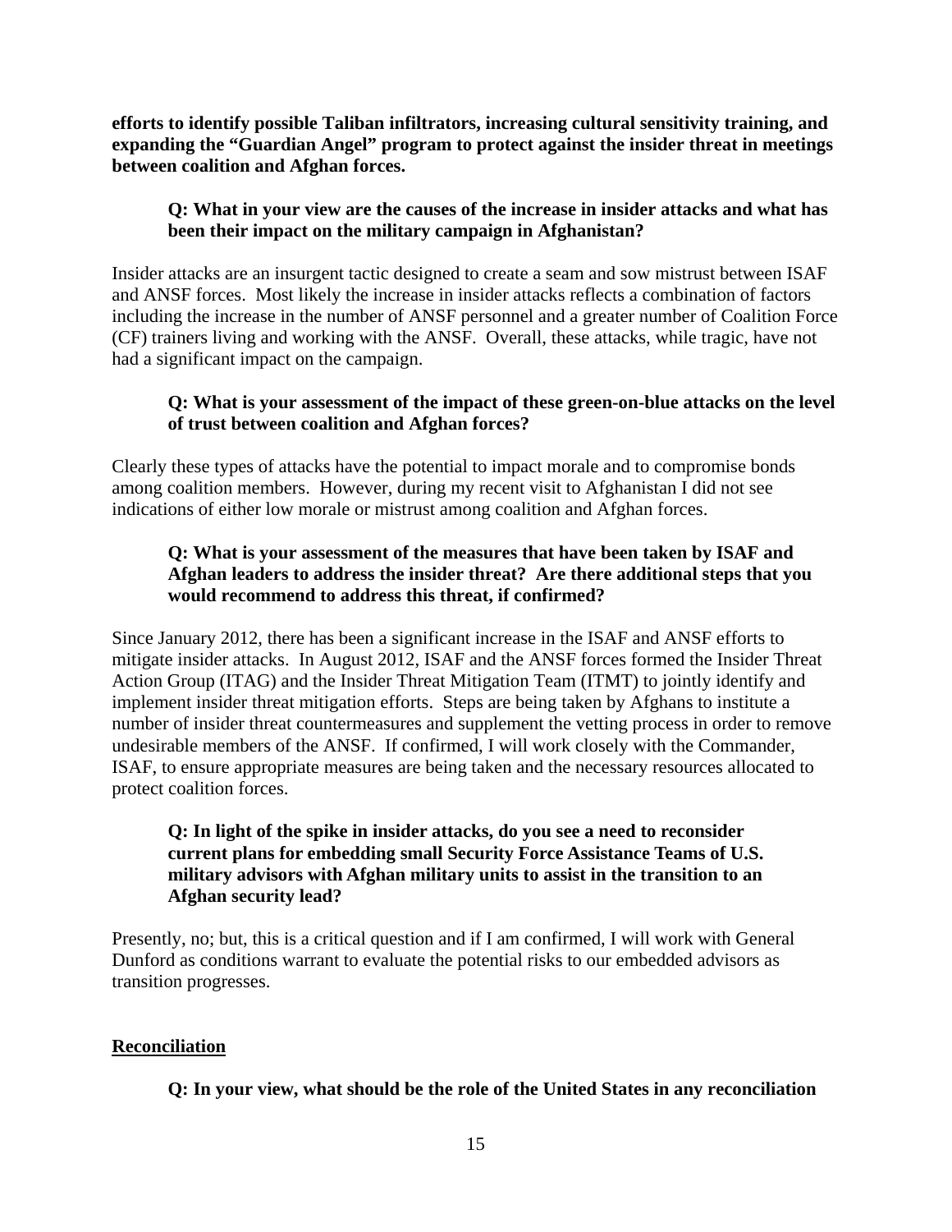**efforts to identify possible Taliban infiltrators, increasing cultural sensitivity training, and expanding the "Guardian Angel" program to protect against the insider threat in meetings between coalition and Afghan forces.**

**Q: What in your view are the causes of the increase in insider attacks and what has been their impact on the military campaign in Afghanistan?**

Insider attacks are an insurgent tactic designed to create a seam and sow mistrust between ISAF and ANSF forces. Most likely the increase in insider attacks reflects a combination of factors including the increase in the number of ANSF personnel and a greater number of Coalition Force (CF) trainers living and working with the ANSF. Overall, these attacks, while tragic, have not had a significant impact on the campaign.

**Q: What is your assessment of the impact of these green-on-blue attacks on the level of trust between coalition and Afghan forces?**

Clearly these types of attacks have the potential to impact morale and to compromise bonds among coalition members. However, during my recent visit to Afghanistan I did not see indications of either low morale or mistrust among coalition and Afghan forces.

**Q: What is your assessment of the measures that have been taken by ISAF and Afghan leaders to address the insider threat? Are there additional steps that you would recommend to address this threat, if confirmed?**

Since January 2012, there has been a significant increase in the ISAF and ANSF efforts to mitigate insider attacks. In August 2012, ISAF and the ANSF forces formed the Insider Threat Action Group (ITAG) and the Insider Threat Mitigation Team (ITMT) to jointly identify and implement insider threat mitigation efforts. Steps are being taken by Afghans to institute a number of insider threat countermeasures and supplement the vetting process in order to remove undesirable members of the ANSF. If confirmed, I will work closely with the Commander, ISAF, to ensure appropriate measures are being taken and the necessary resources allocated to protect coalition forces.

**Q: In light of the spike in insider attacks, do you see a need to reconsider current plans for embedding small Security Force Assistance Teams of U.S. military advisors with Afghan military units to assist in the transition to an Afghan security lead?**

Presently, no; but, this is a critical question and if I am confirmed, I will work with General Dunford as conditions warrant to evaluate the potential risks to our embedded advisors as transition progresses.

## Reconciliation

**Q: In your view, what should be the role of the United States in any reconciliation**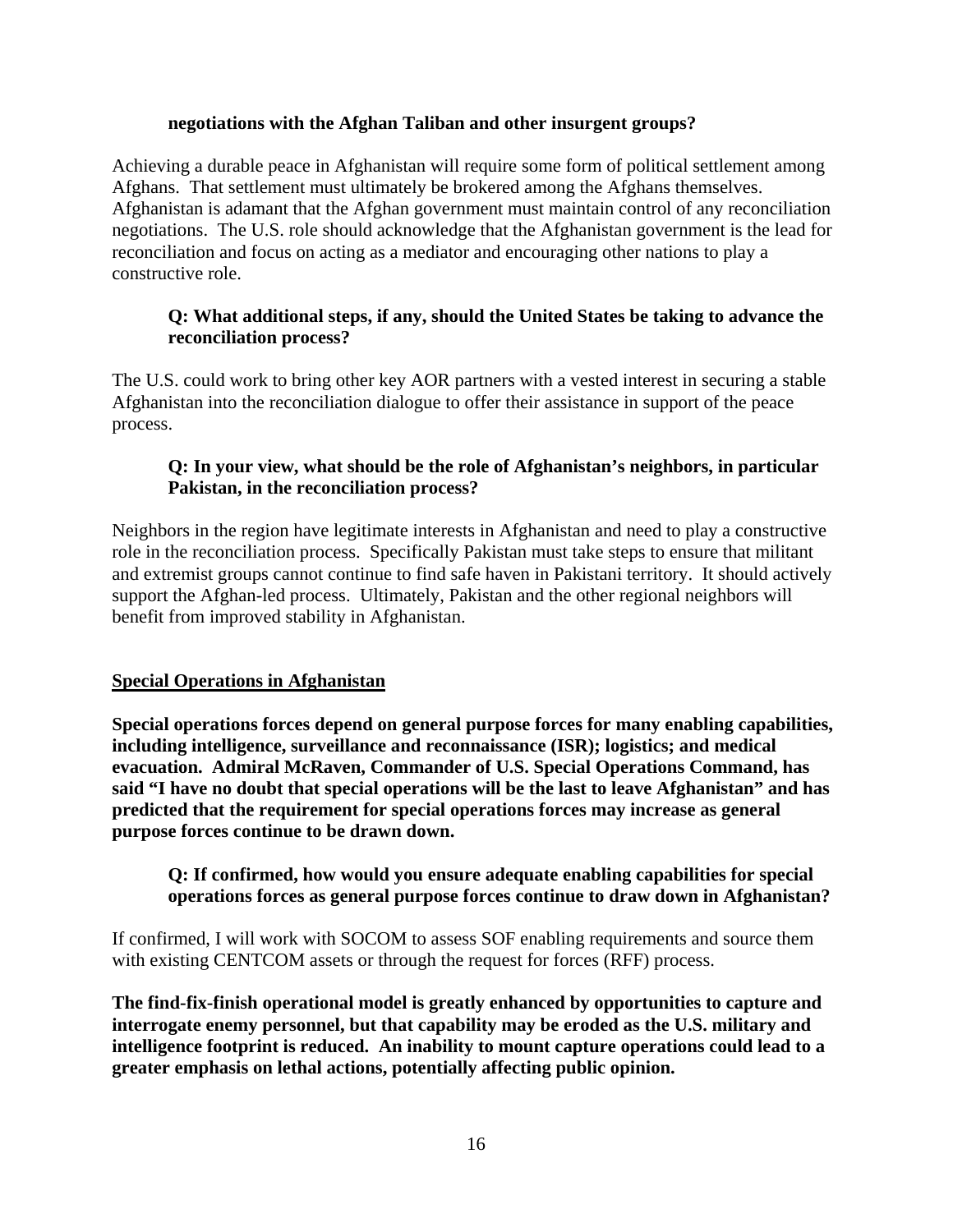**negotiations with the Afghan Taliban and other insurgent groups?**

Achieving a durable peace in Afghanistan will require some form of political settlement among Afghans. That settlement must ultimately be brokered among the Afghans themselves. Afghanistan is adamant that the Afghan government must maintain control of any reconciliation negotiations. The U.S. role should acknowledge that the Afghanistan government is the lead for reconciliation and focus on acting as a mediator and encouraging other nations to play a constructive role.

**Q: What additional steps, if any, should the United States be taking to advance the reconciliation process?**

The U.S. could work to bring other key AOR partners with a vested interest in securing a stable Afghanistan into the reconciliation dialogue to offer their assistance in support of the peace process.

**Q: In your view, what should be the role of Afghanistan's neighbors, in particular Pakistan, in the reconciliation process?**

Neighbors in the region have legitimate interests in Afghanistan and need to play a constructive role in the reconciliation process. Specifically Pakistan must take steps to ensure that militant and extremist groups cannot continue to find safe haven in Pakistani territory. It should actively support the Afghan-led process. Ultimately, Pakistan and the other regional neighbors will benefit from improved stability in Afghanistan.

**<u>Special Operations in Afghanistan</u>**

**Special operations forces depend on general purpose forces for many enabling capabilities, including intelligence, surveillance and reconnaissance (ISR); logistics; and medical evacuation. Admiral McRaven, Commander of U.S. Special Operations Command, has said "I have no doubt that special operations will be the last to leave Afghanistan" and has predicted that the requirement for special operations forces may increase as general purpose forces continue to be drawn down.**

**Q: If confirmed, how would you ensure adequate enabling capabilities for special operations forces as general purpose forces continue to draw down in Afghanistan?**

If confirmed, I will work with SOCOM to assess SOF enabling requirements and source them with existing CENTCOM assets or through the request for forces (RFF) process.

**The find-fix-finish operational model is greatly enhanced by opportunities to capture and interrogate enemy personnel, but that capability may be eroded as the U.S. military and intelligence footprint is reduced. An inability to mount capture operations could lead to a greater emphasis on lethal actions, potentially affecting public opinion.**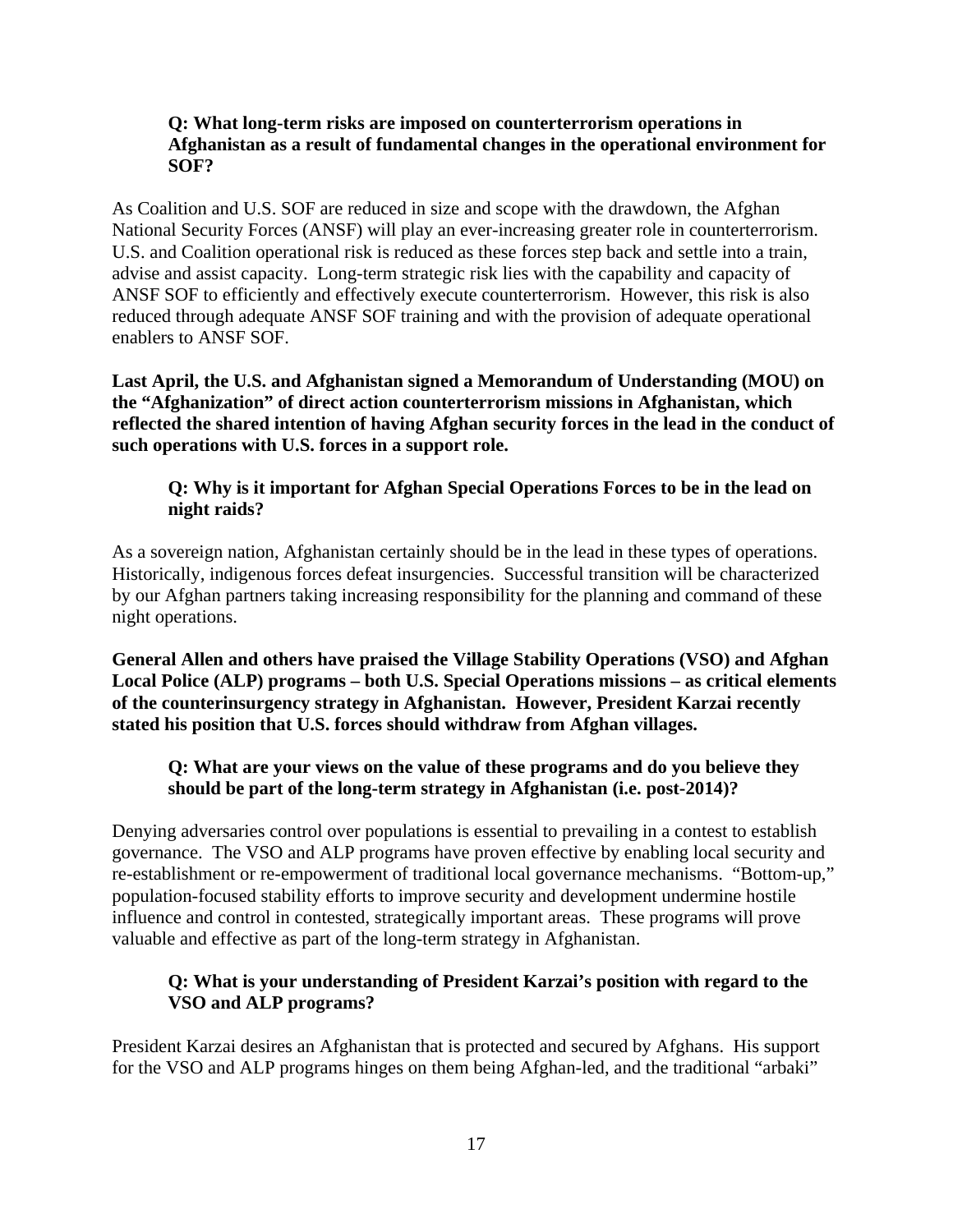**Q: What long-term risks are imposed on counterterrorism operations in Afghanistan as a result of fundamental changes in the operational environment for SOF?**

As Coalition and U.S. SOF are reduced in size and scope with the drawdown, the Afghan National Security Forces (ANSF) will play an ever-increasing greater role in counterterrorism. U.S. and Coalition operational risk is reduced as these forces step back and settle into a train, advise and assist capacity. Long-term strategic risk lies with the capability and capacity of ANSF SOF to efficiently and effectively execute counterterrorism. However, this risk is also reduced through adequate ANSF SOF training and with the provision of adequate operational enablers to ANSF SOF.

**Last April, the U.S. and Afghanistan signed a Memorandum of Understanding (MOU) on the "Afghanization" of direct action counterterrorism missions in Afghanistan, which reflected the shared intention of having Afghan security forces in the lead in the conduct of such operations with U.S. forces in a support role.**

**Q: Why is it important for Afghan Special Operations Forces to be in the lead on night raids?**

As a sovereign nation, Afghanistan certainly should be in the lead in these types of operations. Historically, indigenous forces defeat insurgencies. Successful transition will be characterized by our Afghan partners taking increasing responsibility for the planning and command of these night operations.

**General Allen and others have praised the Village Stability Operations (VSO) and Afghan Local Police (ALP) programs – both U.S. Special Operations missions – as critical elements of the counterinsurgency strategy in Afghanistan. However, President Karzai recently stated his position that U.S. forces should withdraw from Afghan villages.**

**Q: What are your views on the value of these programs and do you believe they should be part of the long-term strategy in Afghanistan (i.e. post-2014)?**

Denying adversaries control over populations is essential to prevailing in a contest to establish governance. The VSO and ALP programs have proven effective by enabling local security and re-establishment or re-empowerment of traditional local governance mechanisms. "Bottom-up," population-focused stability efforts to improve security and development undermine hostile influence and control in contested, strategically important areas. These programs will prove valuable and effective as part of the long-term strategy in Afghanistan.

**Q: What is your understanding of President Karzai's position with regard to the VSO and ALP programs?**

President Karzai desires an Afghanistan that is protected and secured by Afghans. His support for the VSO and ALP programs hinges on them being Afghan-led, and the traditional "arbaki"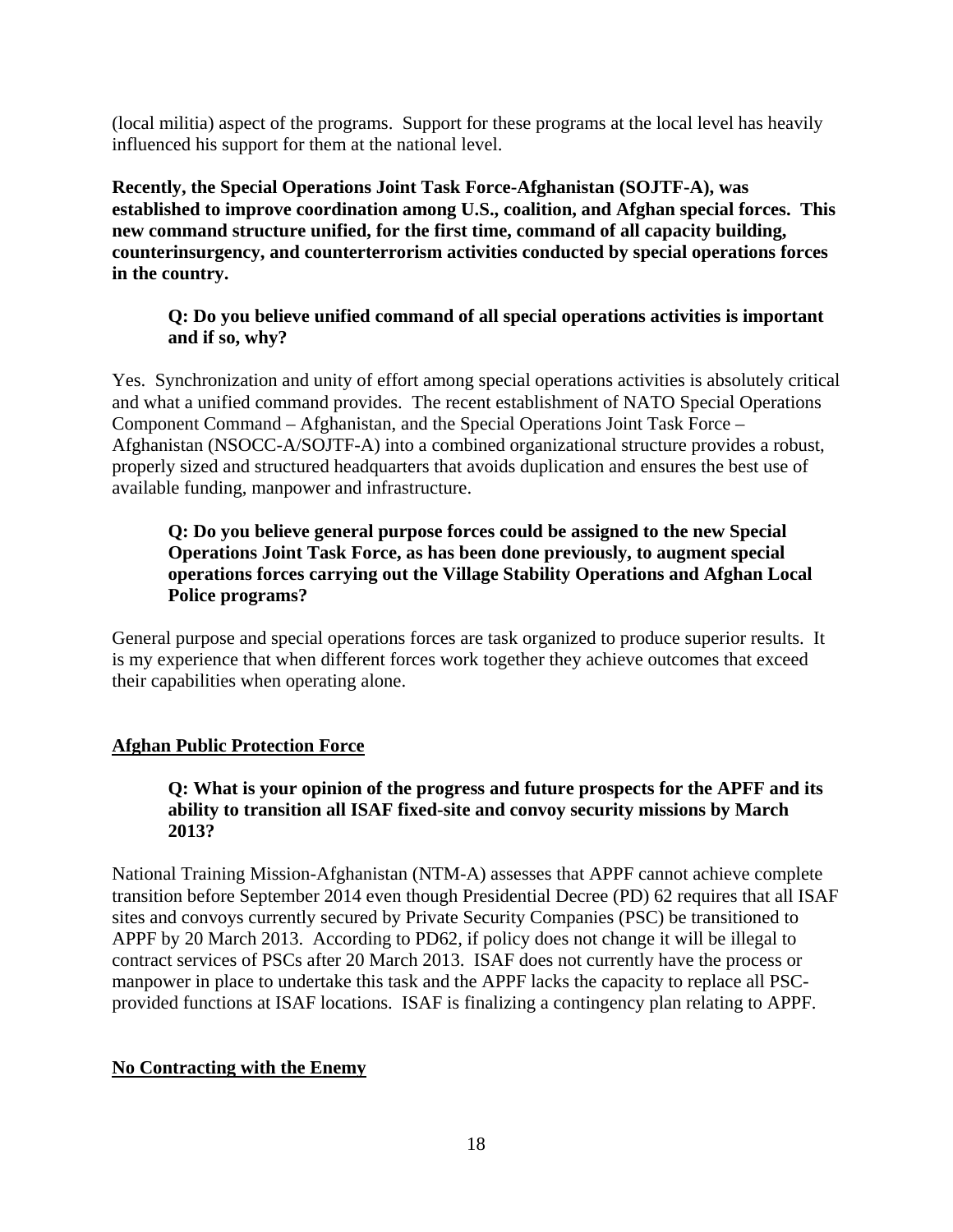(local militia) aspect of the programs. Support for these programs at the local level has heavily influenced his support for them at the national level.

**Recently, the Special Operations Joint Task Force-Afghanistan (SOJTF-A), was established to improve coordination among U.S., coalition, and Afghan special forces. This new command structure unified, for the first time, command of all capacity building, counterinsurgency, and counterterrorism activities conducted by special operations forces in the country.**

> **Q: Do you believe unified command of all special operations activities is important and if so, why?**

Yes. Synchronization and unity of effort among special operations activities is absolutely critical and what a unified command provides. The recent establishment of NATO Special Operations Component Command – Afghanistan, and the Special Operations Joint Task Force – Afghanistan (NSOCC-A/SOJTF-A) into a combined organizational structure provides a robust, properly sized and structured headquarters that avoids duplication and ensures the best use of available funding, manpower and infrastructure.

> **Q: Do you believe general purpose forces could be assigned to the new Special Operations Joint Task Force, as has been done previously, to augment special operations forces carrying out the Village Stability Operations and Afghan Local Police programs?**

General purpose and special operations forces are task organized to produce superior results. It is my experience that when different forces work together they achieve outcomes that exceed their capabilities when operating alone.

**<u>Afghan Public Protection Force</u>**

> **Q: What is your opinion of the progress and future prospects for the APFF and its ability to transition all ISAF fixed-site and convoy security missions by March 2013?**

National Training Mission-Afghanistan (NTM-A) assesses that APPF cannot achieve complete transition before September 2014 even though Presidential Decree (PD) 62 requires that all ISAF sites and convoys currently secured by Private Security Companies (PSC) be transitioned to APPF by 20 March 2013. According to PD62, if policy does not change it will be illegal to contract services of PSCs after 20 March 2013. ISAF does not currently have the process or manpower in place to undertake this task and the APPF lacks the capacity to replace all PSC-provided functions at ISAF locations. ISAF is finalizing a contingency plan relating to APPF.

**<u>No Contracting with the Enemy</u>**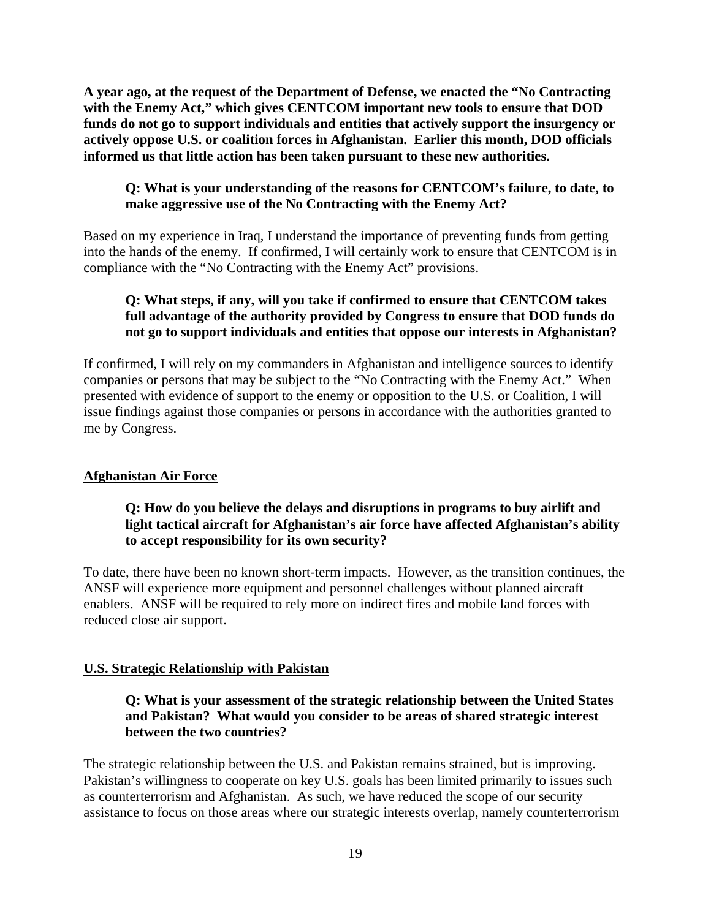**A year ago, at the request of the Department of Defense, we enacted the "No Contracting with the Enemy Act," which gives CENTCOM important new tools to ensure that DOD funds do not go to support individuals and entities that actively support the insurgency or actively oppose U.S. or coalition forces in Afghanistan. Earlier this month, DOD officials informed us that little action has been taken pursuant to these new authorities.**

> **Q: What is your understanding of the reasons for CENTCOM's failure, to date, to make aggressive use of the No Contracting with the Enemy Act?**

Based on my experience in Iraq, I understand the importance of preventing funds from getting into the hands of the enemy. If confirmed, I will certainly work to ensure that CENTCOM is in compliance with the "No Contracting with the Enemy Act" provisions.

> **Q: What steps, if any, will you take if confirmed to ensure that CENTCOM takes full advantage of the authority provided by Congress to ensure that DOD funds do not go to support individuals and entities that oppose our interests in Afghanistan?**

If confirmed, I will rely on my commanders in Afghanistan and intelligence sources to identify companies or persons that may be subject to the "No Contracting with the Enemy Act." When presented with evidence of support to the enemy or opposition to the U.S. or Coalition, I will issue findings against those companies or persons in accordance with the authorities granted to me by Congress.

## Afghanistan Air Force

> **Q: How do you believe the delays and disruptions in programs to buy airlift and light tactical aircraft for Afghanistan's air force have affected Afghanistan's ability to accept responsibility for its own security?**

To date, there have been no known short-term impacts. However, as the transition continues, the ANSF will experience more equipment and personnel challenges without planned aircraft enablers. ANSF will be required to rely more on indirect fires and mobile land forces with reduced close air support.

## U.S. Strategic Relationship with Pakistan

> **Q: What is your assessment of the strategic relationship between the United States and Pakistan? What would you consider to be areas of shared strategic interest between the two countries?**

The strategic relationship between the U.S. and Pakistan remains strained, but is improving. Pakistan's willingness to cooperate on key U.S. goals has been limited primarily to issues such as counterterrorism and Afghanistan. As such, we have reduced the scope of our security assistance to focus on those areas where our strategic interests overlap, namely counterterrorism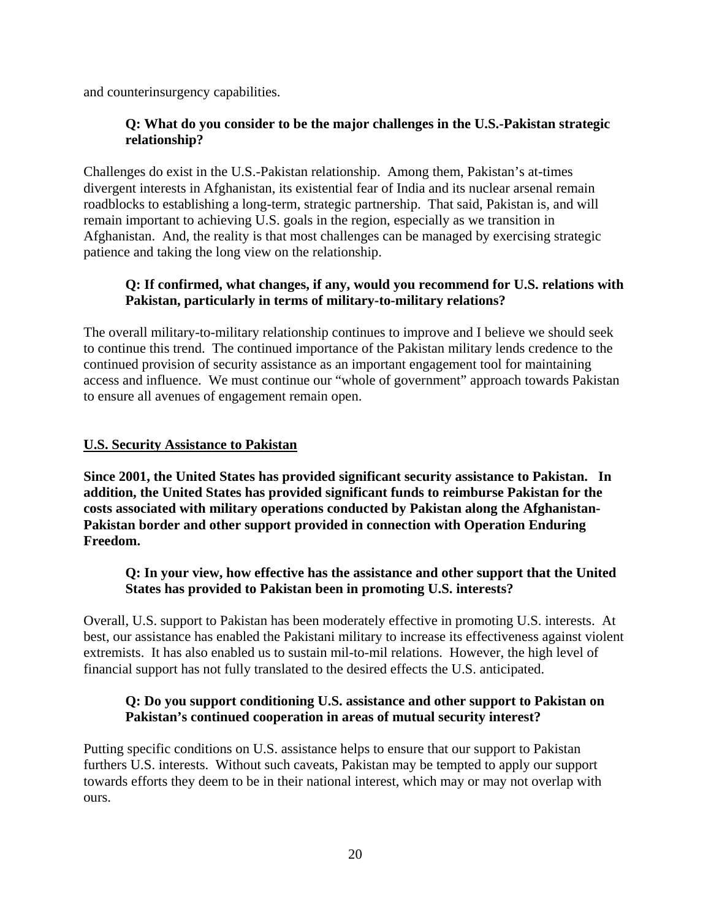and counterinsurgency capabilities.

**Q: What do you consider to be the major challenges in the U.S.-Pakistan strategic relationship?**

Challenges do exist in the U.S.-Pakistan relationship. Among them, Pakistan's at-times divergent interests in Afghanistan, its existential fear of India and its nuclear arsenal remain roadblocks to establishing a long-term, strategic partnership. That said, Pakistan is, and will remain important to achieving U.S. goals in the region, especially as we transition in Afghanistan. And, the reality is that most challenges can be managed by exercising strategic patience and taking the long view on the relationship.

**Q: If confirmed, what changes, if any, would you recommend for U.S. relations with Pakistan, particularly in terms of military-to-military relations?**

The overall military-to-military relationship continues to improve and I believe we should seek to continue this trend. The continued importance of the Pakistan military lends credence to the continued provision of security assistance as an important engagement tool for maintaining access and influence. We must continue our "whole of government" approach towards Pakistan to ensure all avenues of engagement remain open.

**U.S. Security Assistance to Pakistan**

**Since 2001, the United States has provided significant security assistance to Pakistan. In addition, the United States has provided significant funds to reimburse Pakistan for the costs associated with military operations conducted by Pakistan along the Afghanistan-Pakistan border and other support provided in connection with Operation Enduring Freedom.**

**Q: In your view, how effective has the assistance and other support that the United States has provided to Pakistan been in promoting U.S. interests?**

Overall, U.S. support to Pakistan has been moderately effective in promoting U.S. interests. At best, our assistance has enabled the Pakistani military to increase its effectiveness against violent extremists. It has also enabled us to sustain mil-to-mil relations. However, the high level of financial support has not fully translated to the desired effects the U.S. anticipated.

**Q: Do you support conditioning U.S. assistance and other support to Pakistan on Pakistan's continued cooperation in areas of mutual security interest?**

Putting specific conditions on U.S. assistance helps to ensure that our support to Pakistan furthers U.S. interests. Without such caveats, Pakistan may be tempted to apply our support towards efforts they deem to be in their national interest, which may or may not overlap with ours.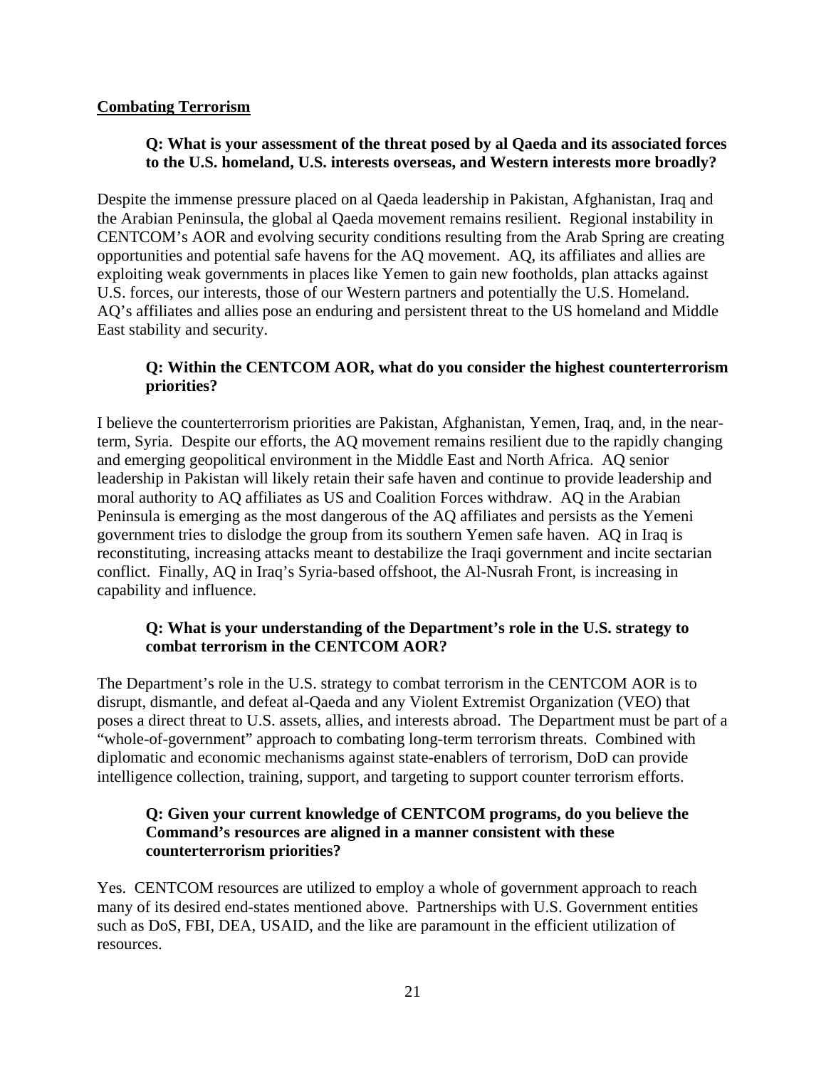**Combating Terrorism**

**Q: What is your assessment of the threat posed by al Qaeda and its associated forces to the U.S. homeland, U.S. interests overseas, and Western interests more broadly?**

Despite the immense pressure placed on al Qaeda leadership in Pakistan, Afghanistan, Iraq and the Arabian Peninsula, the global al Qaeda movement remains resilient. Regional instability in CENTCOM's AOR and evolving security conditions resulting from the Arab Spring are creating opportunities and potential safe havens for the AQ movement. AQ, its affiliates and allies are exploiting weak governments in places like Yemen to gain new footholds, plan attacks against U.S. forces, our interests, those of our Western partners and potentially the U.S. Homeland. AQ's affiliates and allies pose an enduring and persistent threat to the US homeland and Middle East stability and security.

**Q: Within the CENTCOM AOR, what do you consider the highest counterterrorism priorities?**

I believe the counterterrorism priorities are Pakistan, Afghanistan, Yemen, Iraq, and, in the near-term, Syria. Despite our efforts, the AQ movement remains resilient due to the rapidly changing and emerging geopolitical environment in the Middle East and North Africa. AQ senior leadership in Pakistan will likely retain their safe haven and continue to provide leadership and moral authority to AQ affiliates as US and Coalition Forces withdraw. AQ in the Arabian Peninsula is emerging as the most dangerous of the AQ affiliates and persists as the Yemeni government tries to dislodge the group from its southern Yemen safe haven. AQ in Iraq is reconstituting, increasing attacks meant to destabilize the Iraqi government and incite sectarian conflict. Finally, AQ in Iraq's Syria-based offshoot, the Al-Nusrah Front, is increasing in capability and influence.

**Q: What is your understanding of the Department's role in the U.S. strategy to combat terrorism in the CENTCOM AOR?**

The Department's role in the U.S. strategy to combat terrorism in the CENTCOM AOR is to disrupt, dismantle, and defeat al-Qaeda and any Violent Extremist Organization (VEO) that poses a direct threat to U.S. assets, allies, and interests abroad. The Department must be part of a "whole-of-government" approach to combating long-term terrorism threats. Combined with diplomatic and economic mechanisms against state-enablers of terrorism, DoD can provide intelligence collection, training, support, and targeting to support counter terrorism efforts.

**Q: Given your current knowledge of CENTCOM programs, do you believe the Command's resources are aligned in a manner consistent with these counterterrorism priorities?**

Yes. CENTCOM resources are utilized to employ a whole of government approach to reach many of its desired end-states mentioned above. Partnerships with U.S. Government entities such as DoS, FBI, DEA, USAID, and the like are paramount in the efficient utilization of resources.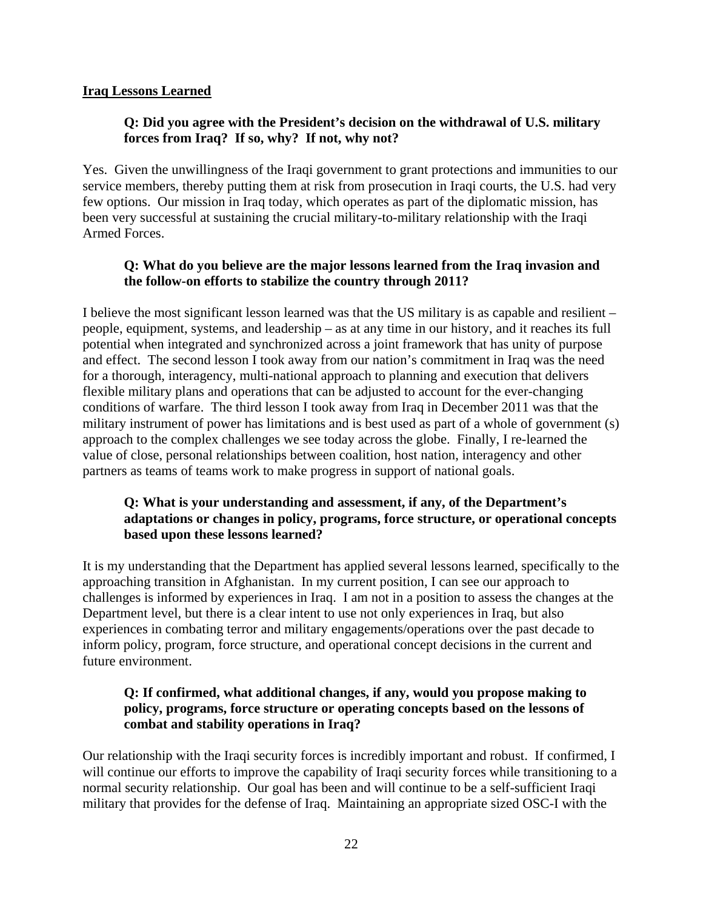**Iraq Lessons Learned**

**Q: Did you agree with the President's decision on the withdrawal of U.S. military forces from Iraq? If so, why? If not, why not?**

Yes. Given the unwillingness of the Iraqi government to grant protections and immunities to our service members, thereby putting them at risk from prosecution in Iraqi courts, the U.S. had very few options. Our mission in Iraq today, which operates as part of the diplomatic mission, has been very successful at sustaining the crucial military-to-military relationship with the Iraqi Armed Forces.

**Q: What do you believe are the major lessons learned from the Iraq invasion and the follow-on efforts to stabilize the country through 2011?**

I believe the most significant lesson learned was that the US military is as capable and resilient – people, equipment, systems, and leadership – as at any time in our history, and it reaches its full potential when integrated and synchronized across a joint framework that has unity of purpose and effect. The second lesson I took away from our nation's commitment in Iraq was the need for a thorough, interagency, multi-national approach to planning and execution that delivers flexible military plans and operations that can be adjusted to account for the ever-changing conditions of warfare. The third lesson I took away from Iraq in December 2011 was that the military instrument of power has limitations and is best used as part of a whole of government (s) approach to the complex challenges we see today across the globe. Finally, I re-learned the value of close, personal relationships between coalition, host nation, interagency and other partners as teams of teams work to make progress in support of national goals.

**Q: What is your understanding and assessment, if any, of the Department's adaptations or changes in policy, programs, force structure, or operational concepts based upon these lessons learned?**

It is my understanding that the Department has applied several lessons learned, specifically to the approaching transition in Afghanistan. In my current position, I can see our approach to challenges is informed by experiences in Iraq. I am not in a position to assess the changes at the Department level, but there is a clear intent to use not only experiences in Iraq, but also experiences in combating terror and military engagements/operations over the past decade to inform policy, program, force structure, and operational concept decisions in the current and future environment.

**Q: If confirmed, what additional changes, if any, would you propose making to policy, programs, force structure or operating concepts based on the lessons of combat and stability operations in Iraq?**

Our relationship with the Iraqi security forces is incredibly important and robust. If confirmed, I will continue our efforts to improve the capability of Iraqi security forces while transitioning to a normal security relationship. Our goal has been and will continue to be a self-sufficient Iraqi military that provides for the defense of Iraq. Maintaining an appropriate sized OSC-I with the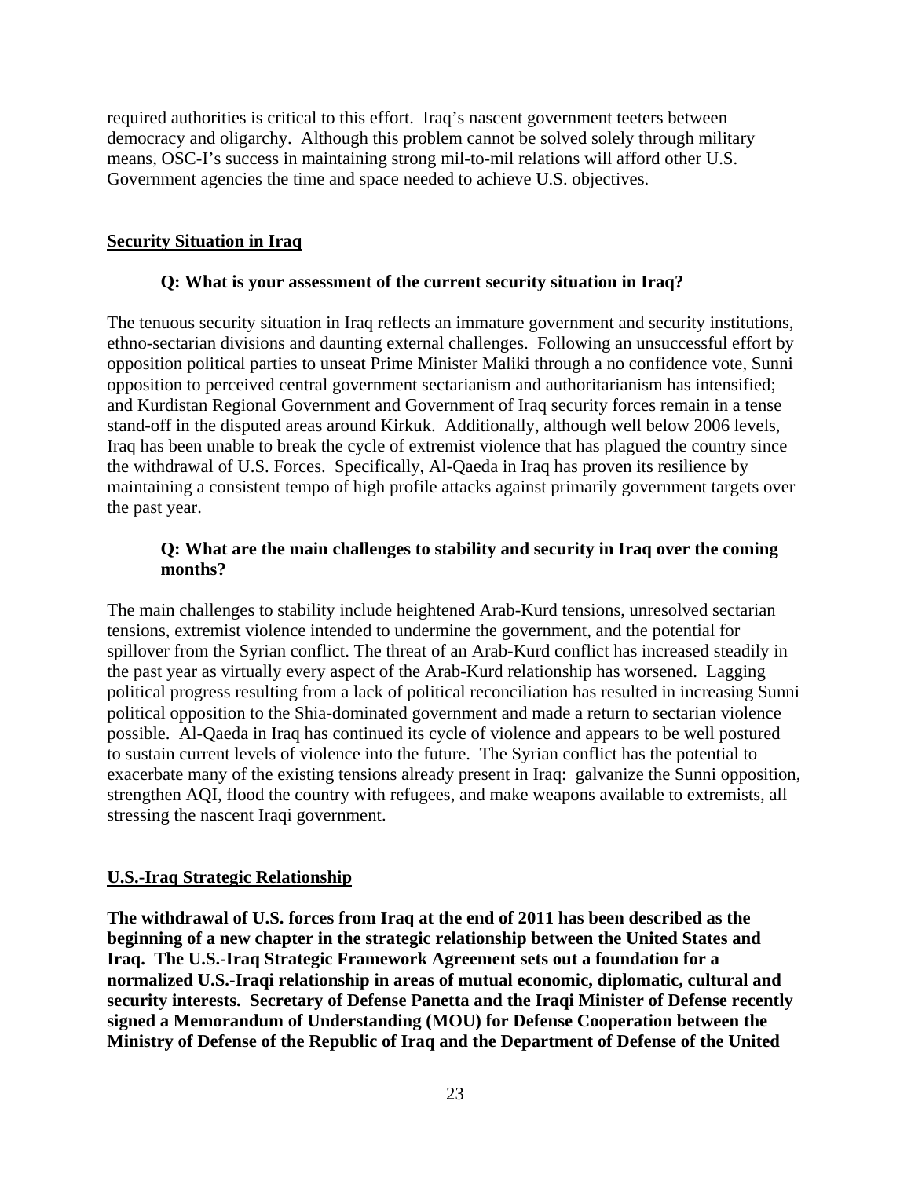required authorities is critical to this effort. Iraq's nascent government teeters between democracy and oligarchy. Although this problem cannot be solved solely through military means, OSC-I's success in maintaining strong mil-to-mil relations will afford other U.S. Government agencies the time and space needed to achieve U.S. objectives.

**Security Situation in Iraq**

**Q: What is your assessment of the current security situation in Iraq?**

The tenuous security situation in Iraq reflects an immature government and security institutions, ethno-sectarian divisions and daunting external challenges. Following an unsuccessful effort by opposition political parties to unseat Prime Minister Maliki through a no confidence vote, Sunni opposition to perceived central government sectarianism and authoritarianism has intensified; and Kurdistan Regional Government and Government of Iraq security forces remain in a tense stand-off in the disputed areas around Kirkuk. Additionally, although well below 2006 levels, Iraq has been unable to break the cycle of extremist violence that has plagued the country since the withdrawal of U.S. Forces. Specifically, Al-Qaeda in Iraq has proven its resilience by maintaining a consistent tempo of high profile attacks against primarily government targets over the past year.

**Q: What are the main challenges to stability and security in Iraq over the coming months?**

The main challenges to stability include heightened Arab-Kurd tensions, unresolved sectarian tensions, extremist violence intended to undermine the government, and the potential for spillover from the Syrian conflict. The threat of an Arab-Kurd conflict has increased steadily in the past year as virtually every aspect of the Arab-Kurd relationship has worsened. Lagging political progress resulting from a lack of political reconciliation has resulted in increasing Sunni political opposition to the Shia-dominated government and made a return to sectarian violence possible. Al-Qaeda in Iraq has continued its cycle of violence and appears to be well postured to sustain current levels of violence into the future. The Syrian conflict has the potential to exacerbate many of the existing tensions already present in Iraq: galvanize the Sunni opposition, strengthen AQI, flood the country with refugees, and make weapons available to extremists, all stressing the nascent Iraqi government.

**U.S.-Iraq Strategic Relationship**

**The withdrawal of U.S. forces from Iraq at the end of 2011 has been described as the beginning of a new chapter in the strategic relationship between the United States and Iraq. The U.S.-Iraqi Strategic Framework Agreement sets out a foundation for a normalized U.S.-Iraqi relationship in areas of mutual economic, diplomatic, cultural and security interests. Secretary of Defense Panetta and the Iraqi Minister of Defense recently signed a Memorandum of Understanding (MOU) for Defense Cooperation between the Ministry of Defense of the Republic of Iraq and the Department of Defense of the United**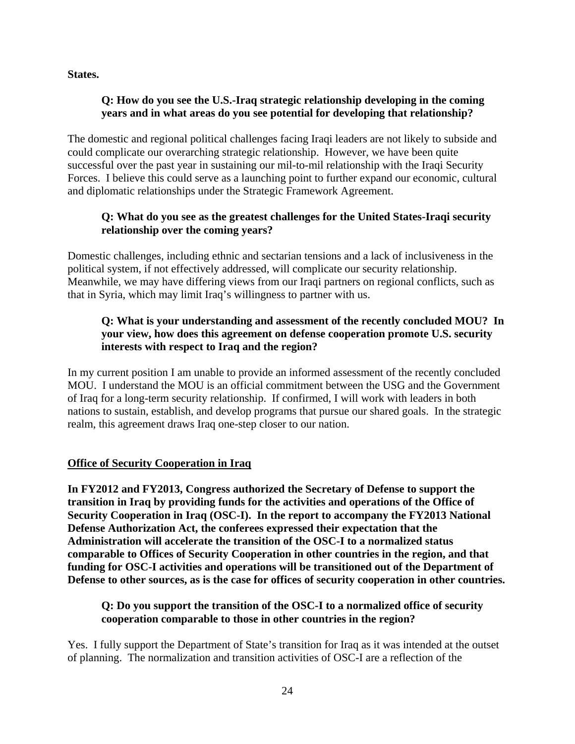**States.**

> **Q: How do you see the U.S.-Iraq strategic relationship developing in the coming years and in what areas do you see potential for developing that relationship?**

The domestic and regional political challenges facing Iraqi leaders are not likely to subside and could complicate our overarching strategic relationship. However, we have been quite successful over the past year in sustaining our mil-to-mil relationship with the Iraqi Security Forces. I believe this could serve as a launching point to further expand our economic, cultural and diplomatic relationships under the Strategic Framework Agreement.

> **Q: What do you see as the greatest challenges for the United States-Iraqi security relationship over the coming years?**

Domestic challenges, including ethnic and sectarian tensions and a lack of inclusiveness in the political system, if not effectively addressed, will complicate our security relationship. Meanwhile, we may have differing views from our Iraqi partners on regional conflicts, such as that in Syria, which may limit Iraq's willingness to partner with us.

> **Q: What is your understanding and assessment of the recently concluded MOU? In your view, how does this agreement on defense cooperation promote U.S. security interests with respect to Iraq and the region?**

In my current position I am unable to provide an informed assessment of the recently concluded MOU. I understand the MOU is an official commitment between the USG and the Government of Iraq for a long-term security relationship. If confirmed, I will work with leaders in both nations to sustain, establish, and develop programs that pursue our shared goals. In the strategic realm, this agreement draws Iraq one-step closer to our nation.

## Office of Security Cooperation in Iraq

**In FY2012 and FY2013, Congress authorized the Secretary of Defense to support the transition in Iraq by providing funds for the activities and operations of the Office of Security Cooperation in Iraq (OSC-I). In the report to accompany the FY2013 National Defense Authorization Act, the conferees expressed their expectation that the Administration will accelerate the transition of the OSC-I to a normalized status comparable to Offices of Security Cooperation in other countries in the region, and that funding for OSC-I activities and operations will be transitioned out of the Department of Defense to other sources, as is the case for offices of security cooperation in other countries.**

> **Q: Do you support the transition of the OSC-I to a normalized office of security cooperation comparable to those in other countries in the region?**

Yes. I fully support the Department of State's transition for Iraq as it was intended at the outset of planning. The normalization and transition activities of OSC-I are a reflection of the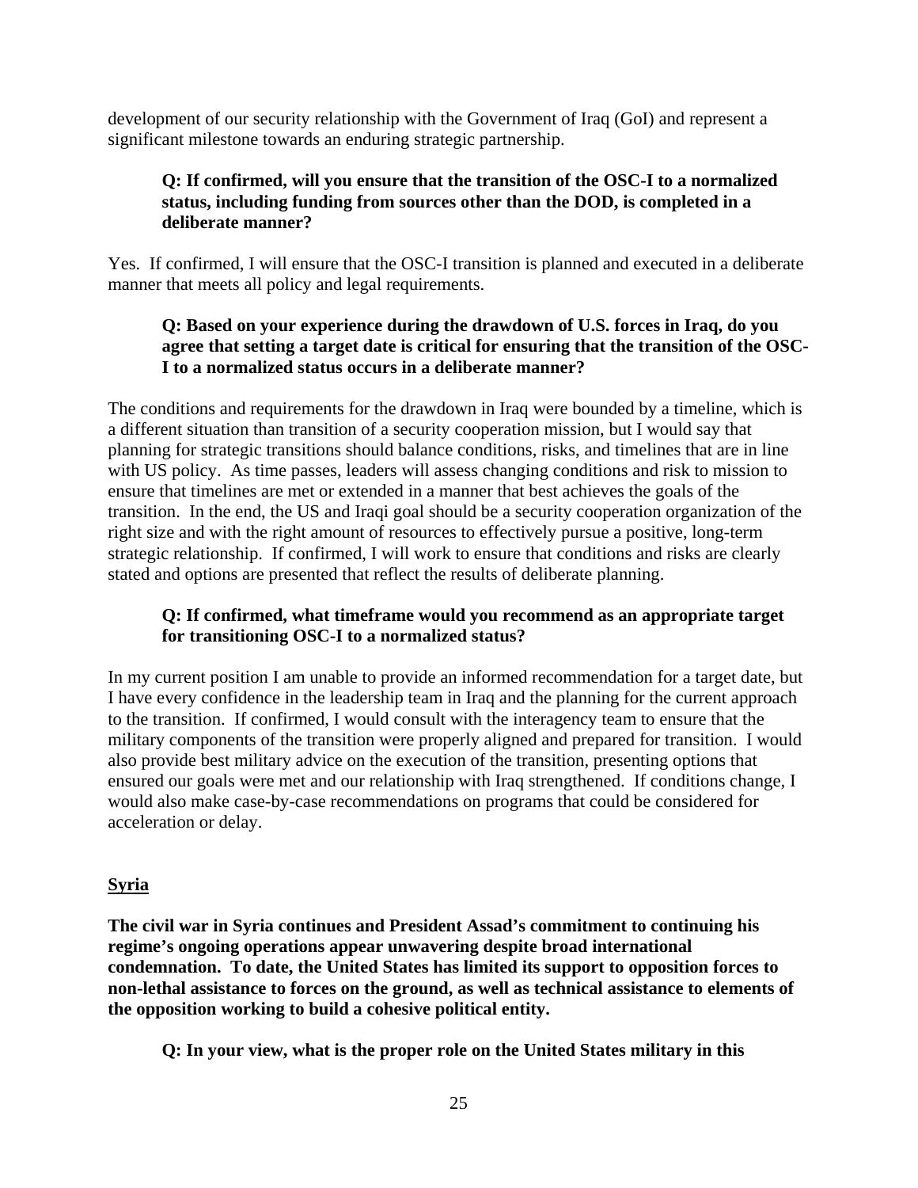development of our security relationship with the Government of Iraq (GoI) and represent a significant milestone towards an enduring strategic partnership.

**Q: If confirmed, will you ensure that the transition of the OSC-I to a normalized status, including funding from sources other than the DOD, is completed in a deliberate manner?**

Yes. If confirmed, I will ensure that the OSC-I transition is planned and executed in a deliberate manner that meets all policy and legal requirements.

**Q: Based on your experience during the drawdown of U.S. forces in Iraq, do you agree that setting a target date is critical for ensuring that the transition of the OSC-I to a normalized status occurs in a deliberate manner?**

The conditions and requirements for the drawdown in Iraq were bounded by a timeline, which is a different situation than transition of a security cooperation mission, but I would say that planning for strategic transitions should balance conditions, risks, and timelines that are in line with US policy. As time passes, leaders will assess changing conditions and risk to mission to ensure that timelines are met or extended in a manner that best achieves the goals of the transition. In the end, the US and Iraqi goal should be a security cooperation organization of the right size and with the right amount of resources to effectively pursue a positive, long-term strategic relationship. If confirmed, I will work to ensure that conditions and risks are clearly stated and options are presented that reflect the results of deliberate planning.

**Q: If confirmed, what timeframe would you recommend as an appropriate target for transitioning OSC-I to a normalized status?**

In my current position I am unable to provide an informed recommendation for a target date, but I have every confidence in the leadership team in Iraq and the planning for the current approach to the transition. If confirmed, I would consult with the interagency team to ensure that the military components of the transition were properly aligned and prepared for transition. I would also provide best military advice on the execution of the transition, presenting options that ensured our goals were met and our relationship with Iraq strengthened. If conditions change, I would also make case-by-case recommendations on programs that could be considered for acceleration or delay.

## Syria

**The civil war in Syria continues and President Assad's commitment to continuing his regime's ongoing operations appear unwavering despite broad international condemnation. To date, the United States has limited its support to opposition forces to non-lethal assistance to forces on the ground, as well as technical assistance to elements of the opposition working to build a cohesive political entity.**

**Q: In your view, what is the proper role on the United States military in this**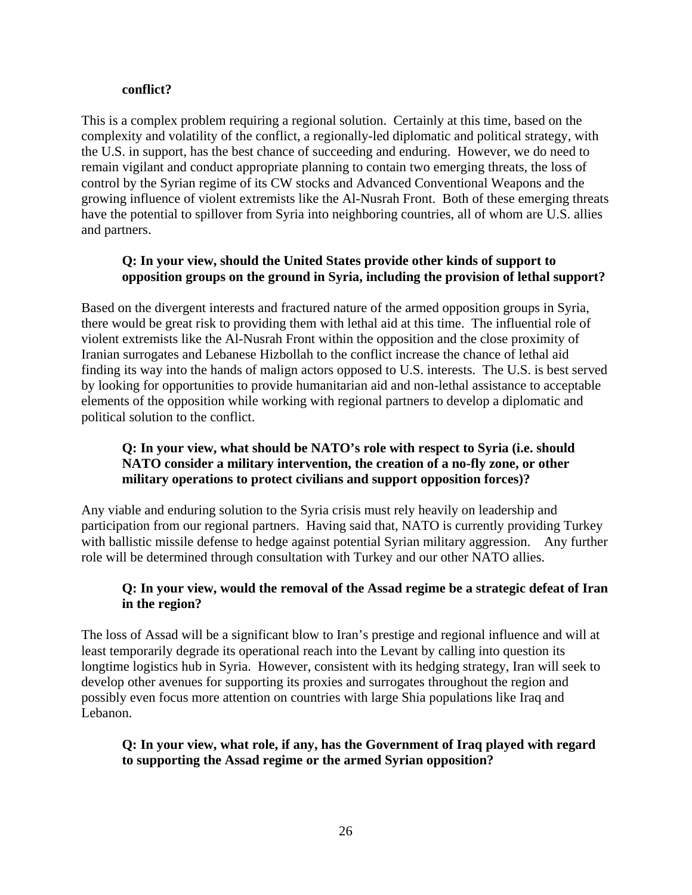**conflict?**

This is a complex problem requiring a regional solution. Certainly at this time, based on the complexity and volatility of the conflict, a regionally-led diplomatic and political strategy, with the U.S. in support, has the best chance of succeeding and enduring. However, we do need to remain vigilant and conduct appropriate planning to contain two emerging threats, the loss of control by the Syrian regime of its CW stocks and Advanced Conventional Weapons and the growing influence of violent extremists like the Al-Nusrah Front. Both of these emerging threats have the potential to spillover from Syria into neighboring countries, all of whom are U.S. allies and partners.

**Q: In your view, should the United States provide other kinds of support to opposition groups on the ground in Syria, including the provision of lethal support?**

Based on the divergent interests and fractured nature of the armed opposition groups in Syria, there would be great risk to providing them with lethal aid at this time. The influential role of violent extremists like the Al-Nusrah Front within the opposition and the close proximity of Iranian surrogates and Lebanese Hizbollah to the conflict increase the chance of lethal aid finding its way into the hands of malign actors opposed to U.S. interests. The U.S. is best served by looking for opportunities to provide humanitarian aid and non-lethal assistance to acceptable elements of the opposition while working with regional partners to develop a diplomatic and political solution to the conflict.

**Q: In your view, what should be NATO's role with respect to Syria (i.e. should NATO consider a military intervention, the creation of a no-fly zone, or other military operations to protect civilians and support opposition forces)?**

Any viable and enduring solution to the Syria crisis must rely heavily on leadership and participation from our regional partners. Having said that, NATO is currently providing Turkey with ballistic missile defense to hedge against potential Syrian military aggression. Any further role will be determined through consultation with Turkey and our other NATO allies.

**Q: In your view, would the removal of the Assad regime be a strategic defeat of Iran in the region?**

The loss of Assad will be a significant blow to Iran's prestige and regional influence and will at least temporarily degrade its operational reach into the Levant by calling into question its longtime logistics hub in Syria. However, consistent with its hedging strategy, Iran will seek to develop other avenues for supporting its proxies and surrogates throughout the region and possibly even focus more attention on countries with large Shia populations like Iraq and Lebanon.

**Q: In your view, what role, if any, has the Government of Iraq played with regard to supporting the Assad regime or the armed Syrian opposition?**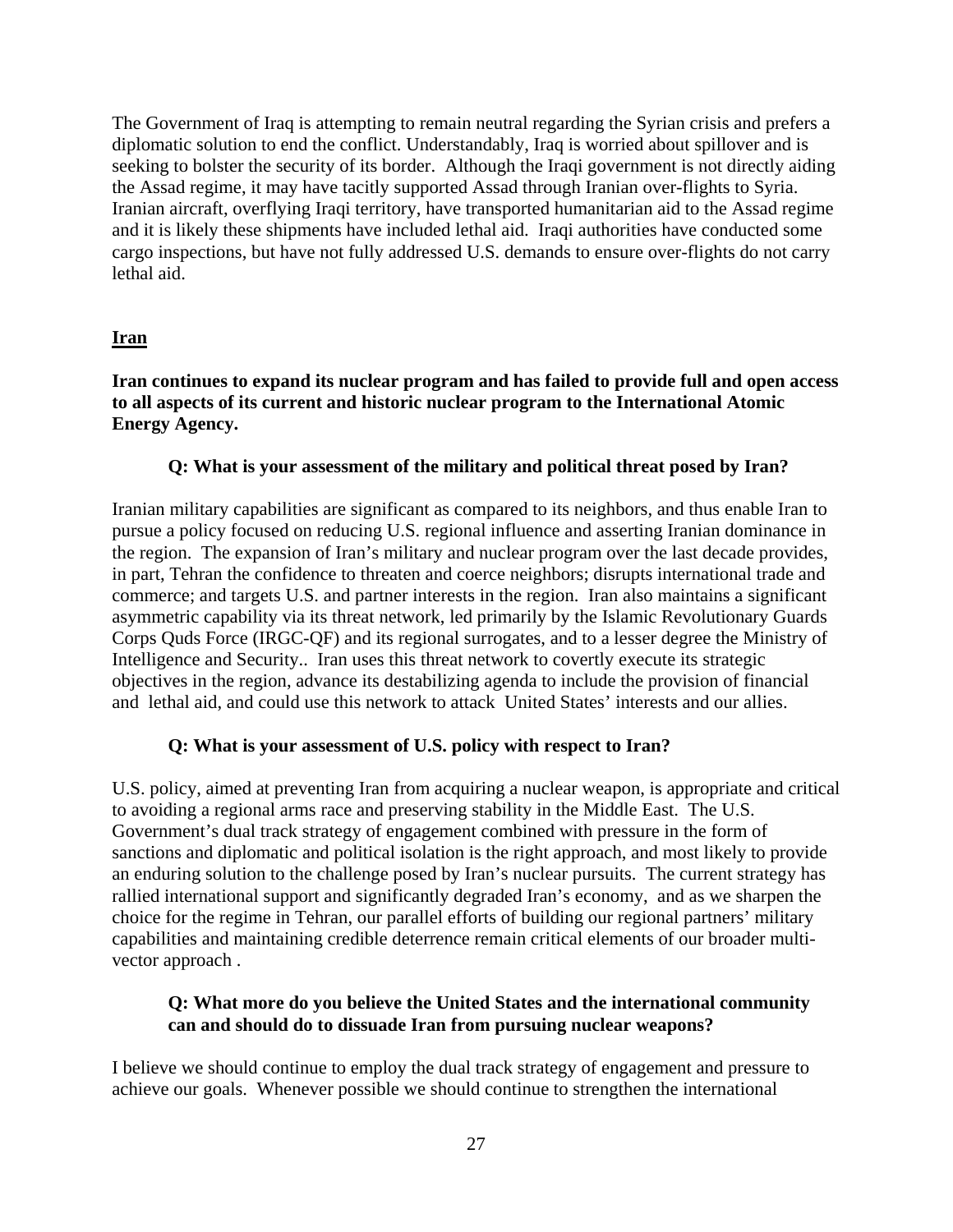The Government of Iraq is attempting to remain neutral regarding the Syrian crisis and prefers a diplomatic solution to end the conflict. Understandably, Iraq is worried about spillover and is seeking to bolster the security of its border. Although the Iraqi government is not directly aiding the Assad regime, it may have tacitly supported Assad through Iranian over-flights to Syria. Iranian aircraft, overflying Iraqi territory, have transported humanitarian aid to the Assad regime and it is likely these shipments have included lethal aid. Iraqi authorities have conducted some cargo inspections, but have not fully addressed U.S. demands to ensure over-flights do not carry lethal aid.

## Iran

**Iran continues to expand its nuclear program and has failed to provide full and open access to all aspects of its current and historic nuclear program to the International Atomic Energy Agency.**

**Q: What is your assessment of the military and political threat posed by Iran?**

Iranian military capabilities are significant as compared to its neighbors, and thus enable Iran to pursue a policy focused on reducing U.S. regional influence and asserting Iranian dominance in the region. The expansion of Iran's military and nuclear program over the last decade provides, in part, Tehran the confidence to threaten and coerce neighbors; disrupts international trade and commerce; and targets U.S. and partner interests in the region. Iran also maintains a significant asymmetric capability via its threat network, led primarily by the Islamic Revolutionary Guards Corps Quds Force (IRGC-QF) and its regional surrogates, and to a lesser degree the Ministry of Intelligence and Security.. Iran uses this threat network to covertly execute its strategic objectives in the region, advance its destabilizing agenda to include the provision of financial and lethal aid, and could use this network to attack United States' interests and our allies.

**Q: What is your assessment of U.S. policy with respect to Iran?**

U.S. policy, aimed at preventing Iran from acquiring a nuclear weapon, is appropriate and critical to avoiding a regional arms race and preserving stability in the Middle East. The U.S. Government's dual track strategy of engagement combined with pressure in the form of sanctions and diplomatic and political isolation is the right approach, and most likely to provide an enduring solution to the challenge posed by Iran's nuclear pursuits. The current strategy has rallied international support and significantly degraded Iran's economy, and as we sharpen the choice for the regime in Tehran, our parallel efforts of building our regional partners' military capabilities and maintaining credible deterrence remain critical elements of our broader multi-vector approach .

**Q: What more do you believe the United States and the international community can and should do to dissuade Iran from pursuing nuclear weapons?**

I believe we should continue to employ the dual track strategy of engagement and pressure to achieve our goals. Whenever possible we should continue to strengthen the international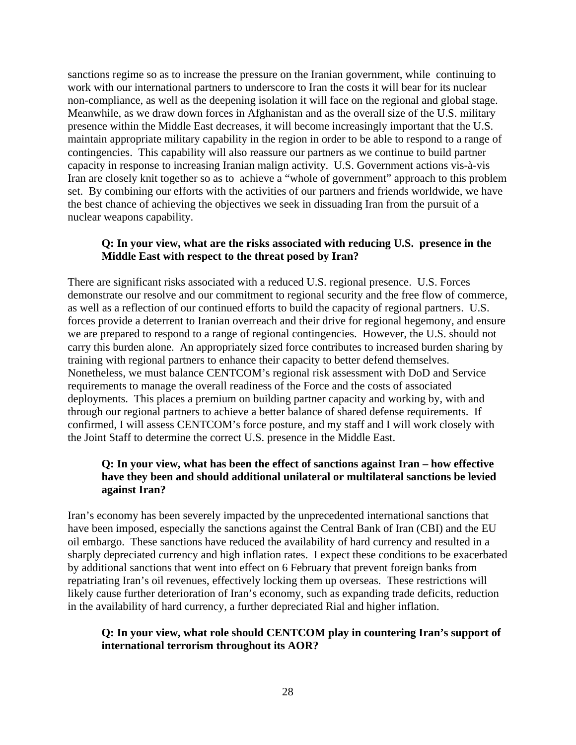sanctions regime so as to increase the pressure on the Iranian government, while continuing to work with our international partners to underscore to Iran the costs it will bear for its nuclear non-compliance, as well as the deepening isolation it will face on the regional and global stage. Meanwhile, as we draw down forces in Afghanistan and as the overall size of the U.S. military presence within the Middle East decreases, it will become increasingly important that the U.S. maintain appropriate military capability in the region in order to be able to respond to a range of contingencies. This capability will also reassure our partners as we continue to build partner capacity in response to increasing Iranian malign activity. U.S. Government actions vis-à-vis Iran are closely knit together so as to achieve a "whole of government" approach to this problem set. By combining our efforts with the activities of our partners and friends worldwide, we have the best chance of achieving the objectives we seek in dissuading Iran from the pursuit of a nuclear weapons capability.

**Q: In your view, what are the risks associated with reducing U.S. presence in the Middle East with respect to the threat posed by Iran?**

There are significant risks associated with a reduced U.S. regional presence. U.S. Forces demonstrate our resolve and our commitment to regional security and the free flow of commerce, as well as a reflection of our continued efforts to build the capacity of regional partners. U.S. forces provide a deterrent to Iranian overreach and their drive for regional hegemony, and ensure we are prepared to respond to a range of regional contingencies. However, the U.S. should not carry this burden alone. An appropriately sized force contributes to increased burden sharing by training with regional partners to enhance their capacity to better defend themselves. Nonetheless, we must balance CENTCOM's regional risk assessment with DoD and Service requirements to manage the overall readiness of the Force and the costs of associated deployments. This places a premium on building partner capacity and working by, with and through our regional partners to achieve a better balance of shared defense requirements. If confirmed, I will assess CENTCOM's force posture, and my staff and I will work closely with the Joint Staff to determine the correct U.S. presence in the Middle East.

**Q: In your view, what has been the effect of sanctions against Iran – how effective have they been and should additional unilateral or multilateral sanctions be levied against Iran?**

Iran's economy has been severely impacted by the unprecedented international sanctions that have been imposed, especially the sanctions against the Central Bank of Iran (CBI) and the EU oil embargo. These sanctions have reduced the availability of hard currency and resulted in a sharply depreciated currency and high inflation rates. I expect these conditions to be exacerbated by additional sanctions that went into effect on 6 February that prevent foreign banks from repatriating Iran's oil revenues, effectively locking them up overseas. These restrictions will likely cause further deterioration of Iran's economy, such as expanding trade deficits, reduction in the availability of hard currency, a further depreciated Rial and higher inflation.

**Q: In your view, what role should CENTCOM play in countering Iran's support of international terrorism throughout its AOR?**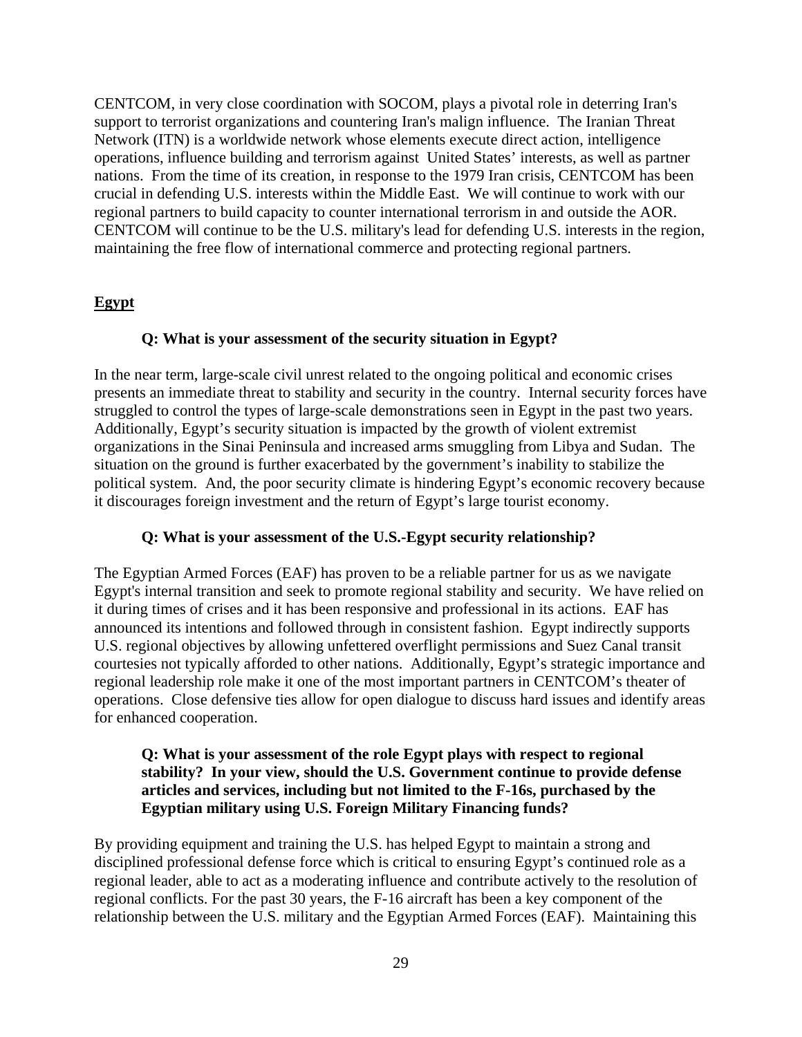CENTCOM, in very close coordination with SOCOM, plays a pivotal role in deterring Iran's support to terrorist organizations and countering Iran's malign influence. The Iranian Threat Network (ITN) is a worldwide network whose elements execute direct action, intelligence operations, influence building and terrorism against United States' interests, as well as partner nations. From the time of its creation, in response to the 1979 Iran crisis, CENTCOM has been crucial in defending U.S. interests within the Middle East. We will continue to work with our regional partners to build capacity to counter international terrorism in and outside the AOR. CENTCOM will continue to be the U.S. military's lead for defending U.S. interests in the region, maintaining the free flow of international commerce and protecting regional partners.

## Egypt

**Q: What is your assessment of the security situation in Egypt?**

In the near term, large-scale civil unrest related to the ongoing political and economic crises presents an immediate threat to stability and security in the country. Internal security forces have struggled to control the types of large-scale demonstrations seen in Egypt in the past two years. Additionally, Egypt's security situation is impacted by the growth of violent extremist organizations in the Sinai Peninsula and increased arms smuggling from Libya and Sudan. The situation on the ground is further exacerbated by the government's inability to stabilize the political system. And, the poor security climate is hindering Egypt's economic recovery because it discourages foreign investment and the return of Egypt's large tourist economy.

**Q: What is your assessment of the U.S.-Egypt security relationship?**

The Egyptian Armed Forces (EAF) has proven to be a reliable partner for us as we navigate Egypt's internal transition and seek to promote regional stability and security. We have relied on it during times of crises and it has been responsive and professional in its actions. EAF has announced its intentions and followed through in consistent fashion. Egypt indirectly supports U.S. regional objectives by allowing unfettered overflight permissions and Suez Canal transit courtesies not typically afforded to other nations. Additionally, Egypt's strategic importance and regional leadership role make it one of the most important partners in CENTCOM's theater of operations. Close defensive ties allow for open dialogue to discuss hard issues and identify areas for enhanced cooperation.

**Q: What is your assessment of the role Egypt plays with respect to regional stability? In your view, should the U.S. Government continue to provide defense articles and services, including but not limited to the F-16s, purchased by the Egyptian military using U.S. Foreign Military Financing funds?**

By providing equipment and training the U.S. has helped Egypt to maintain a strong and disciplined professional defense force which is critical to ensuring Egypt's continued role as a regional leader, able to act as a moderating influence and contribute actively to the resolution of regional conflicts. For the past 30 years, the F-16 aircraft has been a key component of the relationship between the U.S. military and the Egyptian Armed Forces (EAF). Maintaining this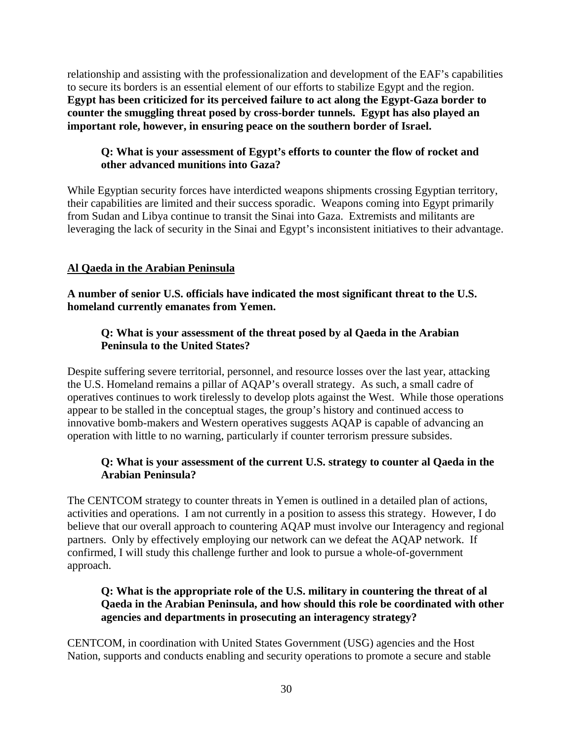relationship and assisting with the professionalization and development of the EAF's capabilities to secure its borders is an essential element of our efforts to stabilize Egypt and the region. **Egypt has been criticized for its perceived failure to act along the Egypt-Gaza border to counter the smuggling threat posed by cross-border tunnels. Egypt has also played an important role, however, in ensuring peace on the southern border of Israel.**

> **Q: What is your assessment of Egypt's efforts to counter the flow of rocket and other advanced munitions into Gaza?**

While Egyptian security forces have interdicted weapons shipments crossing Egyptian territory, their capabilities are limited and their success sporadic. Weapons coming into Egypt primarily from Sudan and Libya continue to transit the Sinai into Gaza. Extremists and militants are leveraging the lack of security in the Sinai and Egypt's inconsistent initiatives to their advantage.

## Al Qaeda in the Arabian Peninsula

**A number of senior U.S. officials have indicated the most significant threat to the U.S. homeland currently emanates from Yemen.**

> **Q: What is your assessment of the threat posed by al Qaeda in the Arabian Peninsula to the United States?**

Despite suffering severe territorial, personnel, and resource losses over the last year, attacking the U.S. Homeland remains a pillar of AQAP's overall strategy. As such, a small cadre of operatives continues to work tirelessly to develop plots against the West. While those operations appear to be stalled in the conceptual stages, the group's history and continued access to innovative bomb-makers and Western operatives suggests AQAP is capable of advancing an operation with little to no warning, particularly if counter terrorism pressure subsides.

> **Q: What is your assessment of the current U.S. strategy to counter al Qaeda in the Arabian Peninsula?**

The CENTCOM strategy to counter threats in Yemen is outlined in a detailed plan of actions, activities and operations. I am not currently in a position to assess this strategy. However, I do believe that our overall approach to countering AQAP must involve our Interagency and regional partners. Only by effectively employing our network can we defeat the AQAP network. If confirmed, I will study this challenge further and look to pursue a whole-of-government approach.

> **Q: What is the appropriate role of the U.S. military in countering the threat of al Qaeda in the Arabian Peninsula, and how should this role be coordinated with other agencies and departments in prosecuting an interagency strategy?**

CENTCOM, in coordination with United States Government (USG) agencies and the Host Nation, supports and conducts enabling and security operations to promote a secure and stable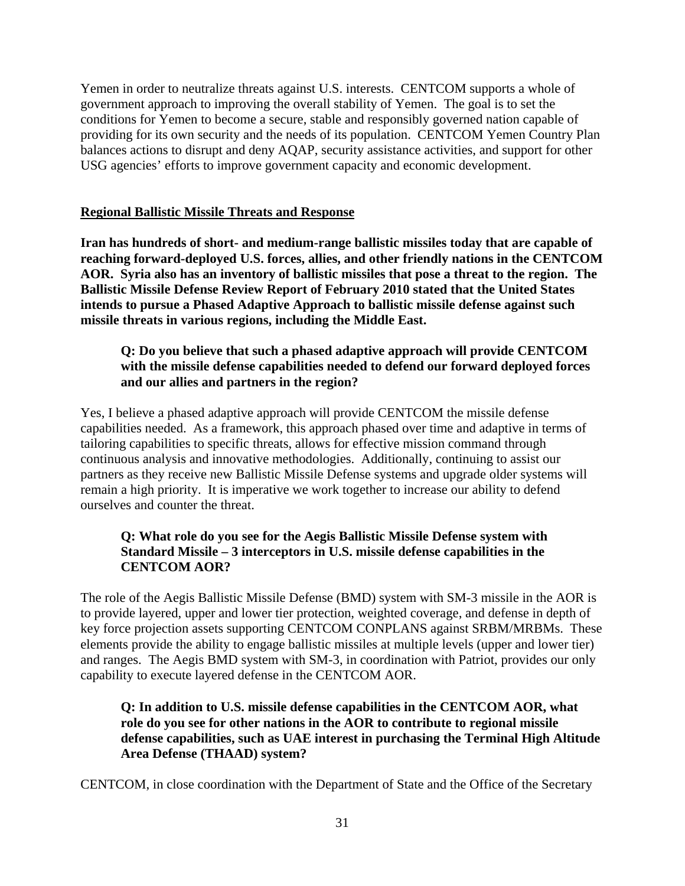Yemen in order to neutralize threats against U.S. interests. CENTCOM supports a whole of government approach to improving the overall stability of Yemen. The goal is to set the conditions for Yemen to become a secure, stable and responsibly governed nation capable of providing for its own security and the needs of its population. CENTCOM Yemen Country Plan balances actions to disrupt and deny AQAP, security assistance activities, and support for other USG agencies' efforts to improve government capacity and economic development.

## Regional Ballistic Missile Threats and Response

**Iran has hundreds of short- and medium-range ballistic missiles today that are capable of reaching forward-deployed U.S. forces, allies, and other friendly nations in the CENTCOM AOR. Syria also has an inventory of ballistic missiles that pose a threat to the region. The Ballistic Missile Defense Review Report of February 2010 stated that the United States intends to pursue a Phased Adaptive Approach to ballistic missile defense against such missile threats in various regions, including the Middle East.**

> **Q: Do you believe that such a phased adaptive approach will provide CENTCOM with the missile defense capabilities needed to defend our forward deployed forces and our allies and partners in the region?**

Yes, I believe a phased adaptive approach will provide CENTCOM the missile defense capabilities needed. As a framework, this approach phased over time and adaptive in terms of tailoring capabilities to specific threats, allows for effective mission command through continuous analysis and innovative methodologies. Additionally, continuing to assist our partners as they receive new Ballistic Missile Defense systems and upgrade older systems will remain a high priority. It is imperative we work together to increase our ability to defend ourselves and counter the threat.

> **Q: What role do you see for the Aegis Ballistic Missile Defense system with Standard Missile – 3 interceptors in U.S. missile defense capabilities in the CENTCOM AOR?**

The role of the Aegis Ballistic Missile Defense (BMD) system with SM-3 missile in the AOR is to provide layered, upper and lower tier protection, weighted coverage, and defense in depth of key force projection assets supporting CENTCOM CONPLANS against SRBM/MRBMs. These elements provide the ability to engage ballistic missiles at multiple levels (upper and lower tier) and ranges. The Aegis BMD system with SM-3, in coordination with Patriot, provides our only capability to execute layered defense in the CENTCOM AOR.

> **Q: In addition to U.S. missile defense capabilities in the CENTCOM AOR, what role do you see for other nations in the AOR to contribute to regional missile defense capabilities, such as UAE interest in purchasing the Terminal High Altitude Area Defense (THAAD) system?**

CENTCOM, in close coordination with the Department of State and the Office of the Secretary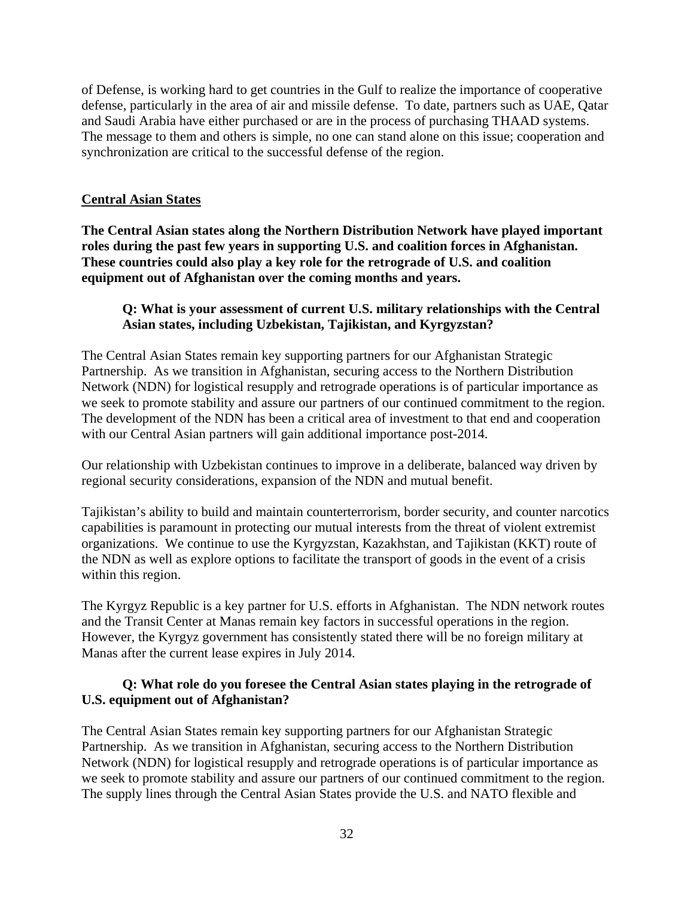of Defense, is working hard to get countries in the Gulf to realize the importance of cooperative defense, particularly in the area of air and missile defense. To date, partners such as UAE, Qatar and Saudi Arabia have either purchased or are in the process of purchasing THAAD systems. The message to them and others is simple, no one can stand alone on this issue; cooperation and synchronization are critical to the successful defense of the region.

## Central Asian States

**The Central Asian states along the Northern Distribution Network have played important roles during the past few years in supporting U.S. and coalition forces in Afghanistan. These countries could also play a key role for the retrograde of U.S. and coalition equipment out of Afghanistan over the coming months and years.**

**Q: What is your assessment of current U.S. military relationships with the Central Asian states, including Uzbekistan, Tajikistan, and Kyrgyzstan?**

The Central Asian States remain key supporting partners for our Afghanistan Strategic Partnership. As we transition in Afghanistan, securing access to the Northern Distribution Network (NDN) for logistical resupply and retrograde operations is of particular importance as we seek to promote stability and assure our partners of our continued commitment to the region. The development of the NDN has been a critical area of investment to that end and cooperation with our Central Asian partners will gain additional importance post-2014.

Our relationship with Uzbekistan continues to improve in a deliberate, balanced way driven by regional security considerations, expansion of the NDN and mutual benefit.

Tajikistan's ability to build and maintain counterterrorism, border security, and counter narcotics capabilities is paramount in protecting our mutual interests from the threat of violent extremist organizations. We continue to use the Kyrgyzstan, Kazakhstan, and Tajikistan (KKT) route of the NDN as well as explore options to facilitate the transport of goods in the event of a crisis within this region.

The Kyrgyz Republic is a key partner for U.S. efforts in Afghanistan. The NDN network routes and the Transit Center at Manas remain key factors in successful operations in the region. However, the Kyrgyz government has consistently stated there will be no foreign military at Manas after the current lease expires in July 2014.

**Q: What role do you foresee the Central Asian states playing in the retrograde of U.S. equipment out of Afghanistan?**

The Central Asian States remain key supporting partners for our Afghanistan Strategic Partnership. As we transition in Afghanistan, securing access to the Northern Distribution Network (NDN) for logistical resupply and retrograde operations is of particular importance as we seek to promote stability and assure our partners of our continued commitment to the region. The supply lines through the Central Asian States provide the U.S. and NATO flexible and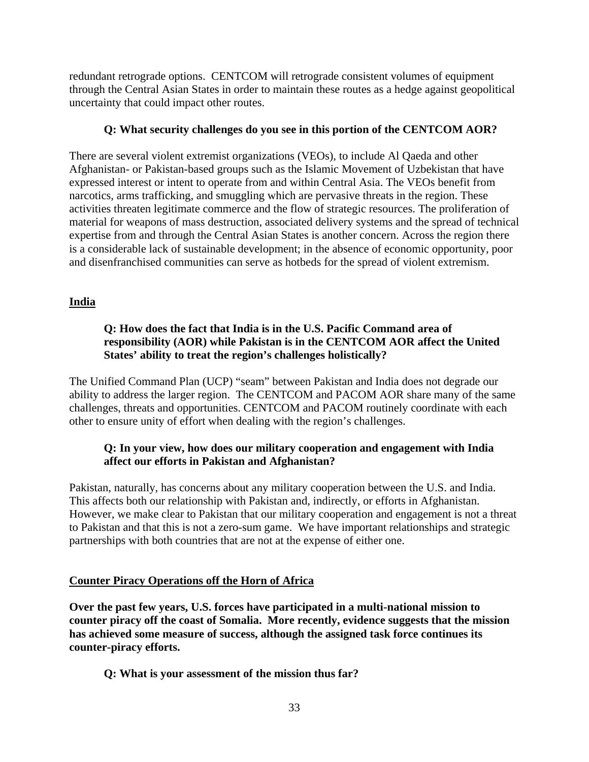redundant retrograde options. CENTCOM will retrograde consistent volumes of equipment through the Central Asian States in order to maintain these routes as a hedge against geopolitical uncertainty that could impact other routes.

**Q: What security challenges do you see in this portion of the CENTCOM AOR?**

There are several violent extremist organizations (VEOs), to include Al Qaeda and other Afghanistan- or Pakistan-based groups such as the Islamic Movement of Uzbekistan that have expressed interest or intent to operate from and within Central Asia. The VEOs benefit from narcotics, arms trafficking, and smuggling which are pervasive threats in the region. These activities threaten legitimate commerce and the flow of strategic resources. The proliferation of material for weapons of mass destruction, associated delivery systems and the spread of technical expertise from and through the Central Asian States is another concern. Across the region there is a considerable lack of sustainable development; in the absence of economic opportunity, poor and disenfranchised communities can serve as hotbeds for the spread of violent extremism.

## India

**Q: How does the fact that India is in the U.S. Pacific Command area of responsibility (AOR) while Pakistan is in the CENTCOM AOR affect the United States' ability to treat the region's challenges holistically?**

The Unified Command Plan (UCP) "seam" between Pakistan and India does not degrade our ability to address the larger region. The CENTCOM and PACOM AOR share many of the same challenges, threats and opportunities. CENTCOM and PACOM routinely coordinate with each other to ensure unity of effort when dealing with the region's challenges.

**Q: In your view, how does our military cooperation and engagement with India affect our efforts in Pakistan and Afghanistan?**

Pakistan, naturally, has concerns about any military cooperation between the U.S. and India. This affects both our relationship with Pakistan and, indirectly, or efforts in Afghanistan. However, we make clear to Pakistan that our military cooperation and engagement is not a threat to Pakistan and that this is not a zero-sum game. We have important relationships and strategic partnerships with both countries that are not at the expense of either one.

## Counter Piracy Operations off the Horn of Africa

**Over the past few years, U.S. forces have participated in a multi-national mission to counter piracy off the coast of Somalia. More recently, evidence suggests that the mission has achieved some measure of success, although the assigned task force continues its counter-piracy efforts.**

**Q: What is your assessment of the mission thus far?**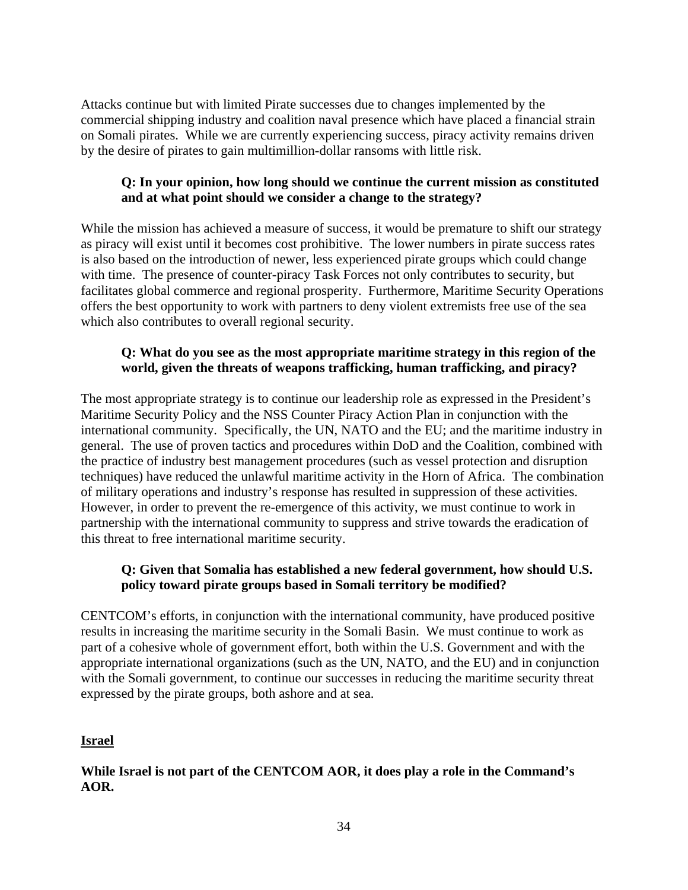Attacks continue but with limited Pirate successes due to changes implemented by the commercial shipping industry and coalition naval presence which have placed a financial strain on Somali pirates. While we are currently experiencing success, piracy activity remains driven by the desire of pirates to gain multimillion-dollar ransoms with little risk.

> **Q: In your opinion, how long should we continue the current mission as constituted and at what point should we consider a change to the strategy?**

While the mission has achieved a measure of success, it would be premature to shift our strategy as piracy will exist until it becomes cost prohibitive. The lower numbers in pirate success rates is also based on the introduction of newer, less experienced pirate groups which could change with time. The presence of counter-piracy Task Forces not only contributes to security, but facilitates global commerce and regional prosperity. Furthermore, Maritime Security Operations offers the best opportunity to work with partners to deny violent extremists free use of the sea which also contributes to overall regional security.

> **Q: What do you see as the most appropriate maritime strategy in this region of the world, given the threats of weapons trafficking, human trafficking, and piracy?**

The most appropriate strategy is to continue our leadership role as expressed in the President's Maritime Security Policy and the NSS Counter Piracy Action Plan in conjunction with the international community. Specifically, the UN, NATO and the EU; and the maritime industry in general. The use of proven tactics and procedures within DoD and the Coalition, combined with the practice of industry best management procedures (such as vessel protection and disruption techniques) have reduced the unlawful maritime activity in the Horn of Africa. The combination of military operations and industry's response has resulted in suppression of these activities. However, in order to prevent the re-emergence of this activity, we must continue to work in partnership with the international community to suppress and strive towards the eradication of this threat to free international maritime security.

> **Q: Given that Somalia has established a new federal government, how should U.S. policy toward pirate groups based in Somali territory be modified?**

CENTCOM's efforts, in conjunction with the international community, have produced positive results in increasing the maritime security in the Somali Basin. We must continue to work as part of a cohesive whole of government effort, both within the U.S. Government and with the appropriate international organizations (such as the UN, NATO, and the EU) and in conjunction with the Somali government, to continue our successes in reducing the maritime security threat expressed by the pirate groups, both ashore and at sea.

**<u>Israel</u>**

**While Israel is not part of the CENTCOM AOR, it does play a role in the Command's AOR.**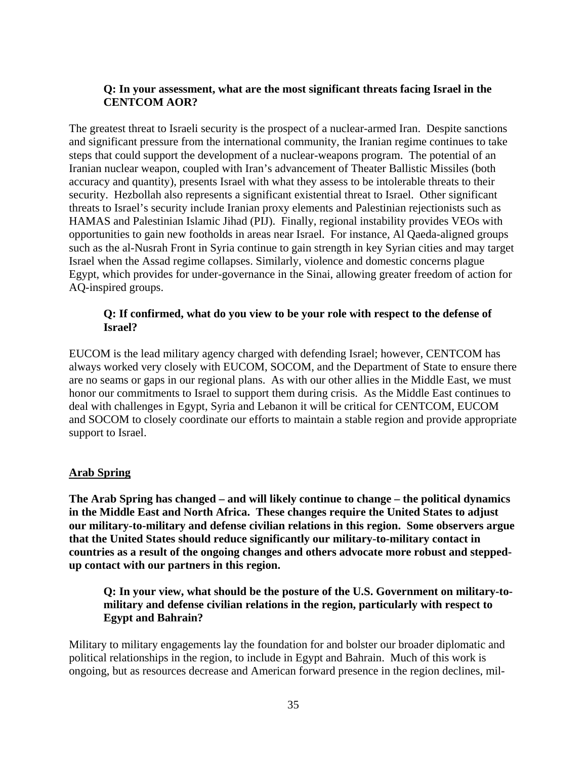**Q: In your assessment, what are the most significant threats facing Israel in the CENTCOM AOR?**

The greatest threat to Israeli security is the prospect of a nuclear-armed Iran. Despite sanctions and significant pressure from the international community, the Iranian regime continues to take steps that could support the development of a nuclear-weapons program. The potential of an Iranian nuclear weapon, coupled with Iran's advancement of Theater Ballistic Missiles (both accuracy and quantity), presents Israel with what they assess to be intolerable threats to their security. Hezbollah also represents a significant existential threat to Israel. Other significant threats to Israel's security include Iranian proxy elements and Palestinian rejectionists such as HAMAS and Palestinian Islamic Jihad (PIJ). Finally, regional instability provides VEOs with opportunities to gain new footholds in areas near Israel. For instance, Al Qaeda-aligned groups such as the al-Nusrah Front in Syria continue to gain strength in key Syrian cities and may target Israel when the Assad regime collapses. Similarly, violence and domestic concerns plague Egypt, which provides for under-governance in the Sinai, allowing greater freedom of action for AQ-inspired groups.

**Q: If confirmed, what do you view to be your role with respect to the defense of Israel?**

EUCOM is the lead military agency charged with defending Israel; however, CENTCOM has always worked very closely with EUCOM, SOCOM, and the Department of State to ensure there are no seams or gaps in our regional plans. As with our other allies in the Middle East, we must honor our commitments to Israel to support them during crisis. As the Middle East continues to deal with challenges in Egypt, Syria and Lebanon it will be critical for CENTCOM, EUCOM and SOCOM to closely coordinate our efforts to maintain a stable region and provide appropriate support to Israel.

## Arab Spring

**The Arab Spring has changed – and will likely continue to change – the political dynamics in the Middle East and North Africa. These changes require the United States to adjust our military-to-military and defense civilian relations in this region. Some observers argue that the United States should reduce significantly our military-to-military contact in countries as a result of the ongoing changes and others advocate more robust and stepped-up contact with our partners in this region.**

**Q: In your view, what should be the posture of the U.S. Government on military-to-military and defense civilian relations in the region, particularly with respect to Egypt and Bahrain?**

Military to military engagements lay the foundation for and bolster our broader diplomatic and political relationships in the region, to include in Egypt and Bahrain. Much of this work is ongoing, but as resources decrease and American forward presence in the region declines, mil-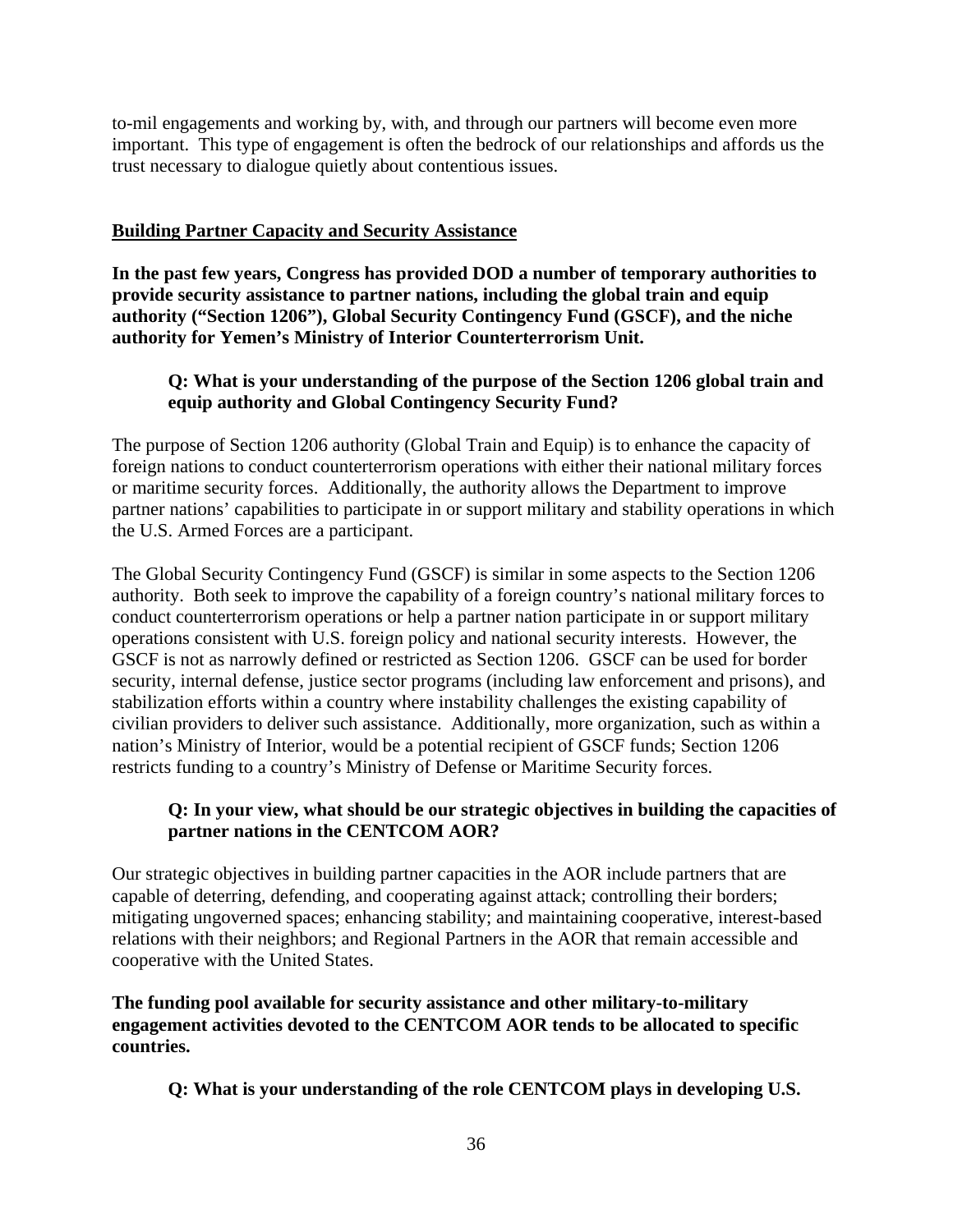to-mil engagements and working by, with, and through our partners will become even more important. This type of engagement is often the bedrock of our relationships and affords us the trust necessary to dialogue quietly about contentious issues.

## Building Partner Capacity and Security Assistance

**In the past few years, Congress has provided DOD a number of temporary authorities to provide security assistance to partner nations, including the global train and equip authority ("Section 1206"), Global Security Contingency Fund (GSCF), and the niche authority for Yemen's Ministry of Interior Counterterrorism Unit.**

> **Q: What is your understanding of the purpose of the Section 1206 global train and equip authority and Global Contingency Security Fund?**

The purpose of Section 1206 authority (Global Train and Equip) is to enhance the capacity of foreign nations to conduct counterterrorism operations with either their national military forces or maritime security forces. Additionally, the authority allows the Department to improve partner nations' capabilities to participate in or support military and stability operations in which the U.S. Armed Forces are a participant.

The Global Security Contingency Fund (GSCF) is similar in some aspects to the Section 1206 authority. Both seek to improve the capability of a foreign country's national military forces to conduct counterterrorism operations or help a partner nation participate in or support military operations consistent with U.S. foreign policy and national security interests. However, the GSCF is not as narrowly defined or restricted as Section 1206. GSCF can be used for border security, internal defense, justice sector programs (including law enforcement and prisons), and stabilization efforts within a country where instability challenges the existing capability of civilian providers to deliver such assistance. Additionally, more organization, such as within a nation's Ministry of Interior, would be a potential recipient of GSCF funds; Section 1206 restricts funding to a country's Ministry of Defense or Maritime Security forces.

> **Q: In your view, what should be our strategic objectives in building the capacities of partner nations in the CENTCOM AOR?**

Our strategic objectives in building partner capacities in the AOR include partners that are capable of deterring, defending, and cooperating against attack; controlling their borders; mitigating ungoverned spaces; enhancing stability; and maintaining cooperative, interest-based relations with their neighbors; and Regional Partners in the AOR that remain accessible and cooperative with the United States.

**The funding pool available for security assistance and other military-to-military engagement activities devoted to the CENTCOM AOR tends to be allocated to specific countries.**

> **Q: What is your understanding of the role CENTCOM plays in developing U.S.**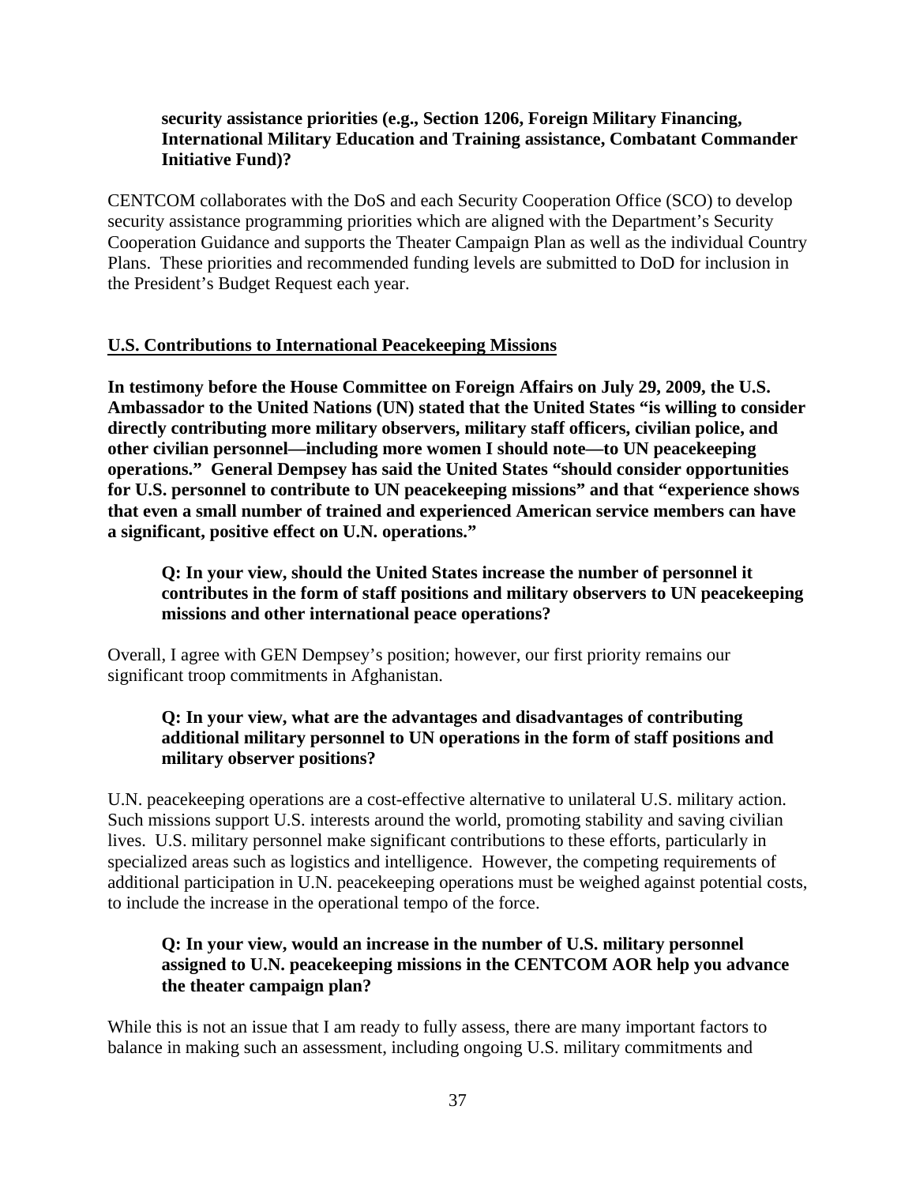**security assistance priorities (e.g., Section 1206, Foreign Military Financing, International Military Education and Training assistance, Combatant Commander Initiative Fund)?**

CENTCOM collaborates with the DoS and each Security Cooperation Office (SCO) to develop security assistance programming priorities which are aligned with the Department's Security Cooperation Guidance and supports the Theater Campaign Plan as well as the individual Country Plans. These priorities and recommended funding levels are submitted to DoD for inclusion in the President's Budget Request each year.

**U.S. Contributions to International Peacekeeping Missions**

**In testimony before the House Committee on Foreign Affairs on July 29, 2009, the U.S. Ambassador to the United Nations (UN) stated that the United States "is willing to consider directly contributing more military observers, military staff officers, civilian police, and other civilian personnel—including more women I should note—to UN peacekeeping operations." General Dempsey has said the United States "should consider opportunities for U.S. personnel to contribute to UN peacekeeping missions" and that "experience shows that even a small number of trained and experienced American service members can have a significant, positive effect on U.N. operations."**

**Q: In your view, should the United States increase the number of personnel it contributes in the form of staff positions and military observers to UN peacekeeping missions and other international peace operations?**

Overall, I agree with GEN Dempsey's position; however, our first priority remains our significant troop commitments in Afghanistan.

**Q: In your view, what are the advantages and disadvantages of contributing additional military personnel to UN operations in the form of staff positions and military observer positions?**

U.N. peacekeeping operations are a cost-effective alternative to unilateral U.S. military action. Such missions support U.S. interests around the world, promoting stability and saving civilian lives. U.S. military personnel make significant contributions to these efforts, particularly in specialized areas such as logistics and intelligence. However, the competing requirements of additional participation in U.N. peacekeeping operations must be weighed against potential costs, to include the increase in the operational tempo of the force.

**Q: In your view, would an increase in the number of U.S. military personnel assigned to U.N. peacekeeping missions in the CENTCOM AOR help you advance the theater campaign plan?**

While this is not an issue that I am ready to fully assess, there are many important factors to balance in making such an assessment, including ongoing U.S. military commitments and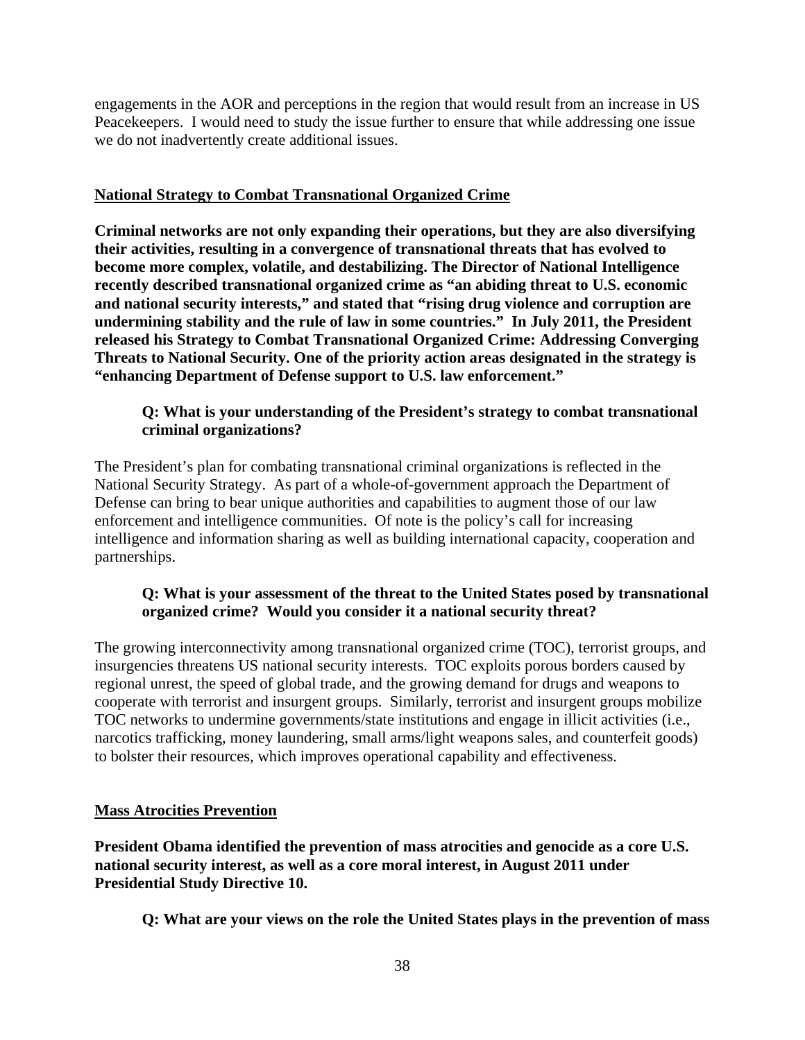engagements in the AOR and perceptions in the region that would result from an increase in US Peacekeepers. I would need to study the issue further to ensure that while addressing one issue we do not inadvertently create additional issues.

## National Strategy to Combat Transnational Organized Crime

**Criminal networks are not only expanding their operations, but they are also diversifying their activities, resulting in a convergence of transnational threats that has evolved to become more complex, volatile, and destabilizing. The Director of National Intelligence recently described transnational organized crime as "an abiding threat to U.S. economic and national security interests," and stated that "rising drug violence and corruption are undermining stability and the rule of law in some countries." In July 2011, the President released his Strategy to Combat Transnational Organized Crime: Addressing Converging Threats to National Security. One of the priority action areas designated in the strategy is "enhancing Department of Defense support to U.S. law enforcement."**

**Q: What is your understanding of the President's strategy to combat transnational criminal organizations?**

The President's plan for combating transnational criminal organizations is reflected in the National Security Strategy. As part of a whole-of-government approach the Department of Defense can bring to bear unique authorities and capabilities to augment those of our law enforcement and intelligence communities. Of note is the policy's call for increasing intelligence and information sharing as well as building international capacity, cooperation and partnerships.

**Q: What is your assessment of the threat to the United States posed by transnational organized crime? Would you consider it a national security threat?**

The growing interconnectivity among transnational organized crime (TOC), terrorist groups, and insurgencies threatens US national security interests. TOC exploits porous borders caused by regional unrest, the speed of global trade, and the growing demand for drugs and weapons to cooperate with terrorist and insurgent groups. Similarly, terrorist and insurgent groups mobilize TOC networks to undermine governments/state institutions and engage in illicit activities (i.e., narcotics trafficking, money laundering, small arms/light weapons sales, and counterfeit goods) to bolster their resources, which improves operational capability and effectiveness.

## Mass Atrocities Prevention

**President Obama identified the prevention of mass atrocities and genocide as a core U.S. national security interest, as well as a core moral interest, in August 2011 under Presidential Study Directive 10.**

**Q: What are your views on the role the United States plays in the prevention of mass**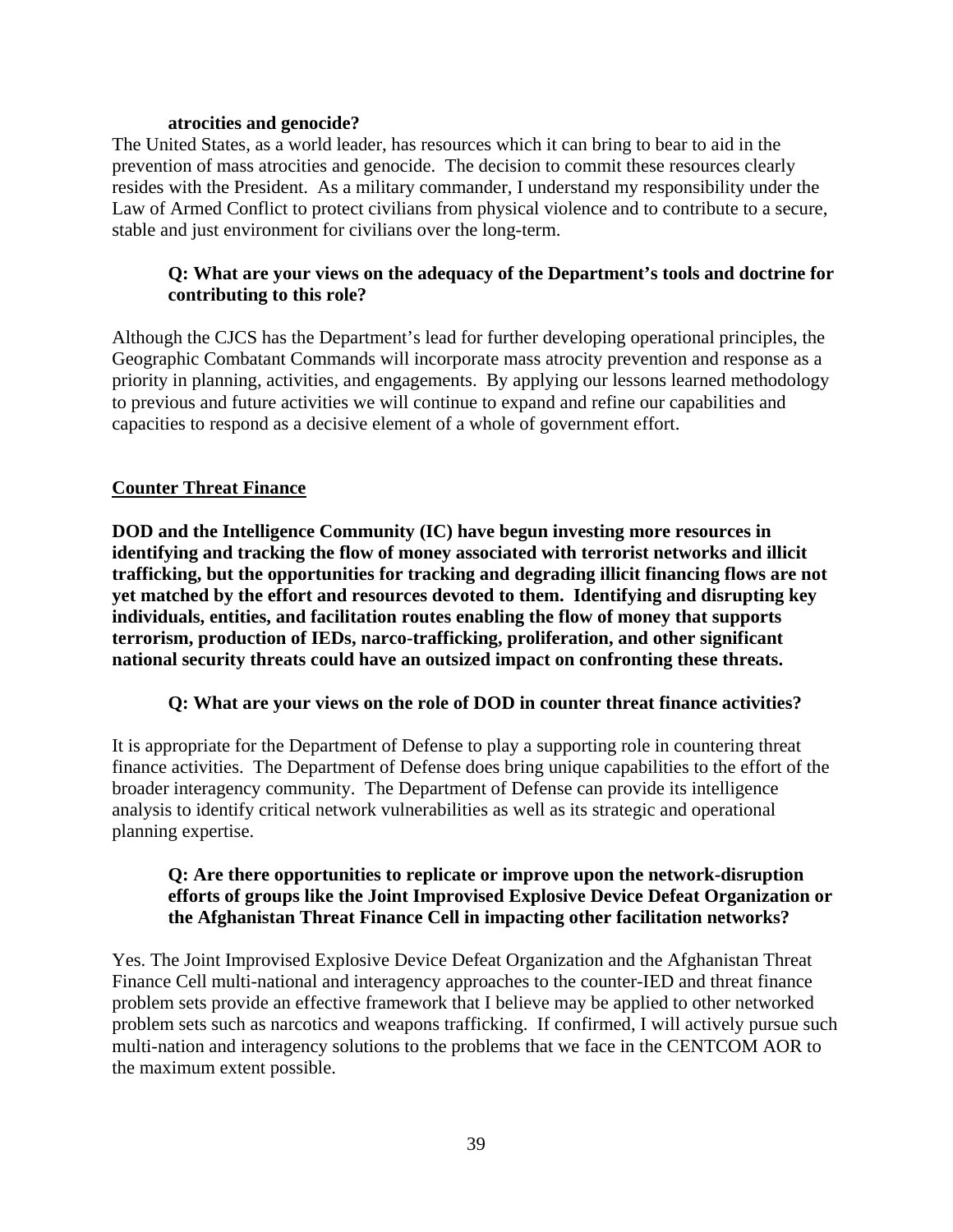**atrocities and genocide?**

The United States, as a world leader, has resources which it can bring to bear to aid in the prevention of mass atrocities and genocide. The decision to commit these resources clearly resides with the President. As a military commander, I understand my responsibility under the Law of Armed Conflict to protect civilians from physical violence and to contribute to a secure, stable and just environment for civilians over the long-term.

**Q: What are your views on the adequacy of the Department's tools and doctrine for contributing to this role?**

Although the CJCS has the Department's lead for further developing operational principles, the Geographic Combatant Commands will incorporate mass atrocity prevention and response as a priority in planning, activities, and engagements. By applying our lessons learned methodology to previous and future activities we will continue to expand and refine our capabilities and capacities to respond as a decisive element of a whole of government effort.

## Counter Threat Finance

**DOD and the Intelligence Community (IC) have begun investing more resources in identifying and tracking the flow of money associated with terrorist networks and illicit trafficking, but the opportunities for tracking and degrading illicit financing flows are not yet matched by the effort and resources devoted to them. Identifying and disrupting key individuals, entities, and facilitation routes enabling the flow of money that supports terrorism, production of IEDs, narco-trafficking, proliferation, and other significant national security threats could have an outsized impact on confronting these threats.**

**Q: What are your views on the role of DOD in counter threat finance activities?**

It is appropriate for the Department of Defense to play a supporting role in countering threat finance activities. The Department of Defense does bring unique capabilities to the effort of the broader interagency community. The Department of Defense can provide its intelligence analysis to identify critical network vulnerabilities as well as its strategic and operational planning expertise.

**Q: Are there opportunities to replicate or improve upon the network-disruption efforts of groups like the Joint Improvised Explosive Device Defeat Organization or the Afghanistan Threat Finance Cell in impacting other facilitation networks?**

Yes. The Joint Improvised Explosive Device Defeat Organization and the Afghanistan Threat Finance Cell multi-national and interagency approaches to the counter-IED and threat finance problem sets provide an effective framework that I believe may be applied to other networked problem sets such as narcotics and weapons trafficking. If confirmed, I will actively pursue such multi-nation and interagency solutions to the problems that we face in the CENTCOM AOR to the maximum extent possible.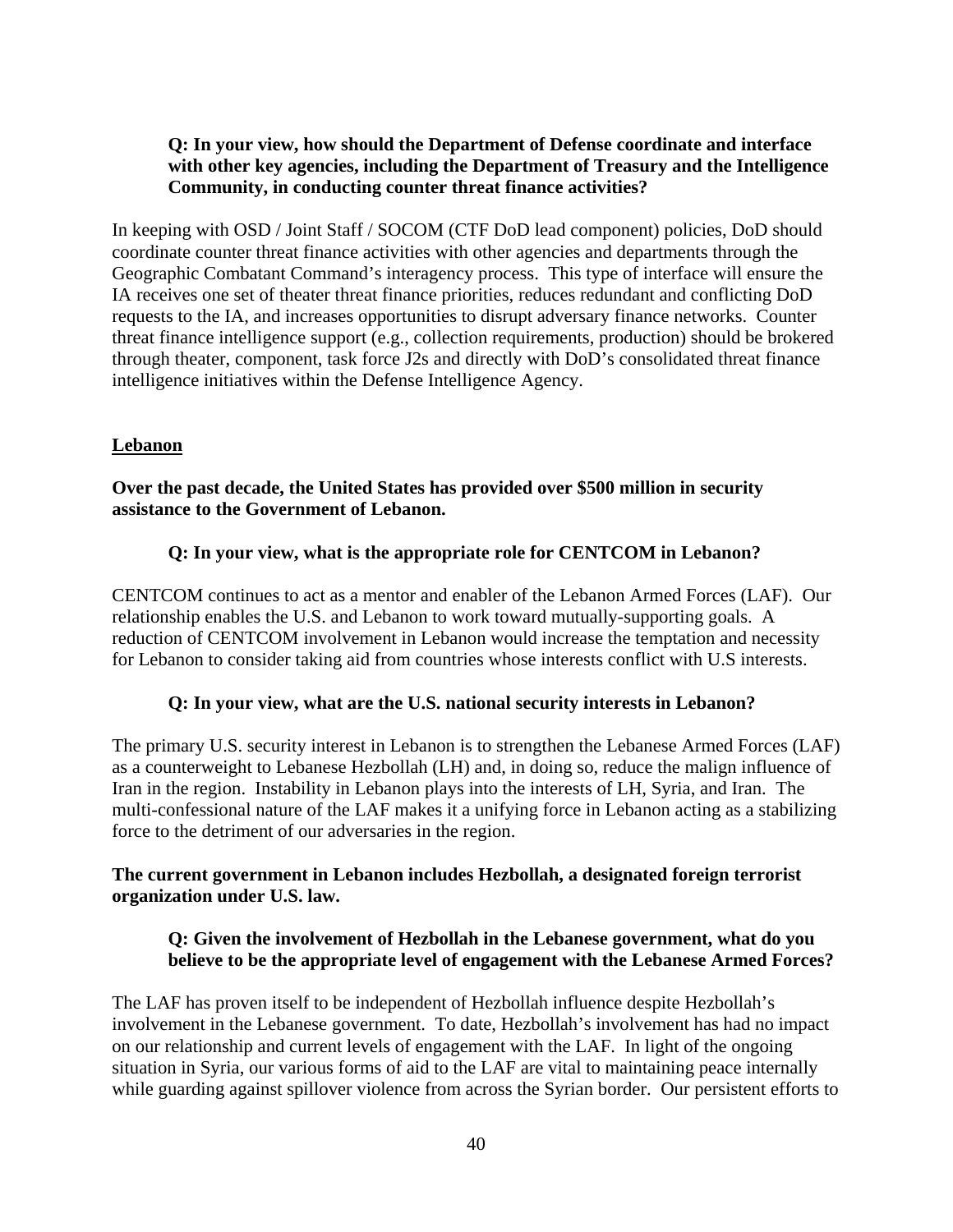**Q: In your view, how should the Department of Defense coordinate and interface with other key agencies, including the Department of Treasury and the Intelligence Community, in conducting counter threat finance activities?**

In keeping with OSD / Joint Staff / SOCOM (CTF DoD lead component) policies, DoD should coordinate counter threat finance activities with other agencies and departments through the Geographic Combatant Command's interagency process. This type of interface will ensure the IA receives one set of theater threat finance priorities, reduces redundant and conflicting DoD requests to the IA, and increases opportunities to disrupt adversary finance networks. Counter threat finance intelligence support (e.g., collection requirements, production) should be brokered through theater, component, task force J2s and directly with DoD's consolidated threat finance intelligence initiatives within the Defense Intelligence Agency.

## Lebanon

**Over the past decade, the United States has provided over $500 million in security assistance to the Government of Lebanon.**

**Q: In your view, what is the appropriate role for CENTCOM in Lebanon?**

CENTCOM continues to act as a mentor and enabler of the Lebanon Armed Forces (LAF). Our relationship enables the U.S. and Lebanon to work toward mutually-supporting goals. A reduction of CENTCOM involvement in Lebanon would increase the temptation and necessity for Lebanon to consider taking aid from countries whose interests conflict with U.S interests.

**Q: In your view, what are the U.S. national security interests in Lebanon?**

The primary U.S. security interest in Lebanon is to strengthen the Lebanese Armed Forces (LAF) as a counterweight to Lebanese Hezbollah (LH) and, in doing so, reduce the malign influence of Iran in the region. Instability in Lebanon plays into the interests of LH, Syria, and Iran. The multi-confessional nature of the LAF makes it a unifying force in Lebanon acting as a stabilizing force to the detriment of our adversaries in the region.

**The current government in Lebanon includes Hezbollah, a designated foreign terrorist organization under U.S. law.**

**Q: Given the involvement of Hezbollah in the Lebanese government, what do you believe to be the appropriate level of engagement with the Lebanese Armed Forces?**

The LAF has proven itself to be independent of Hezbollah influence despite Hezbollah's involvement in the Lebanese government. To date, Hezbollah's involvement has had no impact on our relationship and current levels of engagement with the LAF. In light of the ongoing situation in Syria, our various forms of aid to the LAF are vital to maintaining peace internally while guarding against spillover violence from across the Syrian border. Our persistent efforts to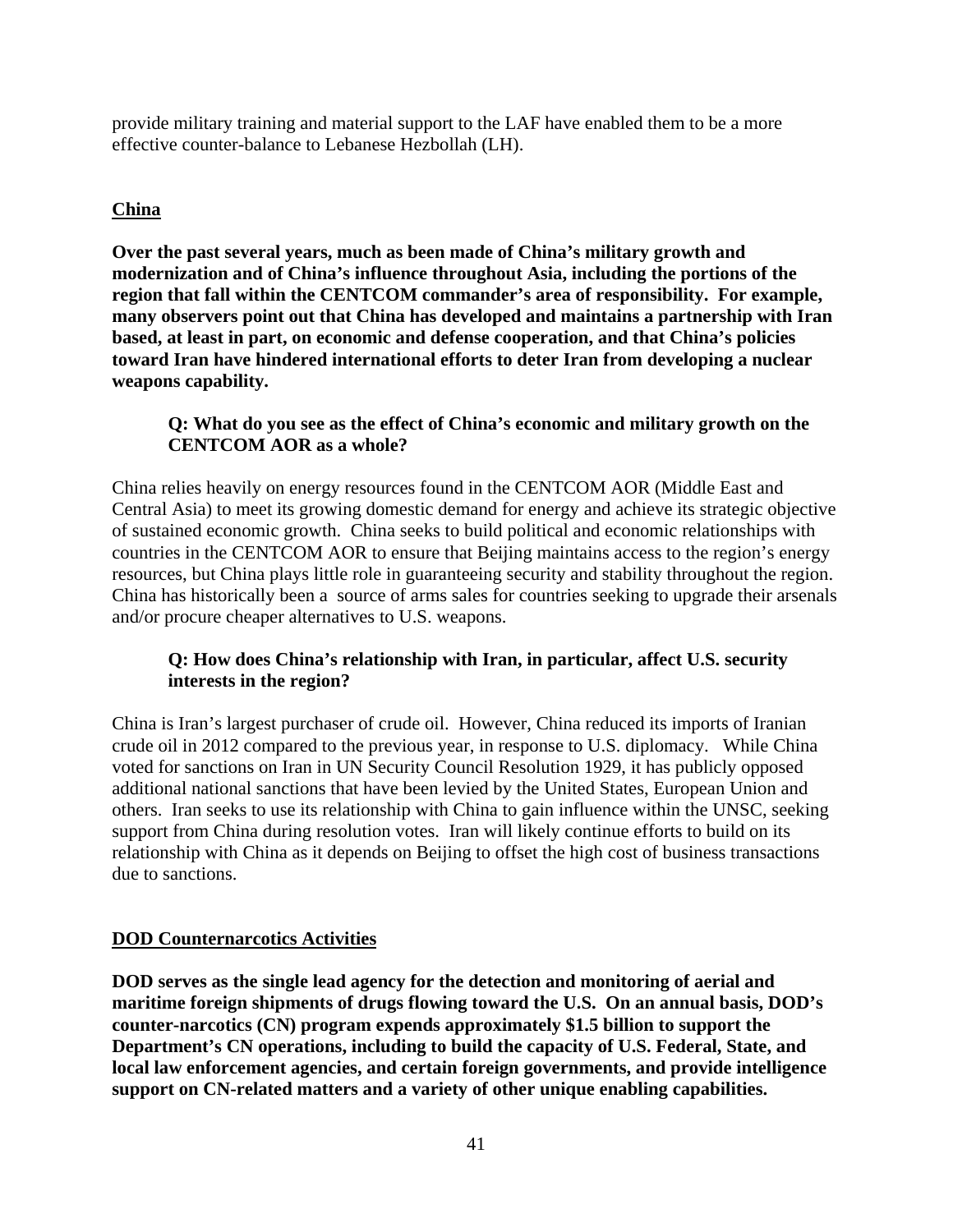provide military training and material support to the LAF have enabled them to be a more effective counter-balance to Lebanese Hezbollah (LH).

## China

**Over the past several years, much as been made of China's military growth and modernization and of China's influence throughout Asia, including the portions of the region that fall within the CENTCOM commander's area of responsibility. For example, many observers point out that China has developed and maintains a partnership with Iran based, at least in part, on economic and defense cooperation, and that China's policies toward Iran have hindered international efforts to deter Iran from developing a nuclear weapons capability.**

**Q: What do you see as the effect of China's economic and military growth on the CENTCOM AOR as a whole?**

China relies heavily on energy resources found in the CENTCOM AOR (Middle East and Central Asia) to meet its growing domestic demand for energy and achieve its strategic objective of sustained economic growth. China seeks to build political and economic relationships with countries in the CENTCOM AOR to ensure that Beijing maintains access to the region's energy resources, but China plays little role in guaranteeing security and stability throughout the region. China has historically been a source of arms sales for countries seeking to upgrade their arsenals and/or procure cheaper alternatives to U.S. weapons.

**Q: How does China's relationship with Iran, in particular, affect U.S. security interests in the region?**

China is Iran's largest purchaser of crude oil. However, China reduced its imports of Iranian crude oil in 2012 compared to the previous year, in response to U.S. diplomacy. While China voted for sanctions on Iran in UN Security Council Resolution 1929, it has publicly opposed additional national sanctions that have been levied by the United States, European Union and others. Iran seeks to use its relationship with China to gain influence within the UNSC, seeking support from China during resolution votes. Iran will likely continue efforts to build on its relationship with China as it depends on Beijing to offset the high cost of business transactions due to sanctions.

## DOD Counternarcotics Activities

**DOD serves as the single lead agency for the detection and monitoring of aerial and maritime foreign shipments of drugs flowing toward the U.S. On an annual basis, DOD's counter-narcotics (CN) program expends approximately $1.5 billion to support the Department's CN operations, including to build the capacity of U.S. Federal, State, and local law enforcement agencies, and certain foreign governments, and provide intelligence support on CN-related matters and a variety of other unique enabling capabilities.**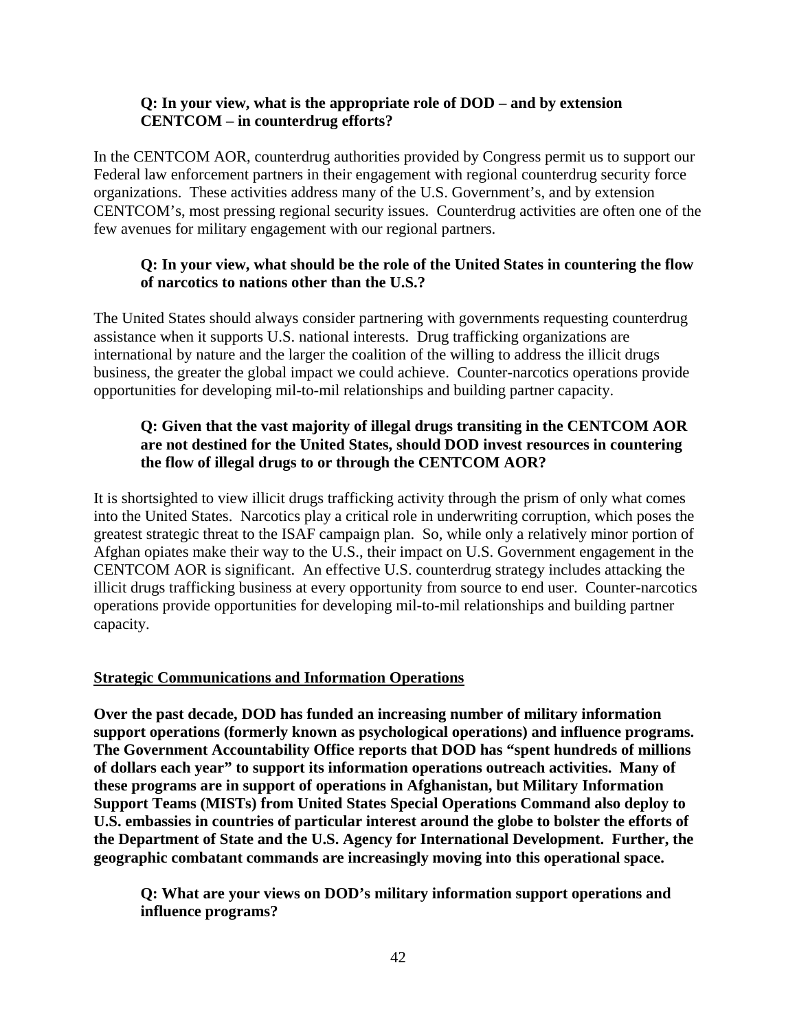**Q: In your view, what is the appropriate role of DOD – and by extension CENTCOM – in counterdrug efforts?**

In the CENTCOM AOR, counterdrug authorities provided by Congress permit us to support our Federal law enforcement partners in their engagement with regional counterdrug security force organizations. These activities address many of the U.S. Government's, and by extension CENTCOM's, most pressing regional security issues. Counterdrug activities are often one of the few avenues for military engagement with our regional partners.

**Q: In your view, what should be the role of the United States in countering the flow of narcotics to nations other than the U.S.?**

The United States should always consider partnering with governments requesting counterdrug assistance when it supports U.S. national interests. Drug trafficking organizations are international by nature and the larger the coalition of the willing to address the illicit drugs business, the greater the global impact we could achieve. Counter-narcotics operations provide opportunities for developing mil-to-mil relationships and building partner capacity.

**Q: Given that the vast majority of illegal drugs transiting in the CENTCOM AOR are not destined for the United States, should DOD invest resources in countering the flow of illegal drugs to or through the CENTCOM AOR?**

It is shortsighted to view illicit drugs trafficking activity through the prism of only what comes into the United States. Narcotics play a critical role in underwriting corruption, which poses the greatest strategic threat to the ISAF campaign plan. So, while only a relatively minor portion of Afghan opiates make their way to the U.S., their impact on U.S. Government engagement in the CENTCOM AOR is significant. An effective U.S. counterdrug strategy includes attacking the illicit drugs trafficking business at every opportunity from source to end user. Counter-narcotics operations provide opportunities for developing mil-to-mil relationships and building partner capacity.

## Strategic Communications and Information Operations

**Over the past decade, DOD has funded an increasing number of military information support operations (formerly known as psychological operations) and influence programs. The Government Accountability Office reports that DOD has "spent hundreds of millions of dollars each year" to support its information operations outreach activities. Many of these programs are in support of operations in Afghanistan, but Military Information Support Teams (MISTs) from United States Special Operations Command also deploy to U.S. embassies in countries of particular interest around the globe to bolster the efforts of the Department of State and the U.S. Agency for International Development. Further, the geographic combatant commands are increasingly moving into this operational space.**

**Q: What are your views on DOD's military information support operations and influence programs?**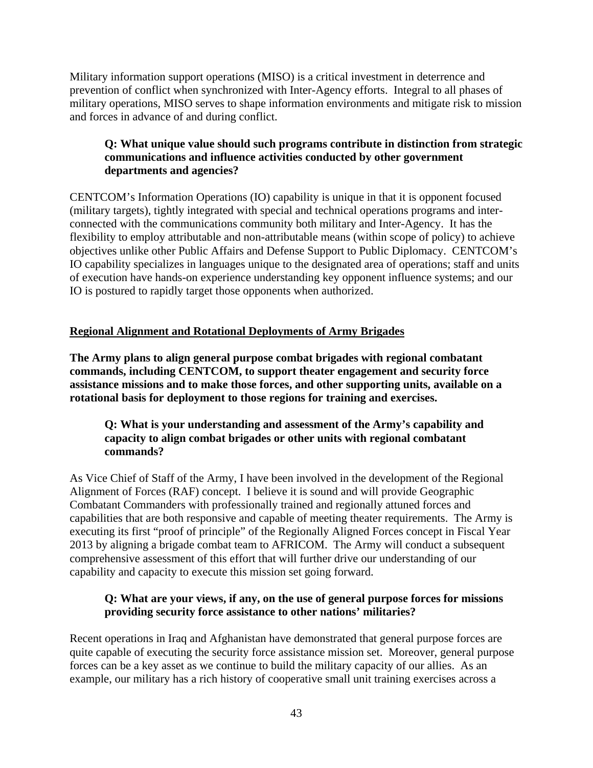Military information support operations (MISO) is a critical investment in deterrence and prevention of conflict when synchronized with Inter-Agency efforts. Integral to all phases of military operations, MISO serves to shape information environments and mitigate risk to mission and forces in advance of and during conflict.

> **Q: What unique value should such programs contribute in distinction from strategic communications and influence activities conducted by other government departments and agencies?**

CENTCOM's Information Operations (IO) capability is unique in that it is opponent focused (military targets), tightly integrated with special and technical operations programs and inter-connected with the communications community both military and Inter-Agency. It has the flexibility to employ attributable and non-attributable means (within scope of policy) to achieve objectives unlike other Public Affairs and Defense Support to Public Diplomacy. CENTCOM's IO capability specializes in languages unique to the designated area of operations; staff and units of execution have hands-on experience understanding key opponent influence systems; and our IO is postured to rapidly target those opponents when authorized.

## Regional Alignment and Rotational Deployments of Army Brigades

**The Army plans to align general purpose combat brigades with regional combatant commands, including CENTCOM, to support theater engagement and security force assistance missions and to make those forces, and other supporting units, available on a rotational basis for deployment to those regions for training and exercises.**

> **Q: What is your understanding and assessment of the Army's capability and capacity to align combat brigades or other units with regional combatant commands?**

As Vice Chief of Staff of the Army, I have been involved in the development of the Regional Alignment of Forces (RAF) concept. I believe it is sound and will provide Geographic Combatant Commanders with professionally trained and regionally attuned forces and capabilities that are both responsive and capable of meeting theater requirements. The Army is executing its first "proof of principle" of the Regionally Aligned Forces concept in Fiscal Year 2013 by aligning a brigade combat team to AFRICOM. The Army will conduct a subsequent comprehensive assessment of this effort that will further drive our understanding of our capability and capacity to execute this mission set going forward.

> **Q: What are your views, if any, on the use of general purpose forces for missions providing security force assistance to other nations' militaries?**

Recent operations in Iraq and Afghanistan have demonstrated that general purpose forces are quite capable of executing the security force assistance mission set. Moreover, general purpose forces can be a key asset as we continue to build the military capacity of our allies. As an example, our military has a rich history of cooperative small unit training exercises across a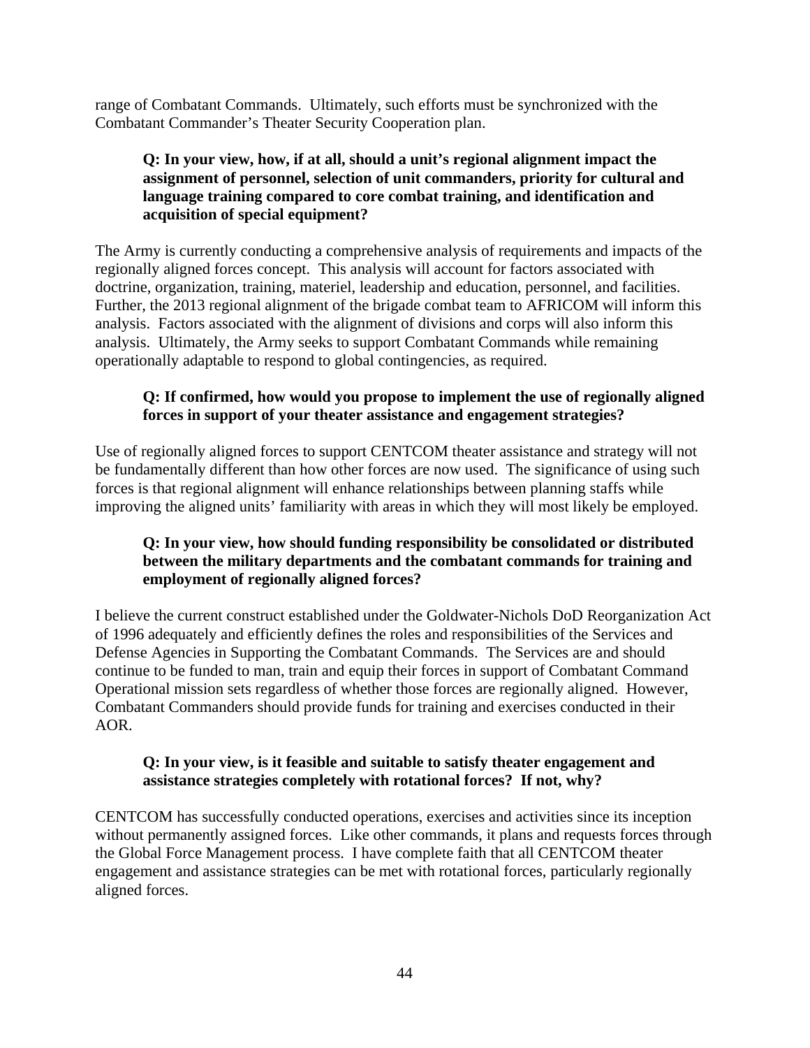range of Combatant Commands. Ultimately, such efforts must be synchronized with the Combatant Commander's Theater Security Cooperation plan.

**Q: In your view, how, if at all, should a unit's regional alignment impact the assignment of personnel, selection of unit commanders, priority for cultural and language training compared to core combat training, and identification and acquisition of special equipment?**

The Army is currently conducting a comprehensive analysis of requirements and impacts of the regionally aligned forces concept. This analysis will account for factors associated with doctrine, organization, training, materiel, leadership and education, personnel, and facilities. Further, the 2013 regional alignment of the brigade combat team to AFRICOM will inform this analysis. Factors associated with the alignment of divisions and corps will also inform this analysis. Ultimately, the Army seeks to support Combatant Commands while remaining operationally adaptable to respond to global contingencies, as required.

**Q: If confirmed, how would you propose to implement the use of regionally aligned forces in support of your theater assistance and engagement strategies?**

Use of regionally aligned forces to support CENTCOM theater assistance and strategy will not be fundamentally different than how other forces are now used. The significance of using such forces is that regional alignment will enhance relationships between planning staffs while improving the aligned units' familiarity with areas in which they will most likely be employed.

**Q: In your view, how should funding responsibility be consolidated or distributed between the military departments and the combatant commands for training and employment of regionally aligned forces?**

I believe the current construct established under the Goldwater-Nichols DoD Reorganization Act of 1996 adequately and efficiently defines the roles and responsibilities of the Services and Defense Agencies in Supporting the Combatant Commands. The Services are and should continue to be funded to man, train and equip their forces in support of Combatant Command Operational mission sets regardless of whether those forces are regionally aligned. However, Combatant Commanders should provide funds for training and exercises conducted in their AOR.

**Q: In your view, is it feasible and suitable to satisfy theater engagement and assistance strategies completely with rotational forces? If not, why?**

CENTCOM has successfully conducted operations, exercises and activities since its inception without permanently assigned forces. Like other commands, it plans and requests forces through the Global Force Management process. I have complete faith that all CENTCOM theater engagement and assistance strategies can be met with rotational forces, particularly regionally aligned forces.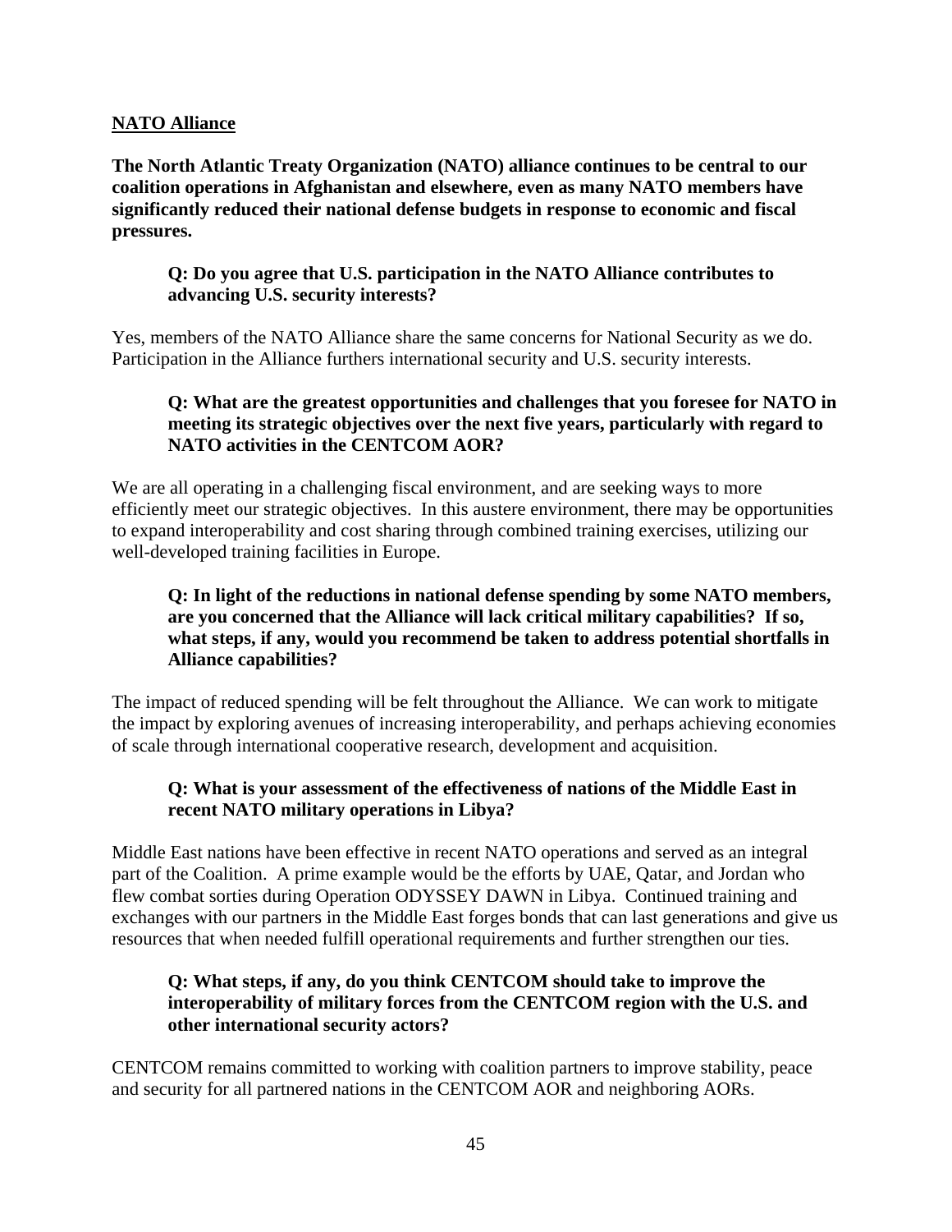**<u>NATO Alliance</u>**

**The North Atlantic Treaty Organization (NATO) alliance continues to be central to our coalition operations in Afghanistan and elsewhere, even as many NATO members have significantly reduced their national defense budgets in response to economic and fiscal pressures.**

**Q: Do you agree that U.S. participation in the NATO Alliance contributes to advancing U.S. security interests?**

Yes, members of the NATO Alliance share the same concerns for National Security as we do. Participation in the Alliance furthers international security and U.S. security interests.

**Q: What are the greatest opportunities and challenges that you foresee for NATO in meeting its strategic objectives over the next five years, particularly with regard to NATO activities in the CENTCOM AOR?**

We are all operating in a challenging fiscal environment, and are seeking ways to more efficiently meet our strategic objectives. In this austere environment, there may be opportunities to expand interoperability and cost sharing through combined training exercises, utilizing our well-developed training facilities in Europe.

**Q: In light of the reductions in national defense spending by some NATO members, are you concerned that the Alliance will lack critical military capabilities? If so, what steps, if any, would you recommend be taken to address potential shortfalls in Alliance capabilities?**

The impact of reduced spending will be felt throughout the Alliance. We can work to mitigate the impact by exploring avenues of increasing interoperability, and perhaps achieving economies of scale through international cooperative research, development and acquisition.

**Q: What is your assessment of the effectiveness of nations of the Middle East in recent NATO military operations in Libya?**

Middle East nations have been effective in recent NATO operations and served as an integral part of the Coalition. A prime example would be the efforts by UAE, Qatar, and Jordan who flew combat sorties during Operation ODYSSEY DAWN in Libya. Continued training and exchanges with our partners in the Middle East forges bonds that can last generations and give us resources that when needed fulfill operational requirements and further strengthen our ties.

**Q: What steps, if any, do you think CENTCOM should take to improve the interoperability of military forces from the CENTCOM region with the U.S. and other international security actors?**

CENTCOM remains committed to working with coalition partners to improve stability, peace and security for all partnered nations in the CENTCOM AOR and neighboring AORs.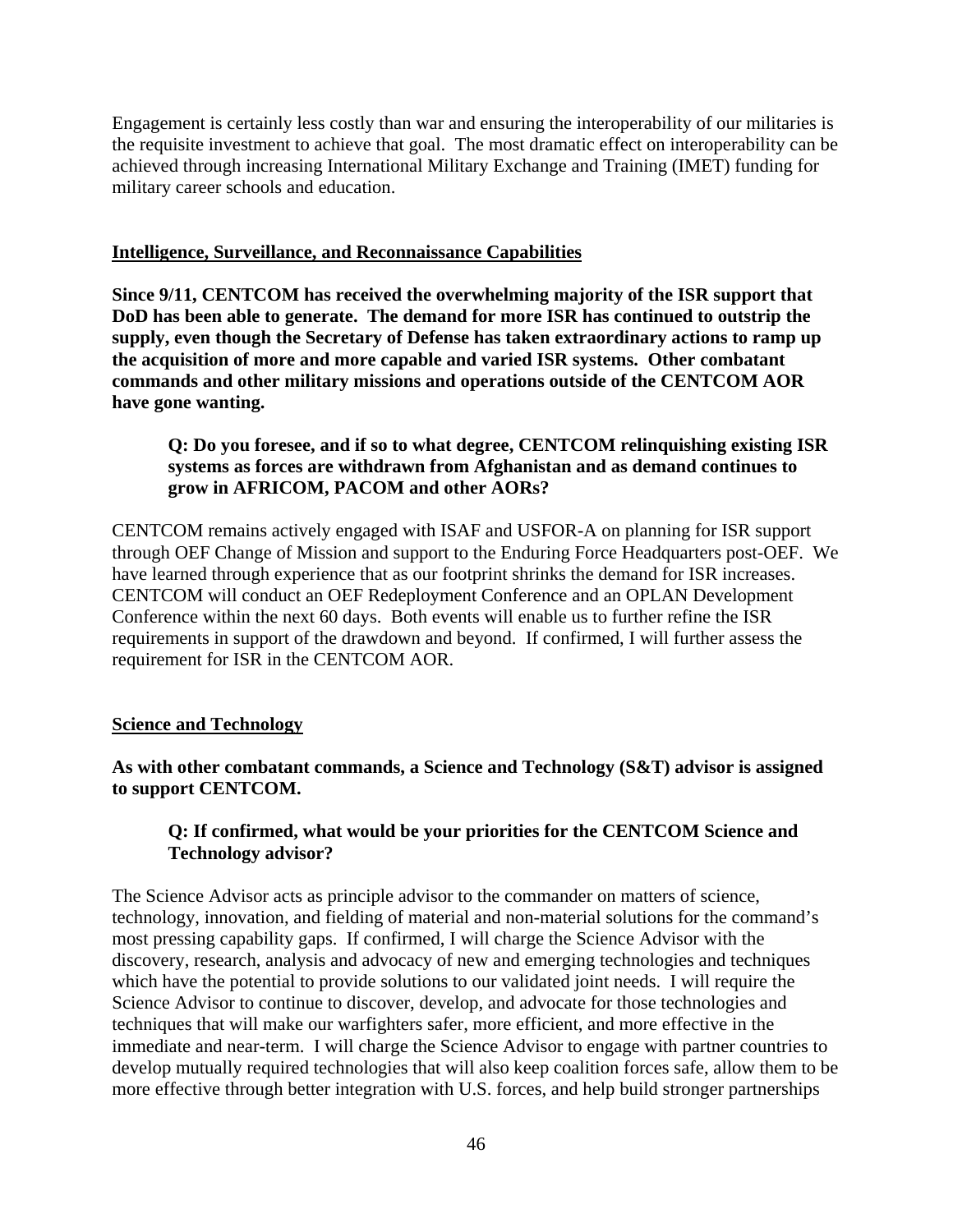Engagement is certainly less costly than war and ensuring the interoperability of our militaries is the requisite investment to achieve that goal. The most dramatic effect on interoperability can be achieved through increasing International Military Exchange and Training (IMET) funding for military career schools and education.

## Intelligence, Surveillance, and Reconnaissance Capabilities

**Since 9/11, CENTCOM has received the overwhelming majority of the ISR support that DoD has been able to generate. The demand for more ISR has continued to outstrip the supply, even though the Secretary of Defense has taken extraordinary actions to ramp up the acquisition of more and more capable and varied ISR systems. Other combatant commands and other military missions and operations outside of the CENTCOM AOR have gone wanting.**

> **Q: Do you foresee, and if so to what degree, CENTCOM relinquishing existing ISR systems as forces are withdrawn from Afghanistan and as demand continues to grow in AFRICOM, PACOM and other AORs?**

CENTCOM remains actively engaged with ISAF and USFOR-A on planning for ISR support through OEF Change of Mission and support to the Enduring Force Headquarters post-OEF. We have learned through experience that as our footprint shrinks the demand for ISR increases. CENTCOM will conduct an OEF Redeployment Conference and an OPLAN Development Conference within the next 60 days. Both events will enable us to further refine the ISR requirements in support of the drawdown and beyond. If confirmed, I will further assess the requirement for ISR in the CENTCOM AOR.

## Science and Technology

**As with other combatant commands, a Science and Technology (S&T) advisor is assigned to support CENTCOM.**

> **Q: If confirmed, what would be your priorities for the CENTCOM Science and Technology advisor?**

The Science Advisor acts as principle advisor to the commander on matters of science, technology, innovation, and fielding of material and non-material solutions for the command's most pressing capability gaps. If confirmed, I will charge the Science Advisor with the discovery, research, analysis and advocacy of new and emerging technologies and techniques which have the potential to provide solutions to our validated joint needs. I will require the Science Advisor to continue to discover, develop, and advocate for those technologies and techniques that will make our warfighters safer, more efficient, and more effective in the immediate and near-term. I will charge the Science Advisor to engage with partner countries to develop mutually required technologies that will also keep coalition forces safe, allow them to be more effective through better integration with U.S. forces, and help build stronger partnerships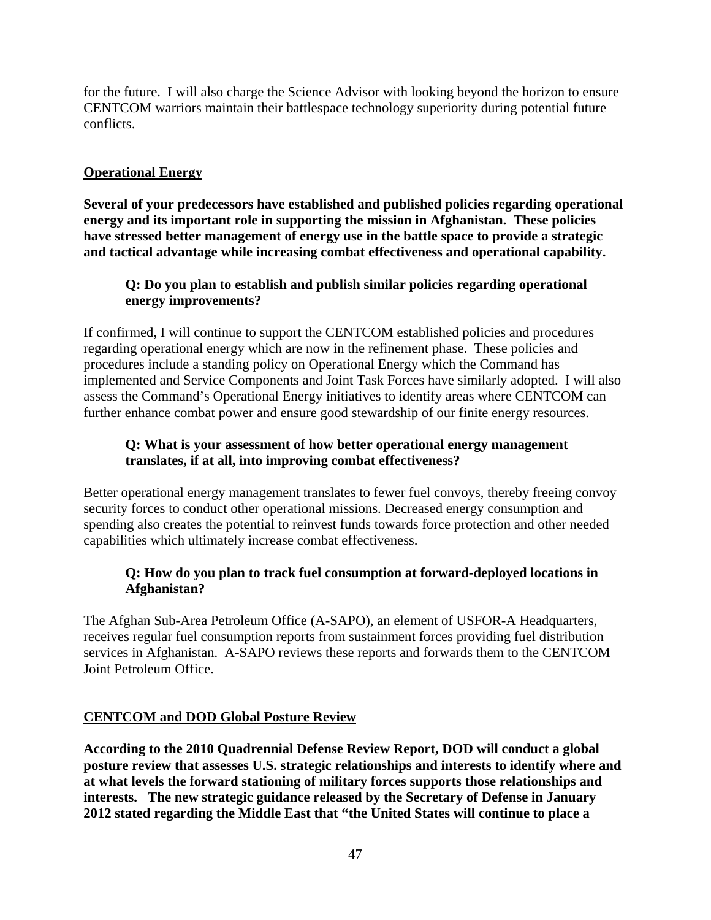for the future. I will also charge the Science Advisor with looking beyond the horizon to ensure CENTCOM warriors maintain their battlespace technology superiority during potential future conflicts.

**Operational Energy**

**Several of your predecessors have established and published policies regarding operational energy and its important role in supporting the mission in Afghanistan. These policies have stressed better management of energy use in the battle space to provide a strategic and tactical advantage while increasing combat effectiveness and operational capability.**

> **Q: Do you plan to establish and publish similar policies regarding operational energy improvements?**

If confirmed, I will continue to support the CENTCOM established policies and procedures regarding operational energy which are now in the refinement phase. These policies and procedures include a standing policy on Operational Energy which the Command has implemented and Service Components and Joint Task Forces have similarly adopted. I will also assess the Command's Operational Energy initiatives to identify areas where CENTCOM can further enhance combat power and ensure good stewardship of our finite energy resources.

> **Q: What is your assessment of how better operational energy management translates, if at all, into improving combat effectiveness?**

Better operational energy management translates to fewer fuel convoys, thereby freeing convoy security forces to conduct other operational missions. Decreased energy consumption and spending also creates the potential to reinvest funds towards force protection and other needed capabilities which ultimately increase combat effectiveness.

> **Q: How do you plan to track fuel consumption at forward-deployed locations in Afghanistan?**

The Afghan Sub-Area Petroleum Office (A-SAPO), an element of USFOR-A Headquarters, receives regular fuel consumption reports from sustainment forces providing fuel distribution services in Afghanistan. A-SAPO reviews these reports and forwards them to the CENTCOM Joint Petroleum Office.

**CENTCOM and DOD Global Posture Review**

**According to the 2010 Quadrennial Defense Review Report, DOD will conduct a global posture review that assesses U.S. strategic relationships and interests to identify where and at what levels the forward stationing of military forces supports those relationships and interests. The new strategic guidance released by the Secretary of Defense in January 2012 stated regarding the Middle East that "the United States will continue to place a**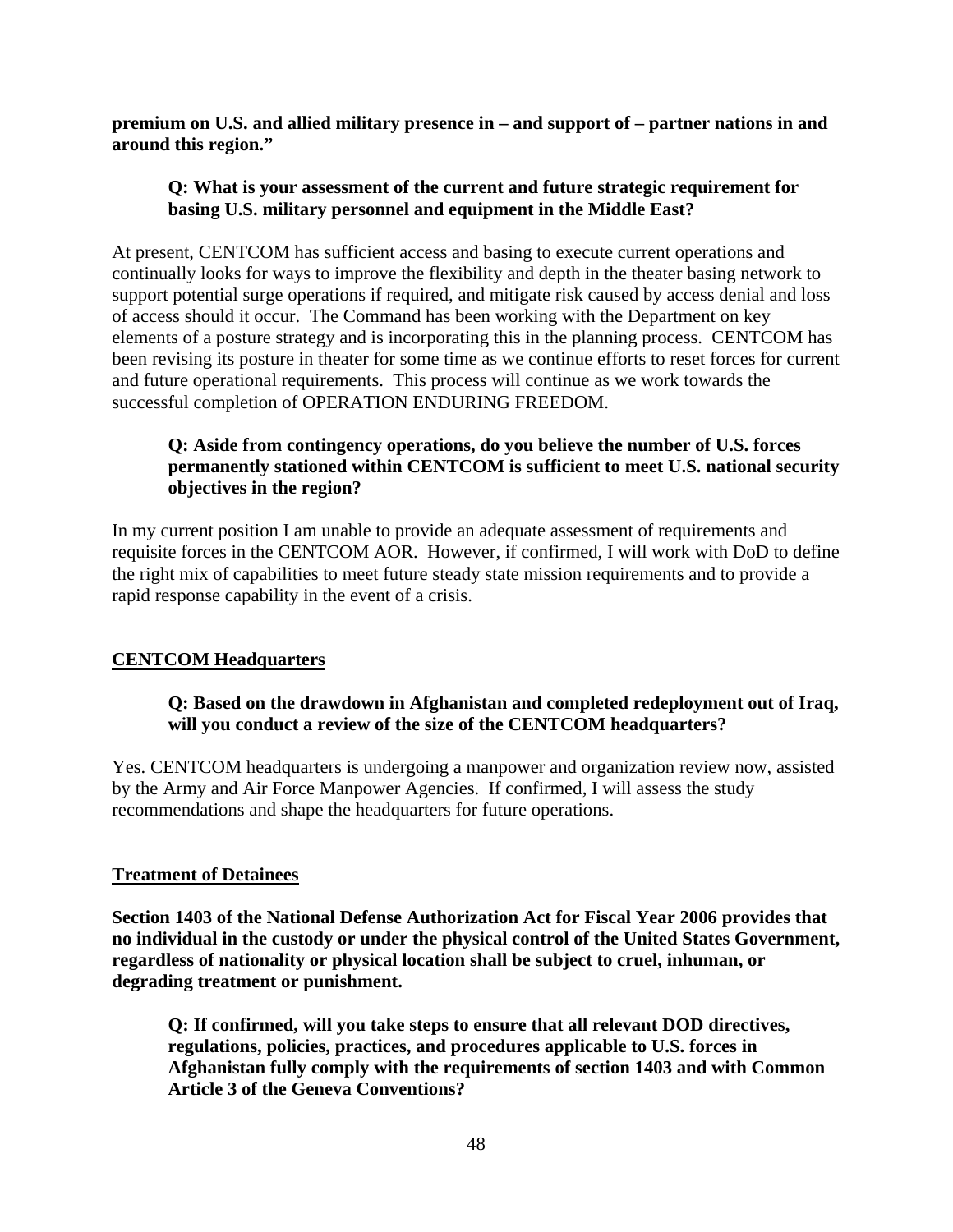**premium on U.S. and allied military presence in – and support of – partner nations in and around this region."**

**Q: What is your assessment of the current and future strategic requirement for basing U.S. military personnel and equipment in the Middle East?**

At present, CENTCOM has sufficient access and basing to execute current operations and continually looks for ways to improve the flexibility and depth in the theater basing network to support potential surge operations if required, and mitigate risk caused by access denial and loss of access should it occur. The Command has been working with the Department on key elements of a posture strategy and is incorporating this in the planning process. CENTCOM has been revising its posture in theater for some time as we continue efforts to reset forces for current and future operational requirements. This process will continue as we work towards the successful completion of OPERATION ENDURING FREEDOM.

**Q: Aside from contingency operations, do you believe the number of U.S. forces permanently stationed within CENTCOM is sufficient to meet U.S. national security objectives in the region?**

In my current position I am unable to provide an adequate assessment of requirements and requisite forces in the CENTCOM AOR. However, if confirmed, I will work with DoD to define the right mix of capabilities to meet future steady state mission requirements and to provide a rapid response capability in the event of a crisis.

## CENTCOM Headquarters

**Q: Based on the drawdown in Afghanistan and completed redeployment out of Iraq, will you conduct a review of the size of the CENTCOM headquarters?**

Yes. CENTCOM headquarters is undergoing a manpower and organization review now, assisted by the Army and Air Force Manpower Agencies. If confirmed, I will assess the study recommendations and shape the headquarters for future operations.

## Treatment of Detainees

**Section 1403 of the National Defense Authorization Act for Fiscal Year 2006 provides that no individual in the custody or under the physical control of the United States Government, regardless of nationality or physical location shall be subject to cruel, inhuman, or degrading treatment or punishment.**

**Q: If confirmed, will you take steps to ensure that all relevant DOD directives, regulations, policies, practices, and procedures applicable to U.S. forces in Afghanistan fully comply with the requirements of section 1403 and with Common Article 3 of the Geneva Conventions?**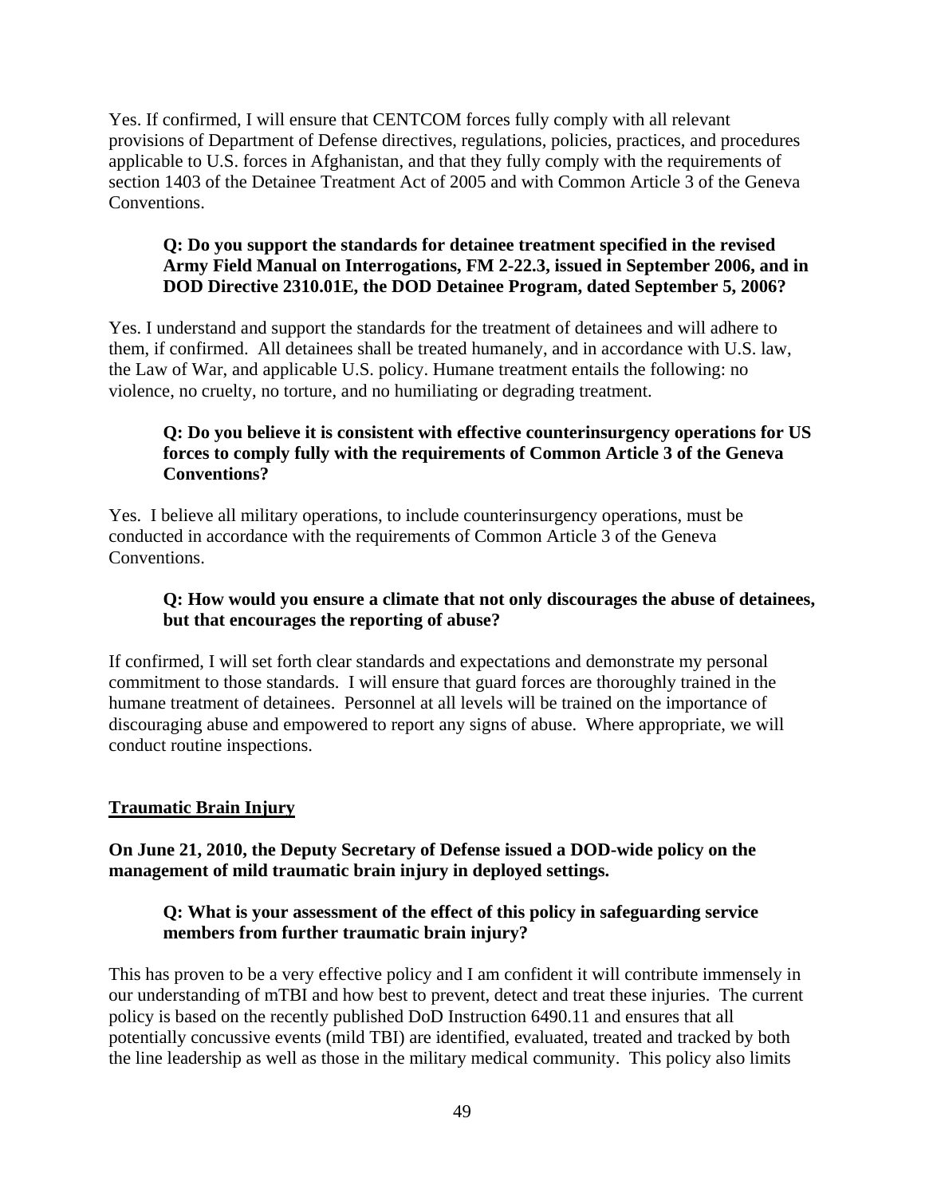Yes. If confirmed, I will ensure that CENTCOM forces fully comply with all relevant provisions of Department of Defense directives, regulations, policies, practices, and procedures applicable to U.S. forces in Afghanistan, and that they fully comply with the requirements of section 1403 of the Detainee Treatment Act of 2005 and with Common Article 3 of the Geneva Conventions.

**Q: Do you support the standards for detainee treatment specified in the revised Army Field Manual on Interrogations, FM 2-22.3, issued in September 2006, and in DOD Directive 2310.01E, the DOD Detainee Program, dated September 5, 2006?**

Yes. I understand and support the standards for the treatment of detainees and will adhere to them, if confirmed. All detainees shall be treated humanely, and in accordance with U.S. law, the Law of War, and applicable U.S. policy. Humane treatment entails the following: no violence, no cruelty, no torture, and no humiliating or degrading treatment.

**Q: Do you believe it is consistent with effective counterinsurgency operations for US forces to comply fully with the requirements of Common Article 3 of the Geneva Conventions?**

Yes. I believe all military operations, to include counterinsurgency operations, must be conducted in accordance with the requirements of Common Article 3 of the Geneva Conventions.

**Q: How would you ensure a climate that not only discourages the abuse of detainees, but that encourages the reporting of abuse?**

If confirmed, I will set forth clear standards and expectations and demonstrate my personal commitment to those standards. I will ensure that guard forces are thoroughly trained in the humane treatment of detainees. Personnel at all levels will be trained on the importance of discouraging abuse and empowered to report any signs of abuse. Where appropriate, we will conduct routine inspections.

## Traumatic Brain Injury

**On June 21, 2010, the Deputy Secretary of Defense issued a DOD-wide policy on the management of mild traumatic brain injury in deployed settings.**

**Q: What is your assessment of the effect of this policy in safeguarding service members from further traumatic brain injury?**

This has proven to be a very effective policy and I am confident it will contribute immensely in our understanding of mTBI and how best to prevent, detect and treat these injuries. The current policy is based on the recently published DoD Instruction 6490.11 and ensures that all potentially concussive events (mild TBI) are identified, evaluated, treated and tracked by both the line leadership as well as those in the military medical community. This policy also limits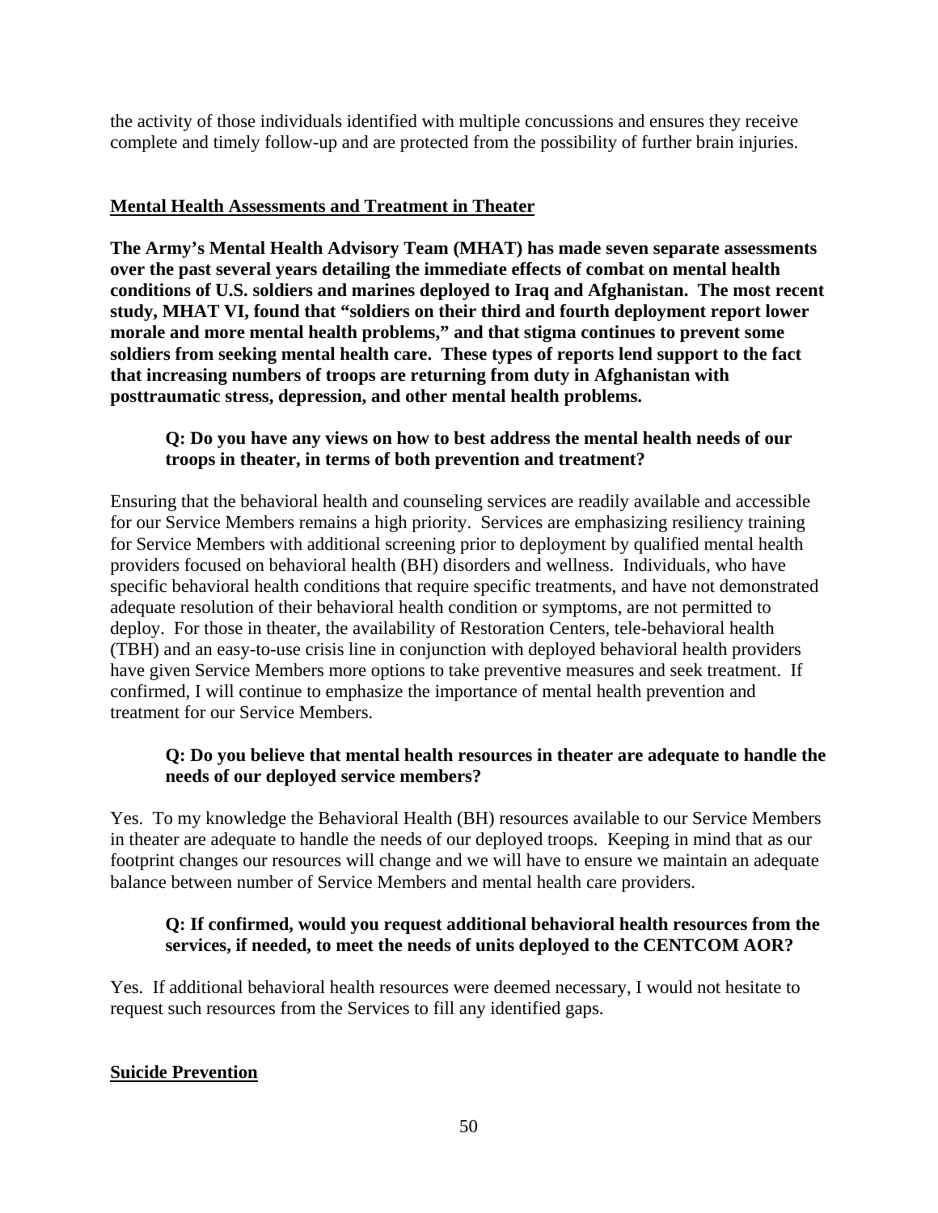the activity of those individuals identified with multiple concussions and ensures they receive complete and timely follow-up and are protected from the possibility of further brain injuries.

## Mental Health Assessments and Treatment in Theater

**The Army's Mental Health Advisory Team (MHAT) has made seven separate assessments over the past several years detailing the immediate effects of combat on mental health conditions of U.S. soldiers and marines deployed to Iraq and Afghanistan. The most recent study, MHAT VI, found that "soldiers on their third and fourth deployment report lower morale and more mental health problems," and that stigma continues to prevent some soldiers from seeking mental health care. These types of reports lend support to the fact that increasing numbers of troops are returning from duty in Afghanistan with posttraumatic stress, depression, and other mental health problems.**

**Q: Do you have any views on how to best address the mental health needs of our troops in theater, in terms of both prevention and treatment?**

Ensuring that the behavioral health and counseling services are readily available and accessible for our Service Members remains a high priority. Services are emphasizing resiliency training for Service Members with additional screening prior to deployment by qualified mental health providers focused on behavioral health (BH) disorders and wellness. Individuals, who have specific behavioral health conditions that require specific treatments, and have not demonstrated adequate resolution of their behavioral health condition or symptoms, are not permitted to deploy. For those in theater, the availability of Restoration Centers, tele-behavioral health (TBH) and an easy-to-use crisis line in conjunction with deployed behavioral health providers have given Service Members more options to take preventive measures and seek treatment. If confirmed, I will continue to emphasize the importance of mental health prevention and treatment for our Service Members.

**Q: Do you believe that mental health resources in theater are adequate to handle the needs of our deployed service members?**

Yes. To my knowledge the Behavioral Health (BH) resources available to our Service Members in theater are adequate to handle the needs of our deployed troops. Keeping in mind that as our footprint changes our resources will change and we will have to ensure we maintain an adequate balance between number of Service Members and mental health care providers.

**Q: If confirmed, would you request additional behavioral health resources from the services, if needed, to meet the needs of units deployed to the CENTCOM AOR?**

Yes. If additional behavioral health resources were deemed necessary, I would not hesitate to request such resources from the Services to fill any identified gaps.

## Suicide Prevention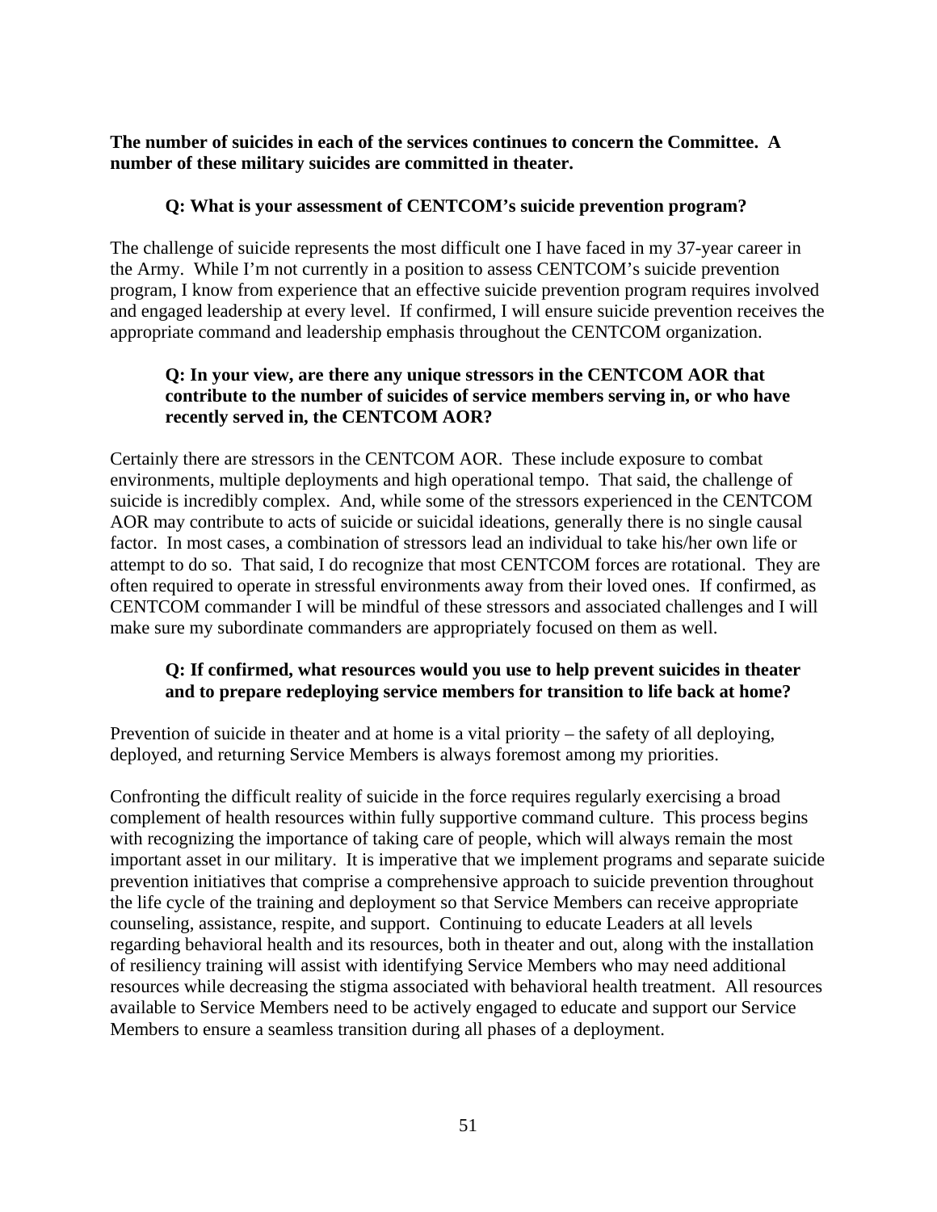**The number of suicides in each of the services continues to concern the Committee. A number of these military suicides are committed in theater.**

**Q: What is your assessment of CENTCOM's suicide prevention program?**

The challenge of suicide represents the most difficult one I have faced in my 37-year career in the Army. While I'm not currently in a position to assess CENTCOM's suicide prevention program, I know from experience that an effective suicide prevention program requires involved and engaged leadership at every level. If confirmed, I will ensure suicide prevention receives the appropriate command and leadership emphasis throughout the CENTCOM organization.

**Q: In your view, are there any unique stressors in the CENTCOM AOR that contribute to the number of suicides of service members serving in, or who have recently served in, the CENTCOM AOR?**

Certainly there are stressors in the CENTCOM AOR. These include exposure to combat environments, multiple deployments and high operational tempo. That said, the challenge of suicide is incredibly complex. And, while some of the stressors experienced in the CENTCOM AOR may contribute to acts of suicide or suicidal ideations, generally there is no single causal factor. In most cases, a combination of stressors lead an individual to take his/her own life or attempt to do so. That said, I do recognize that most CENTCOM forces are rotational. They are often required to operate in stressful environments away from their loved ones. If confirmed, as CENTCOM commander I will be mindful of these stressors and associated challenges and I will make sure my subordinate commanders are appropriately focused on them as well.

**Q: If confirmed, what resources would you use to help prevent suicides in theater and to prepare redeploying service members for transition to life back at home?**

Prevention of suicide in theater and at home is a vital priority – the safety of all deploying, deployed, and returning Service Members is always foremost among my priorities.

Confronting the difficult reality of suicide in the force requires regularly exercising a broad complement of health resources within fully supportive command culture. This process begins with recognizing the importance of taking care of people, which will always remain the most important asset in our military. It is imperative that we implement programs and separate suicide prevention initiatives that comprise a comprehensive approach to suicide prevention throughout the life cycle of the training and deployment so that Service Members can receive appropriate counseling, assistance, respite, and support. Continuing to educate Leaders at all levels regarding behavioral health and its resources, both in theater and out, along with the installation of resiliency training will assist with identifying Service Members who may need additional resources while decreasing the stigma associated with behavioral health treatment. All resources available to Service Members need to be actively engaged to educate and support our Service Members to ensure a seamless transition during all phases of a deployment.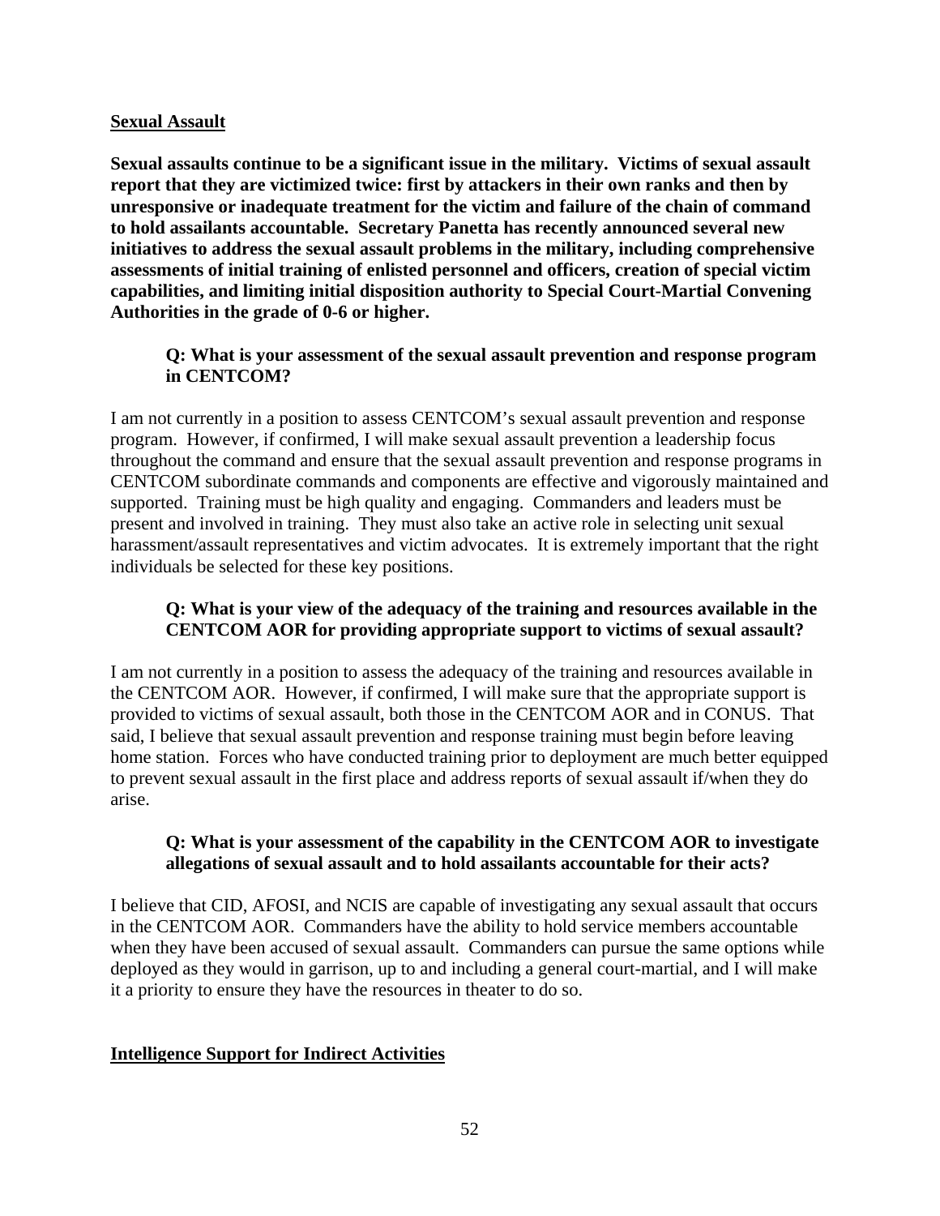**Sexual Assault**

**Sexual assaults continue to be a significant issue in the military. Victims of sexual assault report that they are victimized twice: first by attackers in their own ranks and then by unresponsive or inadequate treatment for the victim and failure of the chain of command to hold assailants accountable. Secretary Panetta has recently announced several new initiatives to address the sexual assault problems in the military, including comprehensive assessments of initial training of enlisted personnel and officers, creation of special victim capabilities, and limiting initial disposition authority to Special Court-Martial Convening Authorities in the grade of 0-6 or higher.**

> **Q: What is your assessment of the sexual assault prevention and response program in CENTCOM?**

I am not currently in a position to assess CENTCOM's sexual assault prevention and response program. However, if confirmed, I will make sexual assault prevention a leadership focus throughout the command and ensure that the sexual assault prevention and response programs in CENTCOM subordinate commands and components are effective and vigorously maintained and supported. Training must be high quality and engaging. Commanders and leaders must be present and involved in training. They must also take an active role in selecting unit sexual harassment/assault representatives and victim advocates. It is extremely important that the right individuals be selected for these key positions.

> **Q: What is your view of the adequacy of the training and resources available in the CENTCOM AOR for providing appropriate support to victims of sexual assault?**

I am not currently in a position to assess the adequacy of the training and resources available in the CENTCOM AOR. However, if confirmed, I will make sure that the appropriate support is provided to victims of sexual assault, both those in the CENTCOM AOR and in CONUS. That said, I believe that sexual assault prevention and response training must begin before leaving home station. Forces who have conducted training prior to deployment are much better equipped to prevent sexual assault in the first place and address reports of sexual assault if/when they do arise.

> **Q: What is your assessment of the capability in the CENTCOM AOR to investigate allegations of sexual assault and to hold assailants accountable for their acts?**

I believe that CID, AFOSI, and NCIS are capable of investigating any sexual assault that occurs in the CENTCOM AOR. Commanders have the ability to hold service members accountable when they have been accused of sexual assault. Commanders can pursue the same options while deployed as they would in garrison, up to and including a general court-martial, and I will make it a priority to ensure they have the resources in theater to do so.

**Intelligence Support for Indirect Activities**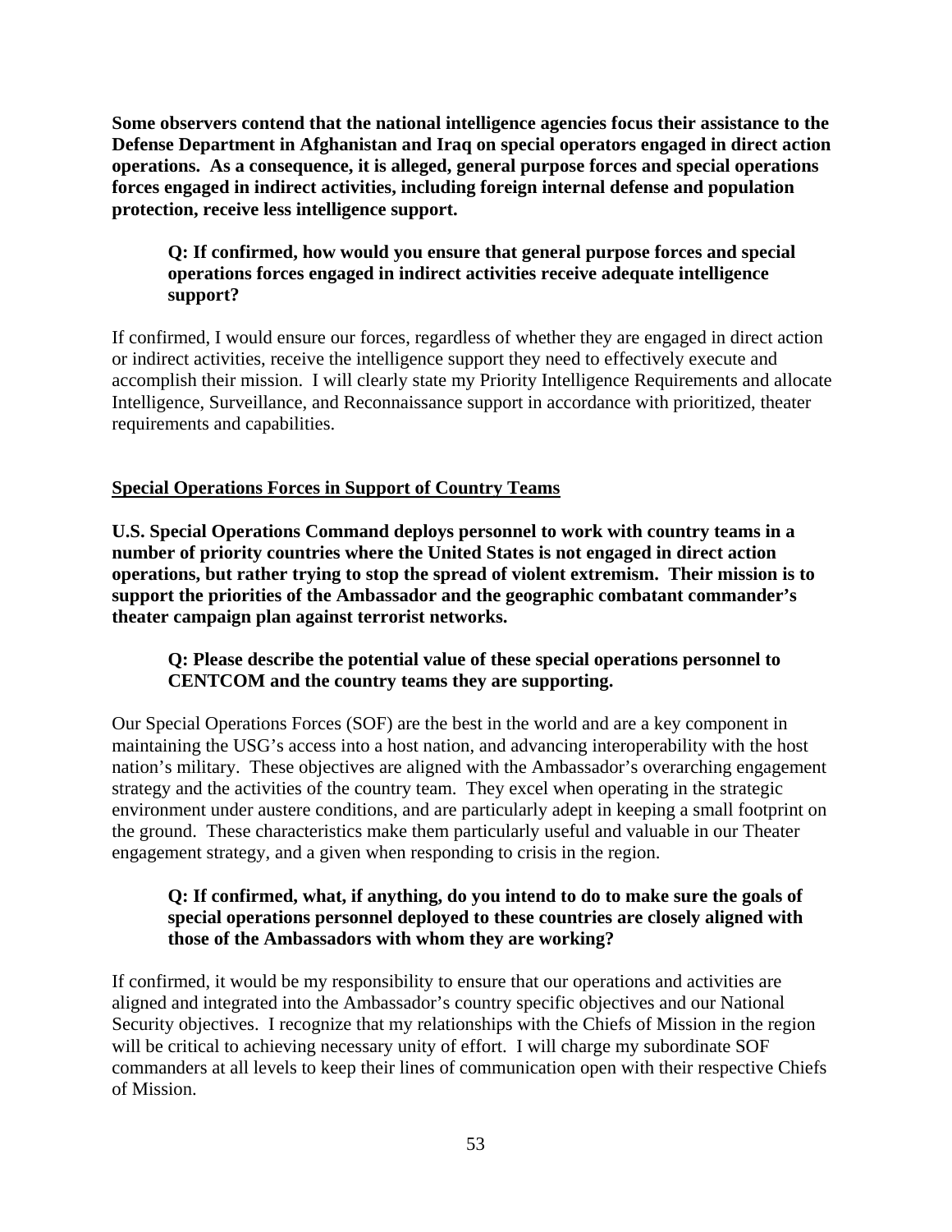**Some observers contend that the national intelligence agencies focus their assistance to the Defense Department in Afghanistan and Iraq on special operators engaged in direct action operations. As a consequence, it is alleged, general purpose forces and special operations forces engaged in indirect activities, including foreign internal defense and population protection, receive less intelligence support.**

> **Q: If confirmed, how would you ensure that general purpose forces and special operations forces engaged in indirect activities receive adequate intelligence support?**

If confirmed, I would ensure our forces, regardless of whether they are engaged in direct action or indirect activities, receive the intelligence support they need to effectively execute and accomplish their mission. I will clearly state my Priority Intelligence Requirements and allocate Intelligence, Surveillance, and Reconnaissance support in accordance with prioritized, theater requirements and capabilities.

## Special Operations Forces in Support of Country Teams

**U.S. Special Operations Command deploys personnel to work with country teams in a number of priority countries where the United States is not engaged in direct action operations, but rather trying to stop the spread of violent extremism. Their mission is to support the priorities of the Ambassador and the geographic combatant commander's theater campaign plan against terrorist networks.**

> **Q: Please describe the potential value of these special operations personnel to CENTCOM and the country teams they are supporting.**

Our Special Operations Forces (SOF) are the best in the world and are a key component in maintaining the USG's access into a host nation, and advancing interoperability with the host nation's military. These objectives are aligned with the Ambassador's overarching engagement strategy and the activities of the country team. They excel when operating in the strategic environment under austere conditions, and are particularly adept in keeping a small footprint on the ground. These characteristics make them particularly useful and valuable in our Theater engagement strategy, and a given when responding to crisis in the region.

> **Q: If confirmed, what, if anything, do you intend to do to make sure the goals of special operations personnel deployed to these countries are closely aligned with those of the Ambassadors with whom they are working?**

If confirmed, it would be my responsibility to ensure that our operations and activities are aligned and integrated into the Ambassador's country specific objectives and our National Security objectives. I recognize that my relationships with the Chiefs of Mission in the region will be critical to achieving necessary unity of effort. I will charge my subordinate SOF commanders at all levels to keep their lines of communication open with their respective Chiefs of Mission.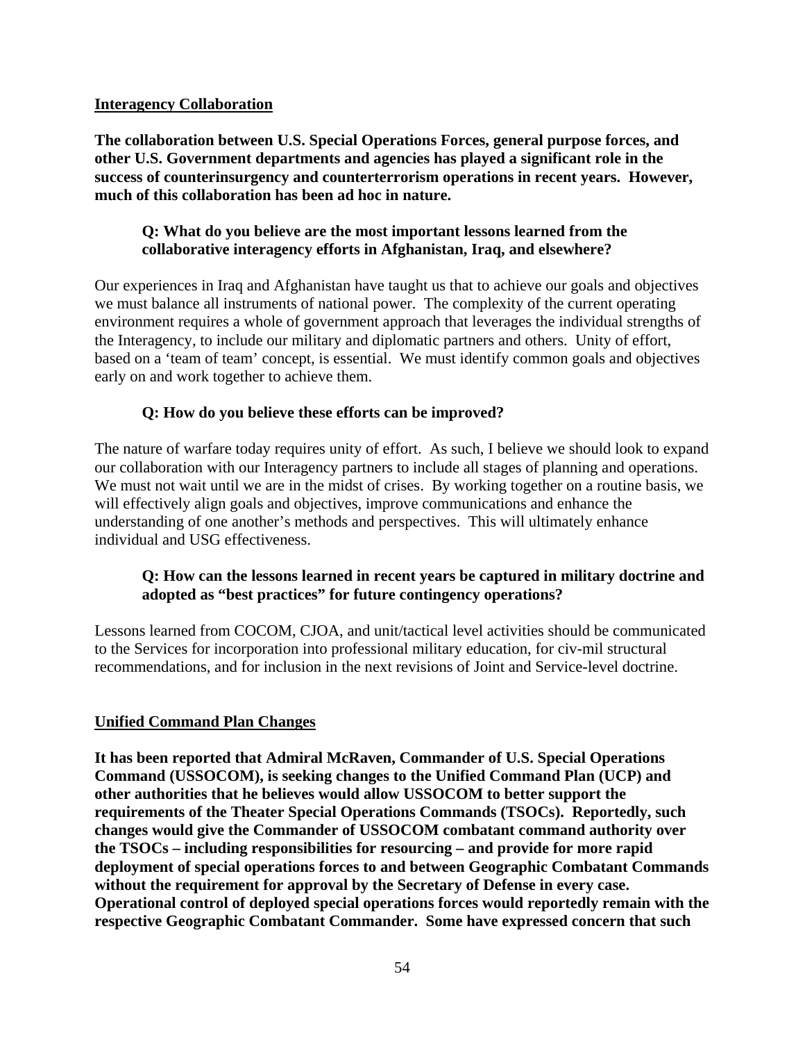**<u>Interagency Collaboration</u>**

**The collaboration between U.S. Special Operations Forces, general purpose forces, and other U.S. Government departments and agencies has played a significant role in the success of counterinsurgency and counterterrorism operations in recent years. However, much of this collaboration has been ad hoc in nature.**

> **Q: What do you believe are the most important lessons learned from the collaborative interagency efforts in Afghanistan, Iraq, and elsewhere?**

Our experiences in Iraq and Afghanistan have taught us that to achieve our goals and objectives we must balance all instruments of national power. The complexity of the current operating environment requires a whole of government approach that leverages the individual strengths of the Interagency, to include our military and diplomatic partners and others. Unity of effort, based on a 'team of team' concept, is essential. We must identify common goals and objectives early on and work together to achieve them.

> **Q: How do you believe these efforts can be improved?**

The nature of warfare today requires unity of effort. As such, I believe we should look to expand our collaboration with our Interagency partners to include all stages of planning and operations. We must not wait until we are in the midst of crises. By working together on a routine basis, we will effectively align goals and objectives, improve communications and enhance the understanding of one another's methods and perspectives. This will ultimately enhance individual and USG effectiveness.

> **Q: How can the lessons learned in recent years be captured in military doctrine and adopted as "best practices" for future contingency operations?**

Lessons learned from COCOM, CJOA, and unit/tactical level activities should be communicated to the Services for incorporation into professional military education, for civ-mil structural recommendations, and for inclusion in the next revisions of Joint and Service-level doctrine.

**<u>Unified Command Plan Changes</u>**

**It has been reported that Admiral McRaven, Commander of U.S. Special Operations Command (USSOCOM), is seeking changes to the Unified Command Plan (UCP) and other authorities that he believes would allow USSOCOM to better support the requirements of the Theater Special Operations Commands (TSOCs). Reportedly, such changes would give the Commander of USSOCOM combatant command authority over the TSOCs – including responsibilities for resourcing – and provide for more rapid deployment of special operations forces to and between Geographic Combatant Commands without the requirement for approval by the Secretary of Defense in every case. Operational control of deployed special operations forces would reportedly remain with the respective Geographic Combatant Commander. Some have expressed concern that such**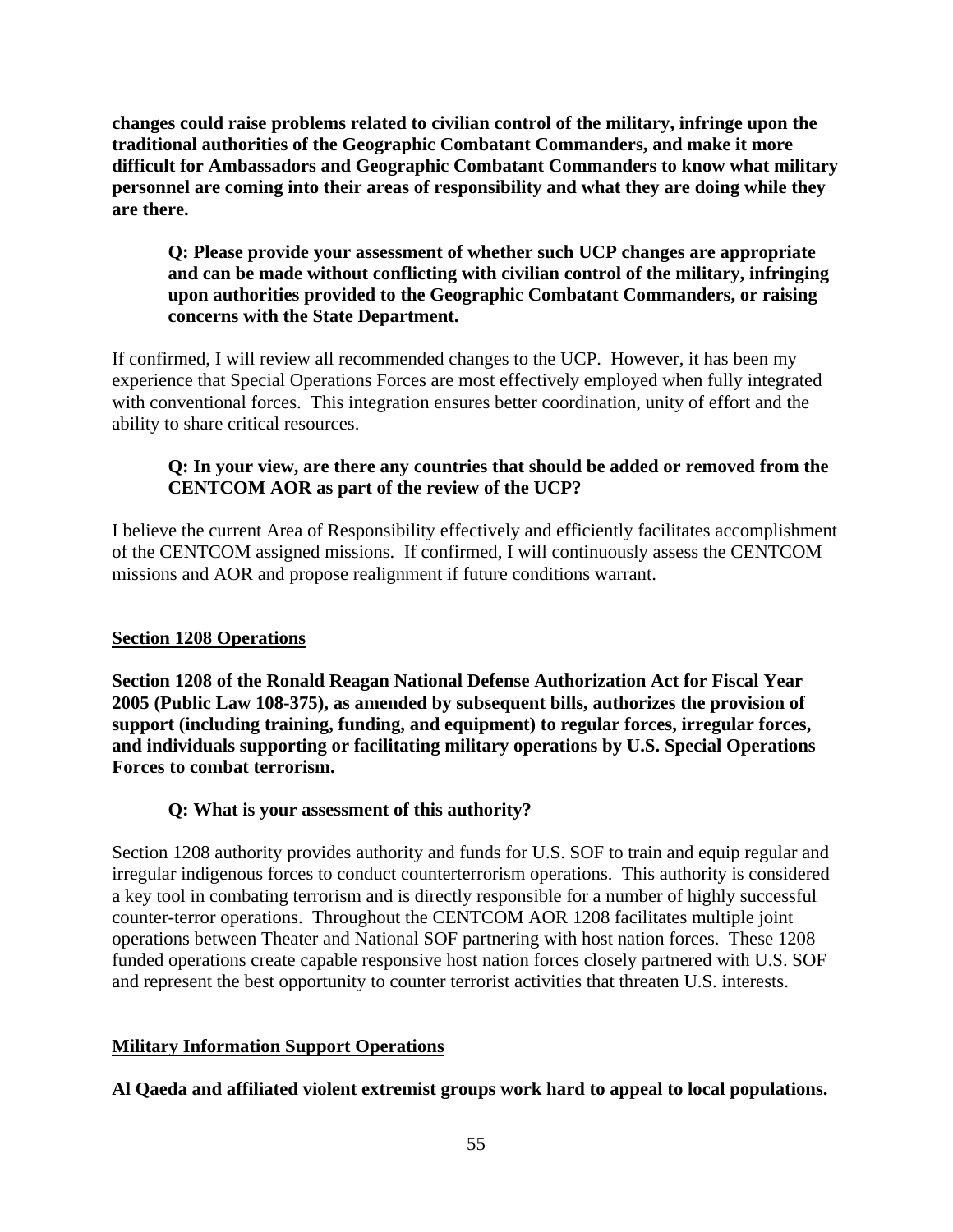**changes could raise problems related to civilian control of the military, infringe upon the traditional authorities of the Geographic Combatant Commanders, and make it more difficult for Ambassadors and Geographic Combatant Commanders to know what military personnel are coming into their areas of responsibility and what they are doing while they are there.**

**Q: Please provide your assessment of whether such UCP changes are appropriate and can be made without conflicting with civilian control of the military, infringing upon authorities provided to the Geographic Combatant Commanders, or raising concerns with the State Department.**

If confirmed, I will review all recommended changes to the UCP. However, it has been my experience that Special Operations Forces are most effectively employed when fully integrated with conventional forces. This integration ensures better coordination, unity of effort and the ability to share critical resources.

**Q: In your view, are there any countries that should be added or removed from the CENTCOM AOR as part of the review of the UCP?**

I believe the current Area of Responsibility effectively and efficiently facilitates accomplishment of the CENTCOM assigned missions. If confirmed, I will continuously assess the CENTCOM missions and AOR and propose realignment if future conditions warrant.

**<u>Section 1208 Operations</u>**

**Section 1208 of the Ronald Reagan National Defense Authorization Act for Fiscal Year 2005 (Public Law 108-375), as amended by subsequent bills, authorizes the provision of support (including training, funding, and equipment) to regular forces, irregular forces, and individuals supporting or facilitating military operations by U.S. Special Operations Forces to combat terrorism.**

**Q: What is your assessment of this authority?**

Section 1208 authority provides authority and funds for U.S. SOF to train and equip regular and irregular indigenous forces to conduct counterterrorism operations. This authority is considered a key tool in combating terrorism and is directly responsible for a number of highly successful counter-terror operations. Throughout the CENTCOM AOR 1208 facilitates multiple joint operations between Theater and National SOF partnering with host nation forces. These 1208 funded operations create capable responsive host nation forces closely partnered with U.S. SOF and represent the best opportunity to counter terrorist activities that threaten U.S. interests.

**<u>Military Information Support Operations</u>**

**Al Qaeda and affiliated violent extremist groups work hard to appeal to local populations.**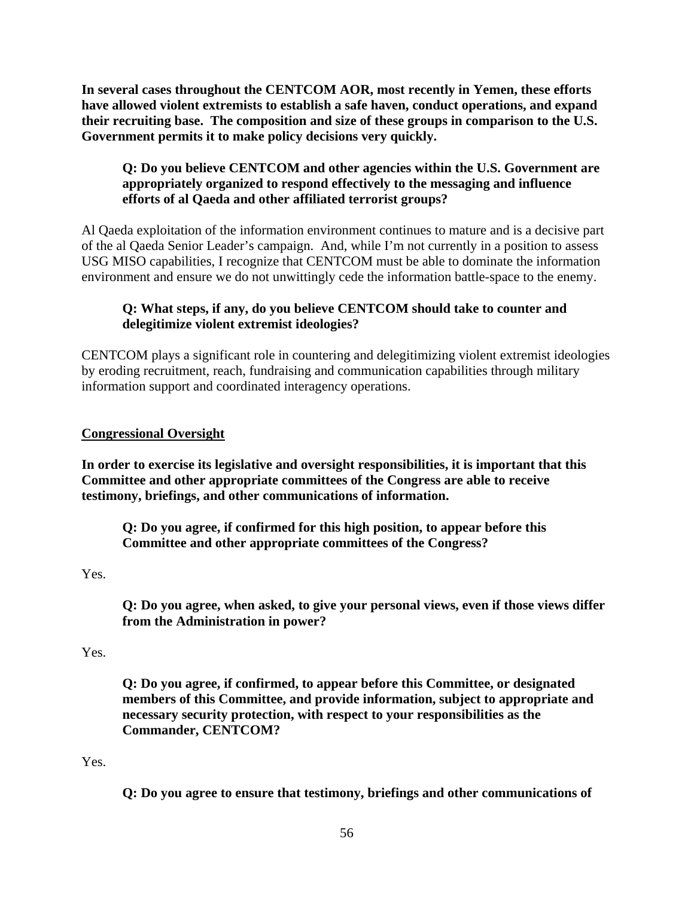**In several cases throughout the CENTCOM AOR, most recently in Yemen, these efforts have allowed violent extremists to establish a safe haven, conduct operations, and expand their recruiting base. The composition and size of these groups in comparison to the U.S. Government permits it to make policy decisions very quickly.**

**Q: Do you believe CENTCOM and other agencies within the U.S. Government are appropriately organized to respond effectively to the messaging and influence efforts of al Qaeda and other affiliated terrorist groups?**

Al Qaeda exploitation of the information environment continues to mature and is a decisive part of the al Qaeda Senior Leader's campaign. And, while I'm not currently in a position to assess USG MISO capabilities, I recognize that CENTCOM must be able to dominate the information environment and ensure we do not unwittingly cede the information battle-space to the enemy.

**Q: What steps, if any, do you believe CENTCOM should take to counter and delegitimize violent extremist ideologies?**

CENTCOM plays a significant role in countering and delegitimizing violent extremist ideologies by eroding recruitment, reach, fundraising and communication capabilities through military information support and coordinated interagency operations.

## Congressional Oversight

**In order to exercise its legislative and oversight responsibilities, it is important that this Committee and other appropriate committees of the Congress are able to receive testimony, briefings, and other communications of information.**

**Q: Do you agree, if confirmed for this high position, to appear before this Committee and other appropriate committees of the Congress?**

Yes.

**Q: Do you agree, when asked, to give your personal views, even if those views differ from the Administration in power?**

Yes.

**Q: Do you agree, if confirmed, to appear before this Committee, or designated members of this Committee, and provide information, subject to appropriate and necessary security protection, with respect to your responsibilities as the Commander, CENTCOM?**

Yes.

**Q: Do you agree to ensure that testimony, briefings and other communications of**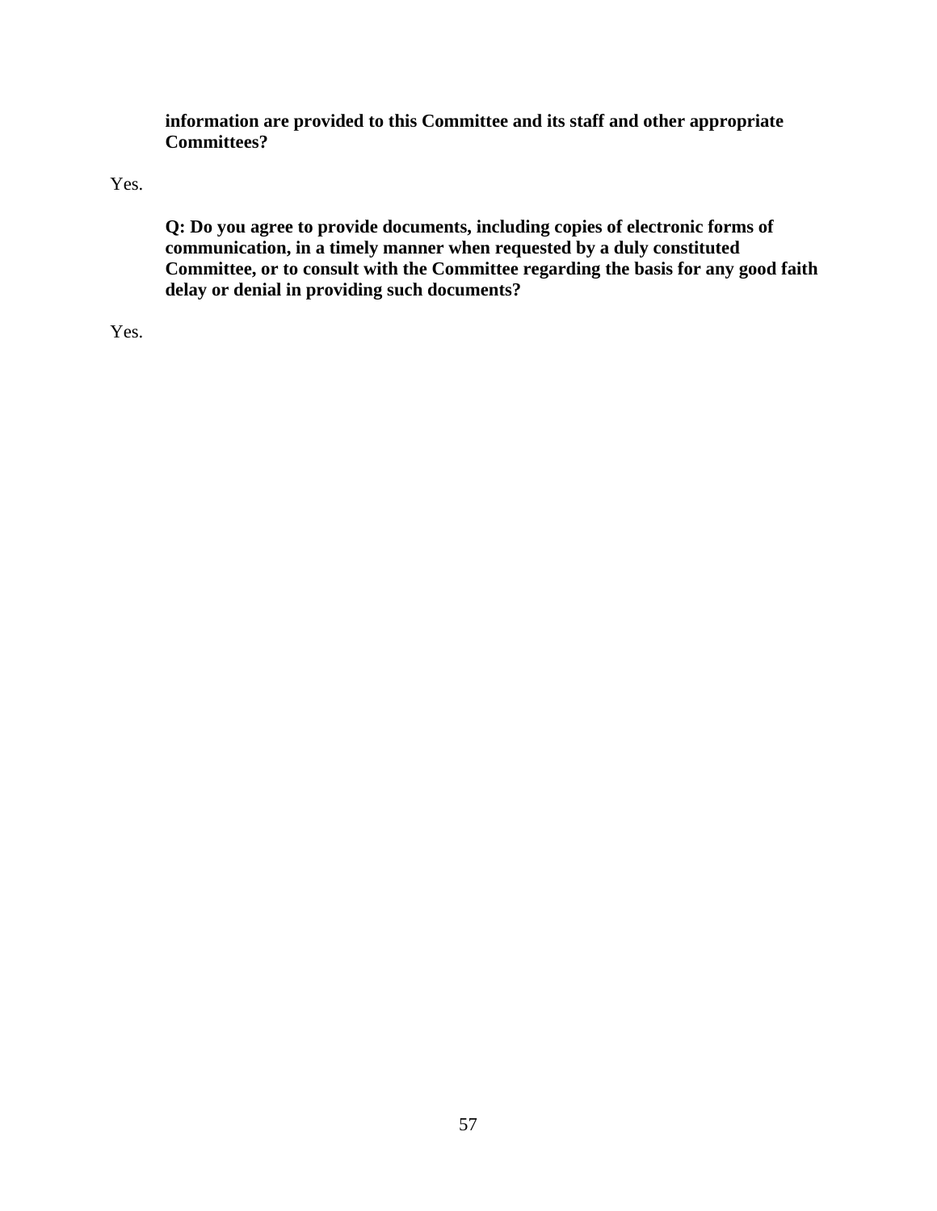**information are provided to this Committee and its staff and other appropriate Committees?**

Yes.

**Q: Do you agree to provide documents, including copies of electronic forms of communication, in a timely manner when requested by a duly constituted Committee, or to consult with the Committee regarding the basis for any good faith delay or denial in providing such documents?**

Yes.